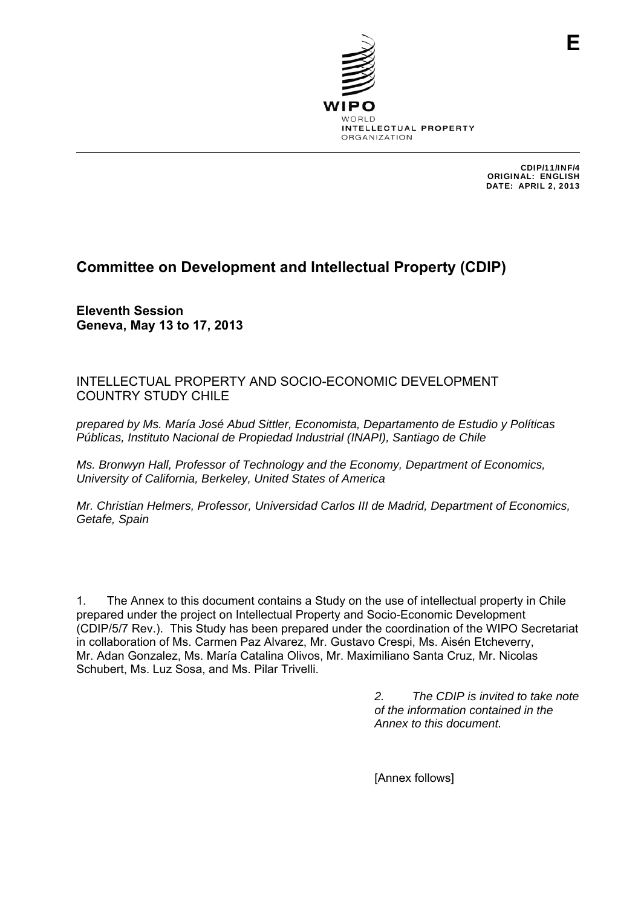E

WIPO
WORLD
INTELLECTUAL PROPERTY
ORGANIZATION

CDIP/11/INF/4
ORIGINAL: ENGLISH
DATE: APRIL 2, 2013

# Committee on Development and Intellectual Property (CDIP)

**Eleventh Session**
**Geneva, May 13 to 17, 2013**

## INTELLECTUAL PROPERTY AND SOCIO-ECONOMIC DEVELOPMENT COUNTRY STUDY CHILE

*prepared by Ms. María José Abud Sittler, Economista, Departamento de Estudio y Políticas Públicas, Instituto Nacional de Propiedad Industrial (INAPI), Santiago de Chile*

*Ms. Bronwyn Hall, Professor of Technology and the Economy, Department of Economics, University of California, Berkeley, United States of America*

*Mr. Christian Helmers, Professor, Universidad Carlos III de Madrid, Department of Economics, Getafe, Spain*

1. The Annex to this document contains a Study on the use of intellectual property in Chile prepared under the project on Intellectual Property and Socio-Economic Development (CDIP/5/7 Rev.). This Study has been prepared under the coordination of the WIPO Secretariat in collaboration of Ms. Carmen Paz Alvarez, Mr. Gustavo Crespi, Ms. Aisén Etcheverry, Mr. Adan Gonzalez, Ms. María Catalina Olivos, Mr. Maximiliano Santa Cruz, Mr. Nicolas Schubert, Ms. Luz Sosa, and Ms. Pilar Trivelli.

*2. The CDIP is invited to take note of the information contained in the Annex to this document.*

[Annex follows]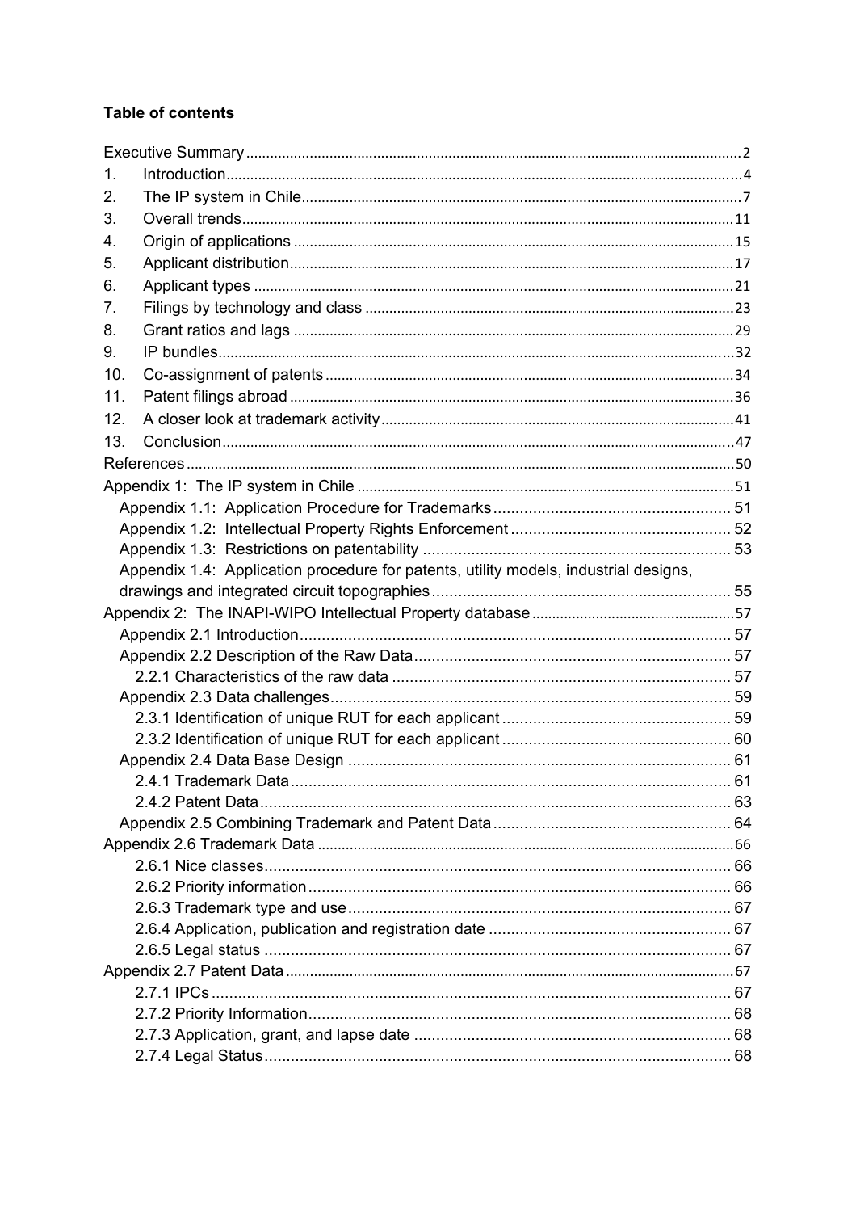**Table of contents**

Executive Summary ... 2
1. Introduction ... 4
2. The IP system in Chile ... 7
3. Overall trends ... 11
4. Origin of applications ... 15
5. Applicant distribution ... 17
6. Applicant types ... 21
7. Filings by technology and class ... 23
8. Grant ratios and lags ... 29
9. IP bundles ... 32
10. Co-assignment of patents ... 34
11. Patent filings abroad ... 36
12. A closer look at trademark activity ... 41
13. Conclusion ... 47
References ... 50
Appendix 1: The IP system in Chile ... 51
- Appendix 1.1: Application Procedure for Trademarks ... 51
- Appendix 1.2: Intellectual Property Rights Enforcement ... 52
- Appendix 1.3: Restrictions on patentability ... 53
- Appendix 1.4: Application procedure for patents, utility models, industrial designs, drawings and integrated circuit topographies ... 55

Appendix 2: The INAPI-WIPO Intellectual Property database ... 57
- Appendix 2.1 Introduction ... 57
- Appendix 2.2 Description of the Raw Data ... 57
  - 2.2.1 Characteristics of the raw data ... 57
- Appendix 2.3 Data challenges ... 59
  - 2.3.1 Identification of unique RUT for each applicant ... 59
  - 2.3.2 Identification of unique RUT for each applicant ... 60
- Appendix 2.4 Data Base Design ... 61
  - 2.4.1 Trademark Data ... 61
  - 2.4.2 Patent Data ... 63
- Appendix 2.5 Combining Trademark and Patent Data ... 64

Appendix 2.6 Trademark Data ... 66
  - 2.6.1 Nice classes ... 66
  - 2.6.2 Priority information ... 66
  - 2.6.3 Trademark type and use ... 67
  - 2.6.4 Application, publication and registration date ... 67
  - 2.6.5 Legal status ... 67

Appendix 2.7 Patent Data ... 67
  - 2.7.1 IPCs ... 67
  - 2.7.2 Priority Information ... 68
  - 2.7.3 Application, grant, and lapse date ... 68
  - 2.7.4 Legal Status ... 68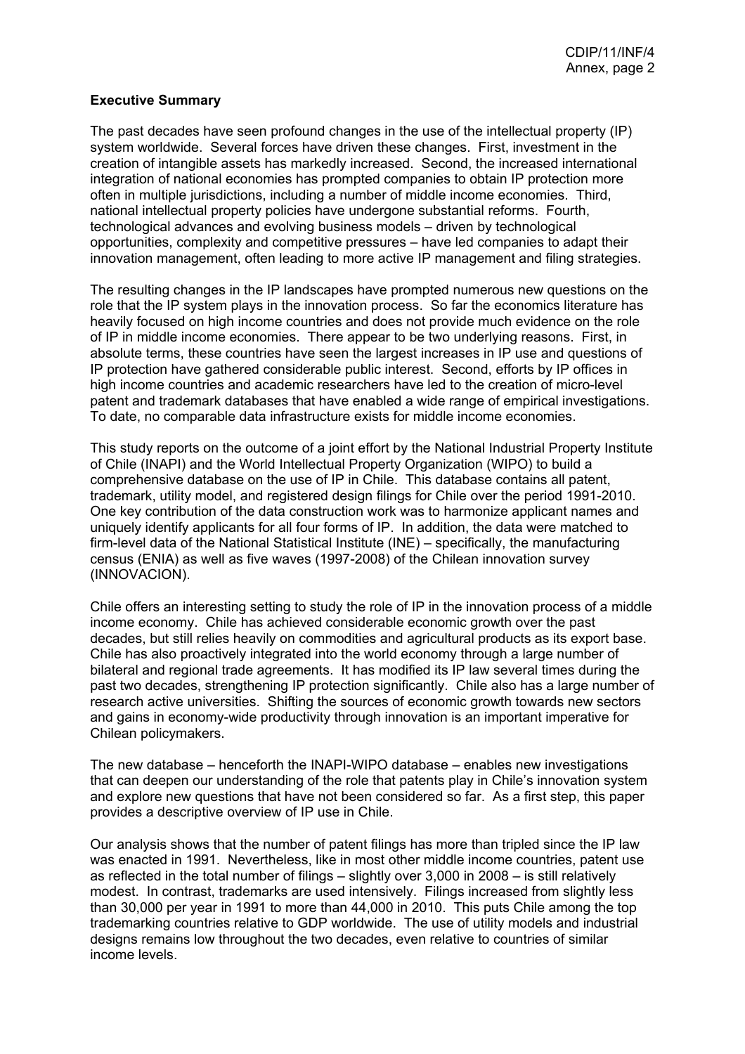**Executive Summary**

The past decades have seen profound changes in the use of the intellectual property (IP) system worldwide. Several forces have driven these changes. First, investment in the creation of intangible assets has markedly increased. Second, the increased international integration of national economies has prompted companies to obtain IP protection more often in multiple jurisdictions, including a number of middle income economies. Third, national intellectual property policies have undergone substantial reforms. Fourth, technological advances and evolving business models – driven by technological opportunities, complexity and competitive pressures – have led companies to adapt their innovation management, often leading to more active IP management and filing strategies.

The resulting changes in the IP landscapes have prompted numerous new questions on the role that the IP system plays in the innovation process. So far the economics literature has heavily focused on high income countries and does not provide much evidence on the role of IP in middle income economies. There appear to be two underlying reasons. First, in absolute terms, these countries have seen the largest increases in IP use and questions of IP protection have gathered considerable public interest. Second, efforts by IP offices in high income countries and academic researchers have led to the creation of micro-level patent and trademark databases that have enabled a wide range of empirical investigations. To date, no comparable data infrastructure exists for middle income economies.

This study reports on the outcome of a joint effort by the National Industrial Property Institute of Chile (INAPI) and the World Intellectual Property Organization (WIPO) to build a comprehensive database on the use of IP in Chile. This database contains all patent, trademark, utility model, and registered design filings for Chile over the period 1991-2010. One key contribution of the data construction work was to harmonize applicant names and uniquely identify applicants for all four forms of IP. In addition, the data were matched to firm-level data of the National Statistical Institute (INE) – specifically, the manufacturing census (ENIA) as well as five waves (1997-2008) of the Chilean innovation survey (INNOVACION).

Chile offers an interesting setting to study the role of IP in the innovation process of a middle income economy. Chile has achieved considerable economic growth over the past decades, but still relies heavily on commodities and agricultural products as its export base. Chile has also proactively integrated into the world economy through a large number of bilateral and regional trade agreements. It has modified its IP law several times during the past two decades, strengthening IP protection significantly. Chile also has a large number of research active universities. Shifting the sources of economic growth towards new sectors and gains in economy-wide productivity through innovation is an important imperative for Chilean policymakers.

The new database – henceforth the INAPI-WIPO database – enables new investigations that can deepen our understanding of the role that patents play in Chile's innovation system and explore new questions that have not been considered so far. As a first step, this paper provides a descriptive overview of IP use in Chile.

Our analysis shows that the number of patent filings has more than tripled since the IP law was enacted in 1991. Nevertheless, like in most other middle income countries, patent use as reflected in the total number of filings – slightly over 3,000 in 2008 – is still relatively modest. In contrast, trademarks are used intensively. Filings increased from slightly less than 30,000 per year in 1991 to more than 44,000 in 2010. This puts Chile among the top trademarking countries relative to GDP worldwide. The use of utility models and industrial designs remains low throughout the two decades, even relative to countries of similar income levels.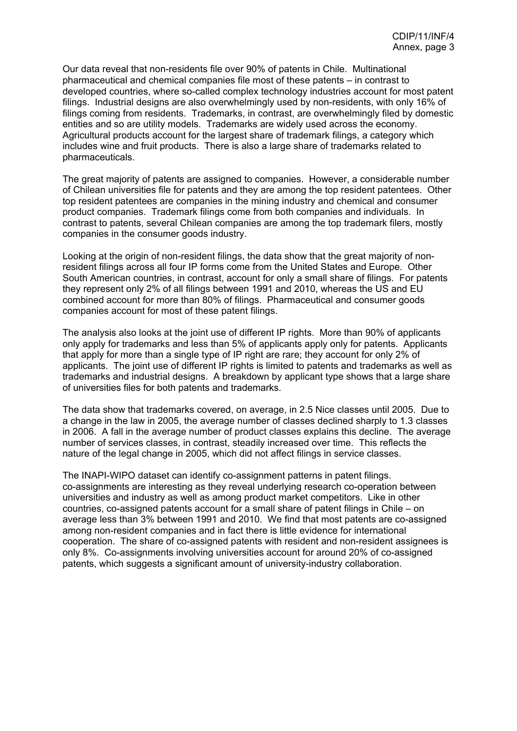Our data reveal that non-residents file over 90% of patents in Chile. Multinational pharmaceutical and chemical companies file most of these patents – in contrast to developed countries, where so-called complex technology industries account for most patent filings. Industrial designs are also overwhelmingly used by non-residents, with only 16% of filings coming from residents. Trademarks, in contrast, are overwhelmingly filed by domestic entities and so are utility models. Trademarks are widely used across the economy. Agricultural products account for the largest share of trademark filings, a category which includes wine and fruit products. There is also a large share of trademarks related to pharmaceuticals.

The great majority of patents are assigned to companies. However, a considerable number of Chilean universities file for patents and they are among the top resident patentees. Other top resident patentees are companies in the mining industry and chemical and consumer product companies. Trademark filings come from both companies and individuals. In contrast to patents, several Chilean companies are among the top trademark filers, mostly companies in the consumer goods industry.

Looking at the origin of non-resident filings, the data show that the great majority of non-resident filings across all four IP forms come from the United States and Europe. Other South American countries, in contrast, account for only a small share of filings. For patents they represent only 2% of all filings between 1991 and 2010, whereas the US and EU combined account for more than 80% of filings. Pharmaceutical and consumer goods companies account for most of these patent filings.

The analysis also looks at the joint use of different IP rights. More than 90% of applicants only apply for trademarks and less than 5% of applicants apply only for patents. Applicants that apply for more than a single type of IP right are rare; they account for only 2% of applicants. The joint use of different IP rights is limited to patents and trademarks as well as trademarks and industrial designs. A breakdown by applicant type shows that a large share of universities files for both patents and trademarks.

The data show that trademarks covered, on average, in 2.5 Nice classes until 2005. Due to a change in the law in 2005, the average number of classes declined sharply to 1.3 classes in 2006. A fall in the average number of product classes explains this decline. The average number of services classes, in contrast, steadily increased over time. This reflects the nature of the legal change in 2005, which did not affect filings in service classes.

The INAPI-WIPO dataset can identify co-assignment patterns in patent filings. co-assignments are interesting as they reveal underlying research co-operation between universities and industry as well as among product market competitors. Like in other countries, co-assigned patents account for a small share of patent filings in Chile – on average less than 3% between 1991 and 2010. We find that most patents are co-assigned among non-resident companies and in fact there is little evidence for international cooperation. The share of co-assigned patents with resident and non-resident assignees is only 8%. Co-assignments involving universities account for around 20% of co-assigned patents, which suggests a significant amount of university-industry collaboration.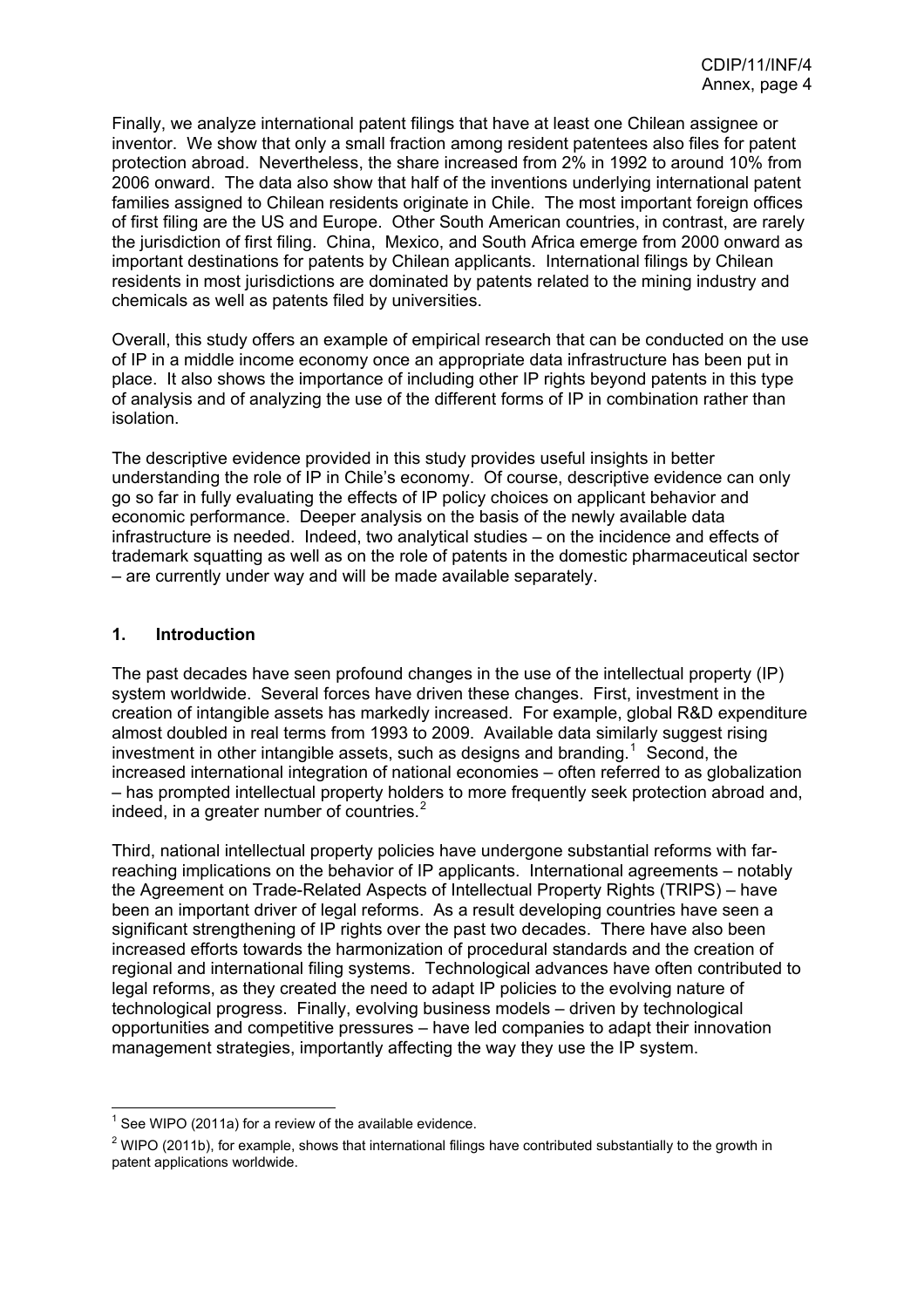Finally, we analyze international patent filings that have at least one Chilean assignee or inventor. We show that only a small fraction among resident patentees also files for patent protection abroad. Nevertheless, the share increased from 2% in 1992 to around 10% from 2006 onward. The data also show that half of the inventions underlying international patent families assigned to Chilean residents originate in Chile. The most important foreign offices of first filing are the US and Europe. Other South American countries, in contrast, are rarely the jurisdiction of first filing. China, Mexico, and South Africa emerge from 2000 onward as important destinations for patents by Chilean applicants. International filings by Chilean residents in most jurisdictions are dominated by patents related to the mining industry and chemicals as well as patents filed by universities.

Overall, this study offers an example of empirical research that can be conducted on the use of IP in a middle income economy once an appropriate data infrastructure has been put in place. It also shows the importance of including other IP rights beyond patents in this type of analysis and of analyzing the use of the different forms of IP in combination rather than isolation.

The descriptive evidence provided in this study provides useful insights in better understanding the role of IP in Chile's economy. Of course, descriptive evidence can only go so far in fully evaluating the effects of IP policy choices on applicant behavior and economic performance. Deeper analysis on the basis of the newly available data infrastructure is needed. Indeed, two analytical studies – on the incidence and effects of trademark squatting as well as on the role of patents in the domestic pharmaceutical sector – are currently under way and will be made available separately.

## 1. Introduction

The past decades have seen profound changes in the use of the intellectual property (IP) system worldwide. Several forces have driven these changes. First, investment in the creation of intangible assets has markedly increased. For example, global R&D expenditure almost doubled in real terms from 1993 to 2009. Available data similarly suggest rising investment in other intangible assets, such as designs and branding.[1] Second, the increased international integration of national economies – often referred to as globalization – has prompted intellectual property holders to more frequently seek protection abroad and, indeed, in a greater number of countries.[2]

Third, national intellectual property policies have undergone substantial reforms with far-reaching implications on the behavior of IP applicants. International agreements – notably the Agreement on Trade-Related Aspects of Intellectual Property Rights (TRIPS) – have been an important driver of legal reforms. As a result developing countries have seen a significant strengthening of IP rights over the past two decades. There have also been increased efforts towards the harmonization of procedural standards and the creation of regional and international filing systems. Technological advances have often contributed to legal reforms, as they created the need to adapt IP policies to the evolving nature of technological progress. Finally, evolving business models – driven by technological opportunities and competitive pressures – have led companies to adapt their innovation management strategies, importantly affecting the way they use the IP system.

[1] See WIPO (2011a) for a review of the available evidence.

[2] WIPO (2011b), for example, shows that international filings have contributed substantially to the growth in patent applications worldwide.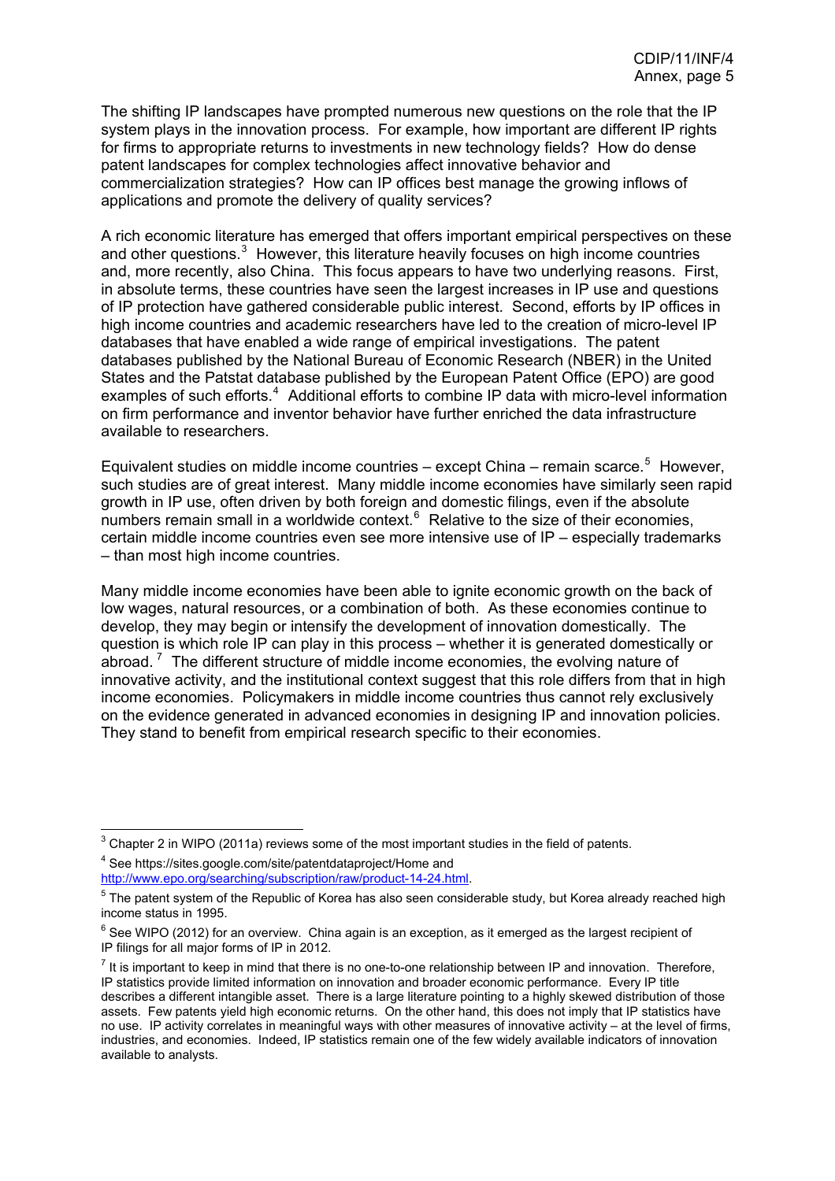The shifting IP landscapes have prompted numerous new questions on the role that the IP system plays in the innovation process. For example, how important are different IP rights for firms to appropriate returns to investments in new technology fields? How do dense patent landscapes for complex technologies affect innovative behavior and commercialization strategies? How can IP offices best manage the growing inflows of applications and promote the delivery of quality services?

A rich economic literature has emerged that offers important empirical perspectives on these and other questions.[3] However, this literature heavily focuses on high income countries and, more recently, also China. This focus appears to have two underlying reasons. First, in absolute terms, these countries have seen the largest increases in IP use and questions of IP protection have gathered considerable public interest. Second, efforts by IP offices in high income countries and academic researchers have led to the creation of micro-level IP databases that have enabled a wide range of empirical investigations. The patent databases published by the National Bureau of Economic Research (NBER) in the United States and the Patstat database published by the European Patent Office (EPO) are good examples of such efforts.[4] Additional efforts to combine IP data with micro-level information on firm performance and inventor behavior have further enriched the data infrastructure available to researchers.

Equivalent studies on middle income countries – except China – remain scarce.[5] However, such studies are of great interest. Many middle income economies have similarly seen rapid growth in IP use, often driven by both foreign and domestic filings, even if the absolute numbers remain small in a worldwide context.[6] Relative to the size of their economies, certain middle income countries even see more intensive use of IP – especially trademarks – than most high income countries.

Many middle income economies have been able to ignite economic growth on the back of low wages, natural resources, or a combination of both. As these economies continue to develop, they may begin or intensify the development of innovation domestically. The question is which role IP can play in this process – whether it is generated domestically or abroad.[7] The different structure of middle income economies, the evolving nature of innovative activity, and the institutional context suggest that this role differs from that in high income economies. Policymakers in middle income countries thus cannot rely exclusively on the evidence generated in advanced economies in designing IP and innovation policies. They stand to benefit from empirical research specific to their economies.

---

[3] Chapter 2 in WIPO (2011a) reviews some of the most important studies in the field of patents.

[4] See https://sites.google.com/site/patentdataproject/Home and http://www.epo.org/searching/subscription/raw/product-14-24.html.

[5] The patent system of the Republic of Korea has also seen considerable study, but Korea already reached high income status in 1995.

[6] See WIPO (2012) for an overview. China again is an exception, as it emerged as the largest recipient of IP filings for all major forms of IP in 2012.

[7] It is important to keep in mind that there is no one-to-one relationship between IP and innovation. Therefore, IP statistics provide limited information on innovation and broader economic performance. Every IP title describes a different intangible asset. There is a large literature pointing to a highly skewed distribution of those assets. Few patents yield high economic returns. On the other hand, this does not imply that IP statistics have no use. IP activity correlates in meaningful ways with other measures of innovative activity – at the level of firms, industries, and economies. Indeed, IP statistics remain one of the few widely available indicators of innovation available to analysts.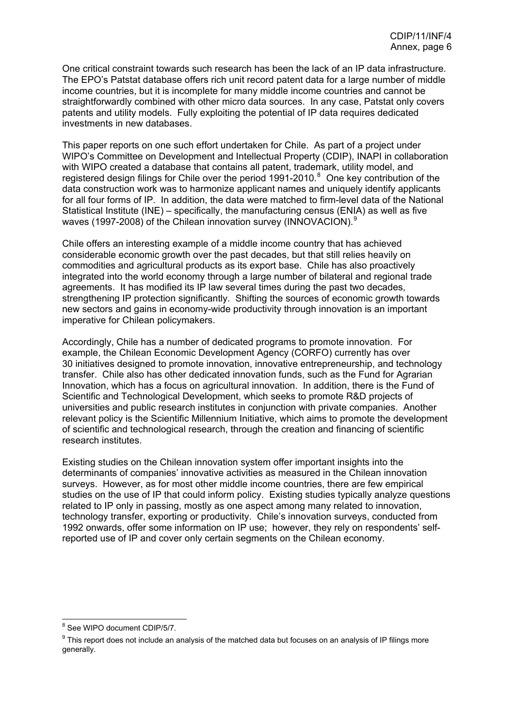One critical constraint towards such research has been the lack of an IP data infrastructure. The EPO's Patstat database offers rich unit record patent data for a large number of middle income countries, but it is incomplete for many middle income countries and cannot be straightforwardly combined with other micro data sources. In any case, Patstat only covers patents and utility models. Fully exploiting the potential of IP data requires dedicated investments in new databases.

This paper reports on one such effort undertaken for Chile. As part of a project under WIPO's Committee on Development and Intellectual Property (CDIP), INAPI in collaboration with WIPO created a database that contains all patent, trademark, utility model, and registered design filings for Chile over the period 1991-2010.[8] One key contribution of the data construction work was to harmonize applicant names and uniquely identify applicants for all four forms of IP. In addition, the data were matched to firm-level data of the National Statistical Institute (INE) – specifically, the manufacturing census (ENIA) as well as five waves (1997-2008) of the Chilean innovation survey (INNOVACION).[9]

Chile offers an interesting example of a middle income country that has achieved considerable economic growth over the past decades, but that still relies heavily on commodities and agricultural products as its export base. Chile has also proactively integrated into the world economy through a large number of bilateral and regional trade agreements. It has modified its IP law several times during the past two decades, strengthening IP protection significantly. Shifting the sources of economic growth towards new sectors and gains in economy-wide productivity through innovation is an important imperative for Chilean policymakers.

Accordingly, Chile has a number of dedicated programs to promote innovation. For example, the Chilean Economic Development Agency (CORFO) currently has over 30 initiatives designed to promote innovation, innovative entrepreneurship, and technology transfer. Chile also has other dedicated innovation funds, such as the Fund for Agrarian Innovation, which has a focus on agricultural innovation. In addition, there is the Fund of Scientific and Technological Development, which seeks to promote R&D projects of universities and public research institutes in conjunction with private companies. Another relevant policy is the Scientific Millennium Initiative, which aims to promote the development of scientific and technological research, through the creation and financing of scientific research institutes.

Existing studies on the Chilean innovation system offer important insights into the determinants of companies' innovative activities as measured in the Chilean innovation surveys. However, as for most other middle income countries, there are few empirical studies on the use of IP that could inform policy. Existing studies typically analyze questions related to IP only in passing, mostly as one aspect among many related to innovation, technology transfer, exporting or productivity. Chile's innovation surveys, conducted from 1992 onwards, offer some information on IP use; however, they rely on respondents' self-reported use of IP and cover only certain segments on the Chilean economy.

---

[8] See WIPO document CDIP/5/7.

[9] This report does not include an analysis of the matched data but focuses on an analysis of IP filings more generally.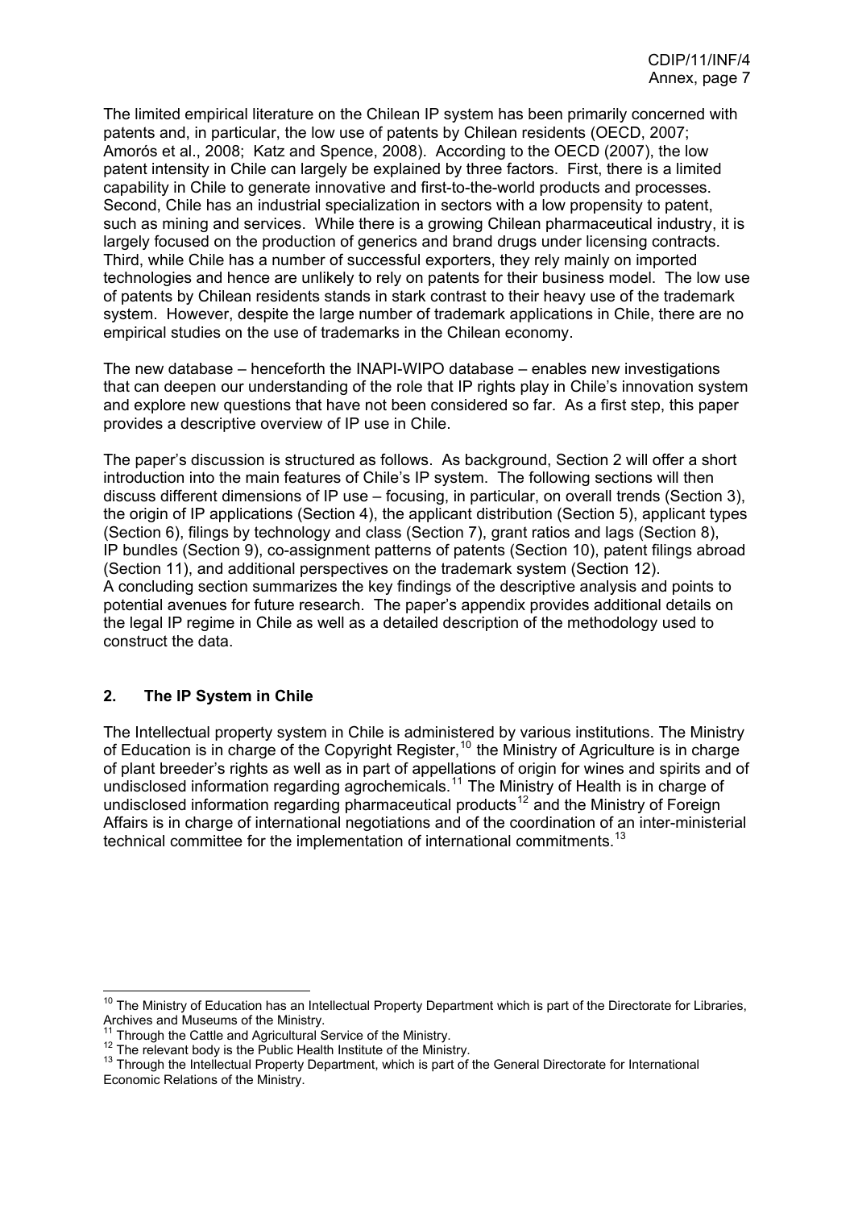The limited empirical literature on the Chilean IP system has been primarily concerned with patents and, in particular, the low use of patents by Chilean residents (OECD, 2007; Amorós et al., 2008; Katz and Spence, 2008). According to the OECD (2007), the low patent intensity in Chile can largely be explained by three factors. First, there is a limited capability in Chile to generate innovative and first-to-the-world products and processes. Second, Chile has an industrial specialization in sectors with a low propensity to patent, such as mining and services. While there is a growing Chilean pharmaceutical industry, it is largely focused on the production of generics and brand drugs under licensing contracts. Third, while Chile has a number of successful exporters, they rely mainly on imported technologies and hence are unlikely to rely on patents for their business model. The low use of patents by Chilean residents stands in stark contrast to their heavy use of the trademark system. However, despite the large number of trademark applications in Chile, there are no empirical studies on the use of trademarks in the Chilean economy.

The new database – henceforth the INAPI-WIPO database – enables new investigations that can deepen our understanding of the role that IP rights play in Chile's innovation system and explore new questions that have not been considered so far. As a first step, this paper provides a descriptive overview of IP use in Chile.

The paper's discussion is structured as follows. As background, Section 2 will offer a short introduction into the main features of Chile's IP system. The following sections will then discuss different dimensions of IP use – focusing, in particular, on overall trends (Section 3), the origin of IP applications (Section 4), the applicant distribution (Section 5), applicant types (Section 6), filings by technology and class (Section 7), grant ratios and lags (Section 8), IP bundles (Section 9), co-assignment patterns of patents (Section 10), patent filings abroad (Section 11), and additional perspectives on the trademark system (Section 12). A concluding section summarizes the key findings of the descriptive analysis and points to potential avenues for future research. The paper's appendix provides additional details on the legal IP regime in Chile as well as a detailed description of the methodology used to construct the data.

## 2. The IP System in Chile

The Intellectual property system in Chile is administered by various institutions. The Ministry of Education is in charge of the Copyright Register,[10] the Ministry of Agriculture is in charge of plant breeder's rights as well as in part of appellations of origin for wines and spirits and of undisclosed information regarding agrochemicals.[11] The Ministry of Health is in charge of undisclosed information regarding pharmaceutical products[12] and the Ministry of Foreign Affairs is in charge of international negotiations and of the coordination of an inter-ministerial technical committee for the implementation of international commitments.[13]

---

[10] The Ministry of Education has an Intellectual Property Department which is part of the Directorate for Libraries, Archives and Museums of the Ministry.

[11] Through the Cattle and Agricultural Service of the Ministry.

[12] The relevant body is the Public Health Institute of the Ministry.

[13] Through the Intellectual Property Department, which is part of the General Directorate for International Economic Relations of the Ministry.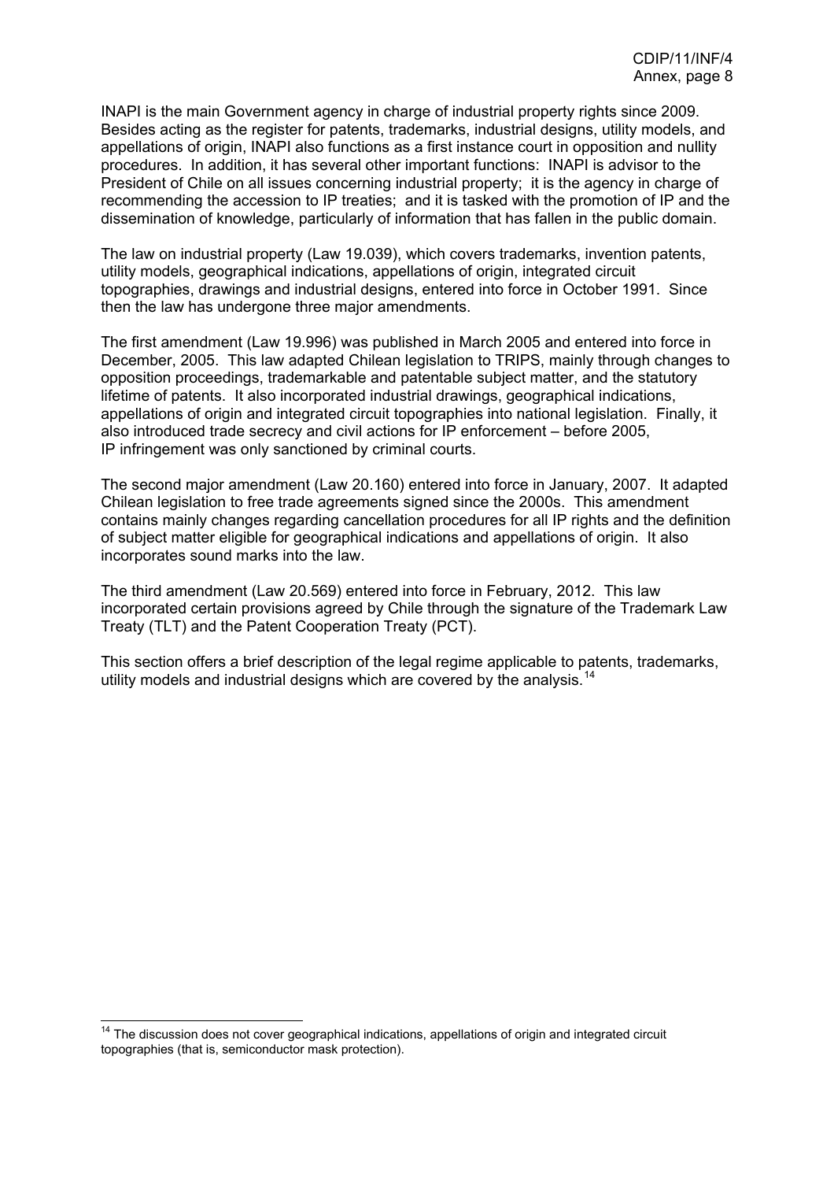INAPI is the main Government agency in charge of industrial property rights since 2009. Besides acting as the register for patents, trademarks, industrial designs, utility models, and appellations of origin, INAPI also functions as a first instance court in opposition and nullity procedures. In addition, it has several other important functions: INAPI is advisor to the President of Chile on all issues concerning industrial property; it is the agency in charge of recommending the accession to IP treaties; and it is tasked with the promotion of IP and the dissemination of knowledge, particularly of information that has fallen in the public domain.

The law on industrial property (Law 19.039), which covers trademarks, invention patents, utility models, geographical indications, appellations of origin, integrated circuit topographies, drawings and industrial designs, entered into force in October 1991. Since then the law has undergone three major amendments.

The first amendment (Law 19.996) was published in March 2005 and entered into force in December, 2005. This law adapted Chilean legislation to TRIPS, mainly through changes to opposition proceedings, trademarkable and patentable subject matter, and the statutory lifetime of patents. It also incorporated industrial drawings, geographical indications, appellations of origin and integrated circuit topographies into national legislation. Finally, it also introduced trade secrecy and civil actions for IP enforcement – before 2005, IP infringement was only sanctioned by criminal courts.

The second major amendment (Law 20.160) entered into force in January, 2007. It adapted Chilean legislation to free trade agreements signed since the 2000s. This amendment contains mainly changes regarding cancellation procedures for all IP rights and the definition of subject matter eligible for geographical indications and appellations of origin. It also incorporates sound marks into the law.

The third amendment (Law 20.569) entered into force in February, 2012. This law incorporated certain provisions agreed by Chile through the signature of the Trademark Law Treaty (TLT) and the Patent Cooperation Treaty (PCT).

This section offers a brief description of the legal regime applicable to patents, trademarks, utility models and industrial designs which are covered by the analysis.[14]

---

[14] The discussion does not cover geographical indications, appellations of origin and integrated circuit topographies (that is, semiconductor mask protection).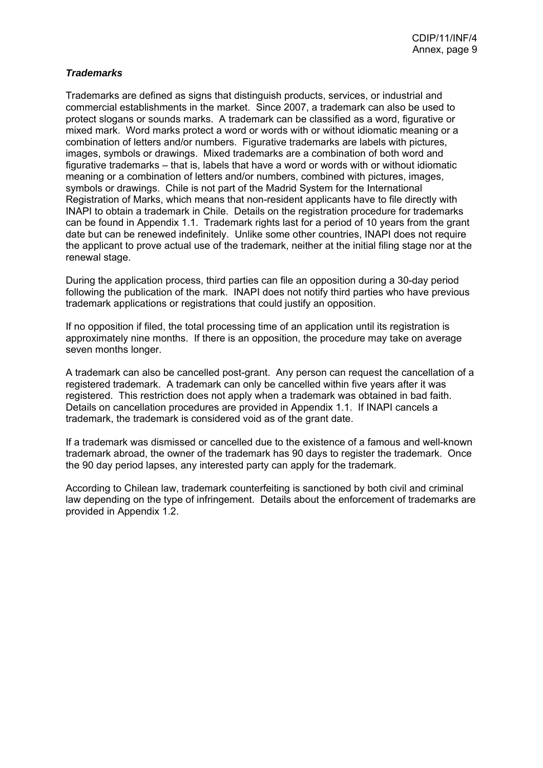***Trademarks***

Trademarks are defined as signs that distinguish products, services, or industrial and commercial establishments in the market. Since 2007, a trademark can also be used to protect slogans or sounds marks. A trademark can be classified as a word, figurative or mixed mark. Word marks protect a word or words with or without idiomatic meaning or a combination of letters and/or numbers. Figurative trademarks are labels with pictures, images, symbols or drawings. Mixed trademarks are a combination of both word and figurative trademarks – that is, labels that have a word or words with or without idiomatic meaning or a combination of letters and/or numbers, combined with pictures, images, symbols or drawings. Chile is not part of the Madrid System for the International Registration of Marks, which means that non-resident applicants have to file directly with INAPI to obtain a trademark in Chile. Details on the registration procedure for trademarks can be found in Appendix 1.1. Trademark rights last for a period of 10 years from the grant date but can be renewed indefinitely. Unlike some other countries, INAPI does not require the applicant to prove actual use of the trademark, neither at the initial filing stage nor at the renewal stage.

During the application process, third parties can file an opposition during a 30-day period following the publication of the mark. INAPI does not notify third parties who have previous trademark applications or registrations that could justify an opposition.

If no opposition if filed, the total processing time of an application until its registration is approximately nine months. If there is an opposition, the procedure may take on average seven months longer.

A trademark can also be cancelled post-grant. Any person can request the cancellation of a registered trademark. A trademark can only be cancelled within five years after it was registered. This restriction does not apply when a trademark was obtained in bad faith. Details on cancellation procedures are provided in Appendix 1.1. If INAPI cancels a trademark, the trademark is considered void as of the grant date.

If a trademark was dismissed or cancelled due to the existence of a famous and well-known trademark abroad, the owner of the trademark has 90 days to register the trademark. Once the 90 day period lapses, any interested party can apply for the trademark.

According to Chilean law, trademark counterfeiting is sanctioned by both civil and criminal law depending on the type of infringement. Details about the enforcement of trademarks are provided in Appendix 1.2.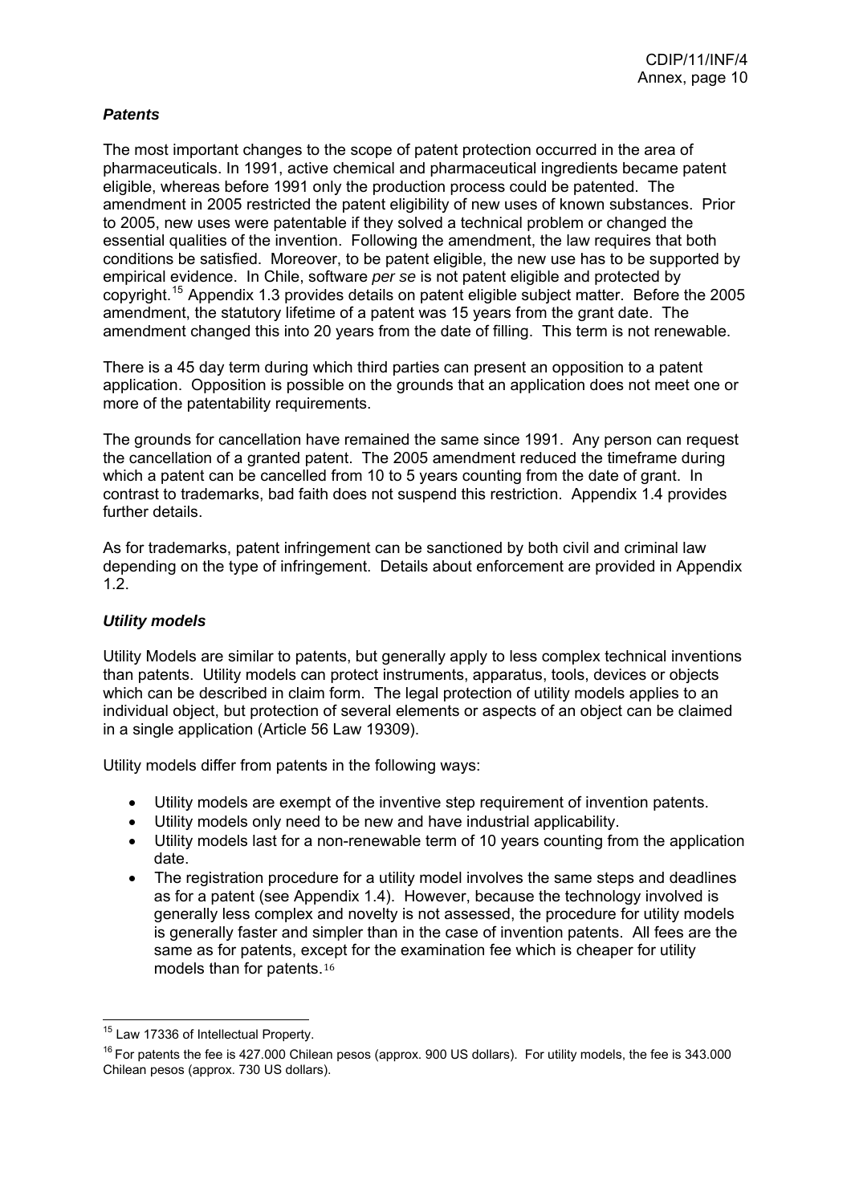### *Patents*

The most important changes to the scope of patent protection occurred in the area of pharmaceuticals. In 1991, active chemical and pharmaceutical ingredients became patent eligible, whereas before 1991 only the production process could be patented. The amendment in 2005 restricted the patent eligibility of new uses of known substances. Prior to 2005, new uses were patentable if they solved a technical problem or changed the essential qualities of the invention. Following the amendment, the law requires that both conditions be satisfied. Moreover, to be patent eligible, the new use has to be supported by empirical evidence. In Chile, software *per se* is not patent eligible and protected by copyright.[15] Appendix 1.3 provides details on patent eligible subject matter. Before the 2005 amendment, the statutory lifetime of a patent was 15 years from the grant date. The amendment changed this into 20 years from the date of filling. This term is not renewable.

There is a 45 day term during which third parties can present an opposition to a patent application. Opposition is possible on the grounds that an application does not meet one or more of the patentability requirements.

The grounds for cancellation have remained the same since 1991. Any person can request the cancellation of a granted patent. The 2005 amendment reduced the timeframe during which a patent can be cancelled from 10 to 5 years counting from the date of grant. In contrast to trademarks, bad faith does not suspend this restriction. Appendix 1.4 provides further details.

As for trademarks, patent infringement can be sanctioned by both civil and criminal law depending on the type of infringement. Details about enforcement are provided in Appendix 1.2.

### *Utility models*

Utility Models are similar to patents, but generally apply to less complex technical inventions than patents. Utility models can protect instruments, apparatus, tools, devices or objects which can be described in claim form. The legal protection of utility models applies to an individual object, but protection of several elements or aspects of an object can be claimed in a single application (Article 56 Law 19309).

Utility models differ from patents in the following ways:

- Utility models are exempt of the inventive step requirement of invention patents.
- Utility models only need to be new and have industrial applicability.
- Utility models last for a non-renewable term of 10 years counting from the application date.
- The registration procedure for a utility model involves the same steps and deadlines as for a patent (see Appendix 1.4). However, because the technology involved is generally less complex and novelty is not assessed, the procedure for utility models is generally faster and simpler than in the case of invention patents. All fees are the same as for patents, except for the examination fee which is cheaper for utility models than for patents.[16]

---

[15] Law 17336 of Intellectual Property.

[16] For patents the fee is 427.000 Chilean pesos (approx. 900 US dollars). For utility models, the fee is 343.000 Chilean pesos (approx. 730 US dollars).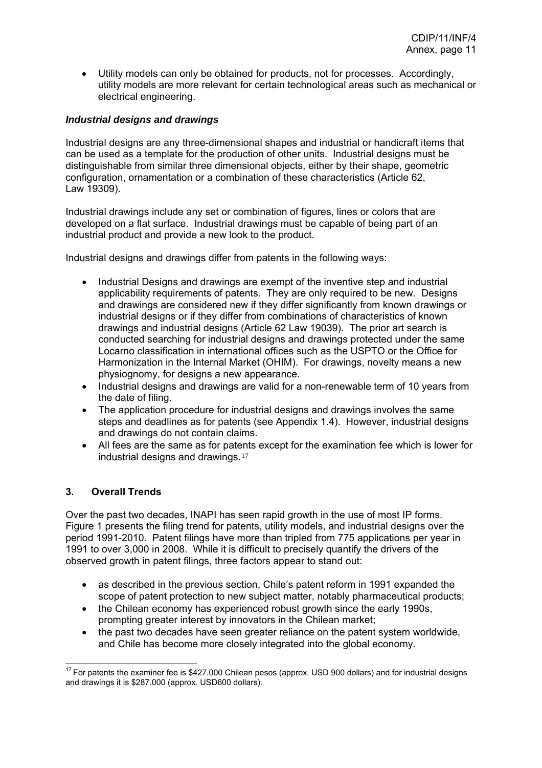- Utility models can only be obtained for products, not for processes. Accordingly, utility models are more relevant for certain technological areas such as mechanical or electrical engineering.

### *Industrial designs and drawings*

Industrial designs are any three-dimensional shapes and industrial or handicraft items that can be used as a template for the production of other units. Industrial designs must be distinguishable from similar three dimensional objects, either by their shape, geometric configuration, ornamentation or a combination of these characteristics (Article 62, Law 19309).

Industrial drawings include any set or combination of figures, lines or colors that are developed on a flat surface. Industrial drawings must be capable of being part of an industrial product and provide a new look to the product.

Industrial designs and drawings differ from patents in the following ways:

- Industrial Designs and drawings are exempt of the inventive step and industrial applicability requirements of patents. They are only required to be new. Designs and drawings are considered new if they differ significantly from known drawings or industrial designs or if they differ from combinations of characteristics of known drawings and industrial designs (Article 62 Law 19039). The prior art search is conducted searching for industrial designs and drawings protected under the same Locarno classification in international offices such as the USPTO or the Office for Harmonization in the Internal Market (OHIM). For drawings, novelty means a new physiognomy, for designs a new appearance.
- Industrial designs and drawings are valid for a non-renewable term of 10 years from the date of filing.
- The application procedure for industrial designs and drawings involves the same steps and deadlines as for patents (see Appendix 1.4). However, industrial designs and drawings do not contain claims.
- All fees are the same as for patents except for the examination fee which is lower for industrial designs and drawings.[17]

## 3. Overall Trends

Over the past two decades, INAPI has seen rapid growth in the use of most IP forms. Figure 1 presents the filing trend for patents, utility models, and industrial designs over the period 1991-2010. Patent filings have more than tripled from 775 applications per year in 1991 to over 3,000 in 2008. While it is difficult to precisely quantify the drivers of the observed growth in patent filings, three factors appear to stand out:

- as described in the previous section, Chile's patent reform in 1991 expanded the scope of patent protection to new subject matter, notably pharmaceutical products;
- the Chilean economy has experienced robust growth since the early 1990s, prompting greater interest by innovators in the Chilean market;
- the past two decades have seen greater reliance on the patent system worldwide, and Chile has become more closely integrated into the global economy.

---

[17] For patents the examiner fee is \$427.000 Chilean pesos (approx. USD 900 dollars) and for industrial designs and drawings it is \$287.000 (approx. USD600 dollars).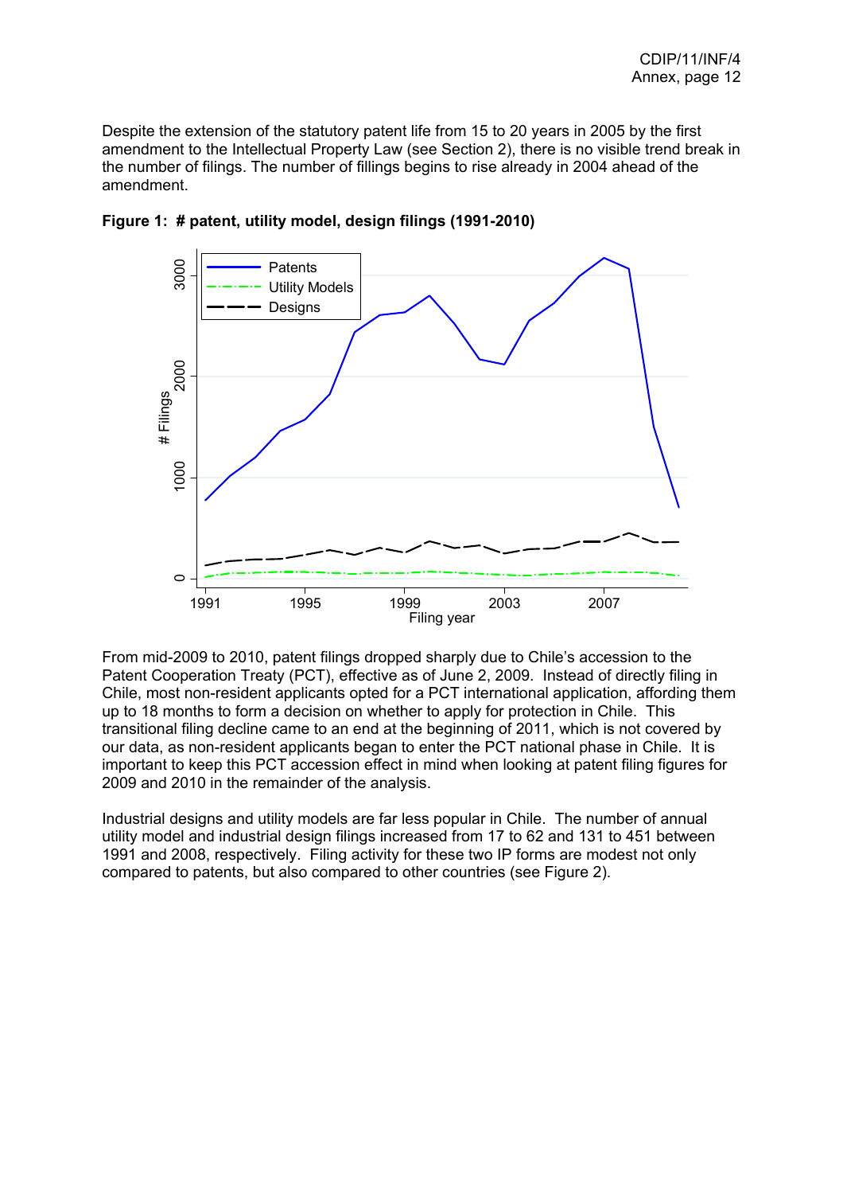Despite the extension of the statutory patent life from 15 to 20 years in 2005 by the first amendment to the Intellectual Property Law (see Section 2), there is no visible trend break in the number of filings. The number of fillings begins to rise already in 2004 ahead of the amendment.

**Figure 1: # patent, utility model, design filings (1991-2010)**

From mid-2009 to 2010, patent filings dropped sharply due to Chile's accession to the Patent Cooperation Treaty (PCT), effective as of June 2, 2009. Instead of directly filing in Chile, most non-resident applicants opted for a PCT international application, affording them up to 18 months to form a decision on whether to apply for protection in Chile. This transitional filing decline came to an end at the beginning of 2011, which is not covered by our data, as non-resident applicants began to enter the PCT national phase in Chile. It is important to keep this PCT accession effect in mind when looking at patent filing figures for 2009 and 2010 in the remainder of the analysis.

Industrial designs and utility models are far less popular in Chile. The number of annual utility model and industrial design filings increased from 17 to 62 and 131 to 451 between 1991 and 2008, respectively. Filing activity for these two IP forms are modest not only compared to patents, but also compared to other countries (see Figure 2).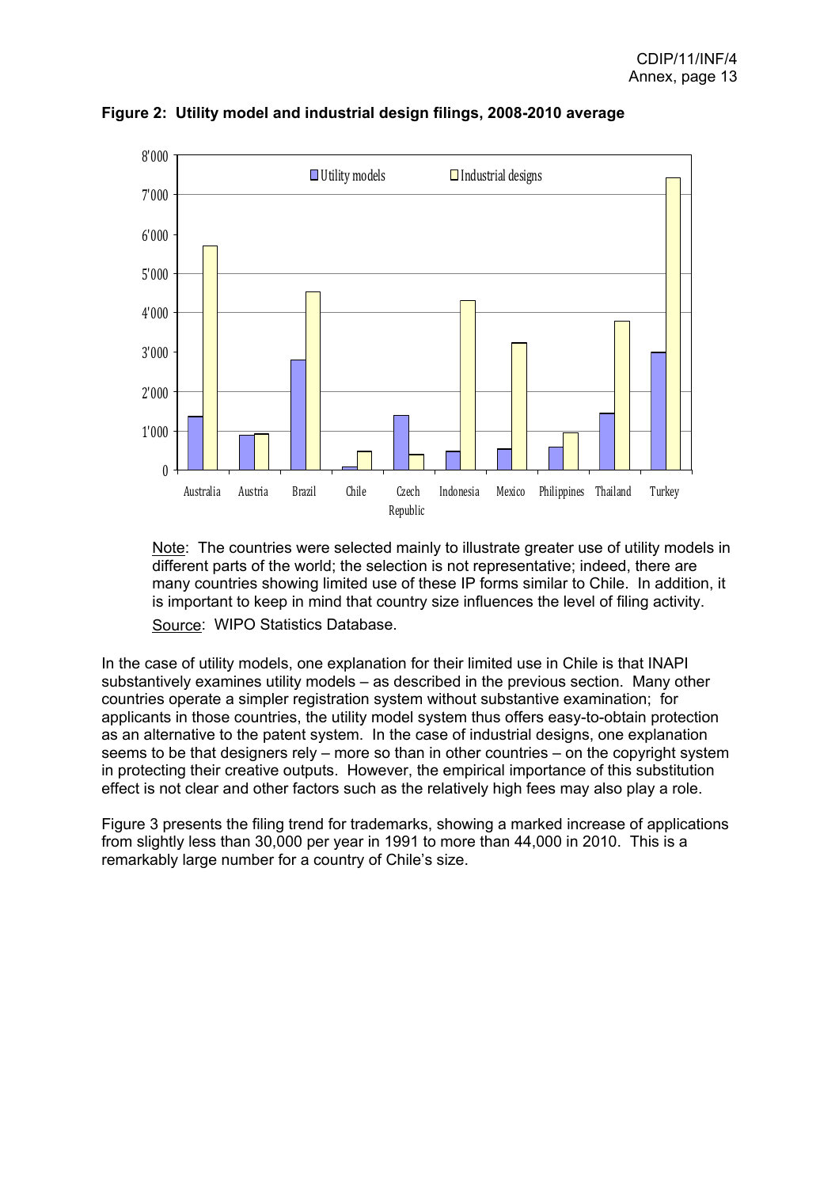**Figure 2: Utility model and industrial design filings, 2008-2010 average**

Note: The countries were selected mainly to illustrate greater use of utility models in different parts of the world; the selection is not representative; indeed, there are many countries showing limited use of these IP forms similar to Chile. In addition, it is important to keep in mind that country size influences the level of filing activity.

Source: WIPO Statistics Database.

In the case of utility models, one explanation for their limited use in Chile is that INAPI substantively examines utility models – as described in the previous section. Many other countries operate a simpler registration system without substantive examination; for applicants in those countries, the utility model system thus offers easy-to-obtain protection as an alternative to the patent system. In the case of industrial designs, one explanation seems to be that designers rely – more so than in other countries – on the copyright system in protecting their creative outputs. However, the empirical importance of this substitution effect is not clear and other factors such as the relatively high fees may also play a role.

Figure 3 presents the filing trend for trademarks, showing a marked increase of applications from slightly less than 30,000 per year in 1991 to more than 44,000 in 2010. This is a remarkably large number for a country of Chile's size.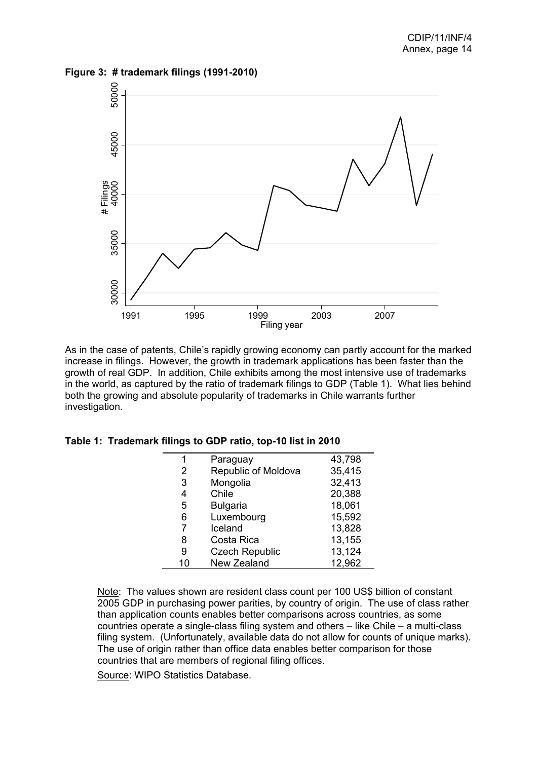**Figure 3: # trademark filings (1991-2010)**

As in the case of patents, Chile's rapidly growing economy can partly account for the marked increase in filings. However, the growth in trademark applications has been faster than the growth of real GDP. In addition, Chile exhibits among the most intensive use of trademarks in the world, as captured by the ratio of trademark filings to GDP (Table 1). What lies behind both the growing and absolute popularity of trademarks in Chile warrants further investigation.

**Table 1: Trademark filings to GDP ratio, top-10 list in 2010**

| | | |
|---|---|---|
| 1 | Paraguay | 43,798 |
| 2 | Republic of Moldova | 35,415 |
| 3 | Mongolia | 32,413 |
| 4 | Chile | 20,388 |
| 5 | Bulgaria | 18,061 |
| 6 | Luxembourg | 15,592 |
| 7 | Iceland | 13,828 |
| 8 | Costa Rica | 13,155 |
| 9 | Czech Republic | 13,124 |
| 10 | New Zealand | 12,962 |

Note: The values shown are resident class count per 100 US$ billion of constant 2005 GDP in purchasing power parities, by country of origin. The use of class rather than application counts enables better comparisons across countries, as some countries operate a single-class filing system and others – like Chile – a multi-class filing system. (Unfortunately, available data do not allow for counts of unique marks). The use of origin rather than office data enables better comparison for those countries that are members of regional filing offices.

Source: WIPO Statistics Database.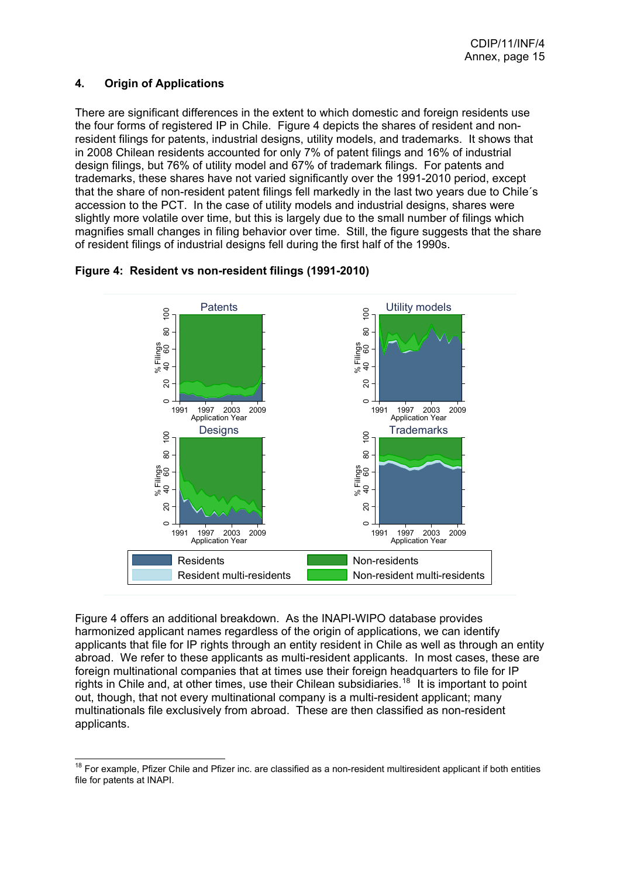## 4. Origin of Applications

There are significant differences in the extent to which domestic and foreign residents use the four forms of registered IP in Chile. Figure 4 depicts the shares of resident and non-resident filings for patents, industrial designs, utility models, and trademarks. It shows that in 2008 Chilean residents accounted for only 7% of patent filings and 16% of industrial design filings, but 76% of utility model and 67% of trademark filings. For patents and trademarks, these shares have not varied significantly over the 1991-2010 period, except that the share of non-resident patent filings fell markedly in the last two years due to Chile´s accession to the PCT. In the case of utility models and industrial designs, shares were slightly more volatile over time, but this is largely due to the small number of filings which magnifies small changes in filing behavior over time. Still, the figure suggests that the share of resident filings of industrial designs fell during the first half of the 1990s.

**Figure 4: Resident vs non-resident filings (1991-2010)**

Figure 4 offers an additional breakdown. As the INAPI-WIPO database provides harmonized applicant names regardless of the origin of applications, we can identify applicants that file for IP rights through an entity resident in Chile as well as through an entity abroad. We refer to these applicants as multi-resident applicants. In most cases, these are foreign multinational companies that at times use their foreign headquarters to file for IP rights in Chile and, at other times, use their Chilean subsidiaries.[18] It is important to point out, though, that not every multinational company is a multi-resident applicant; many multinationals file exclusively from abroad. These are then classified as non-resident applicants.

[18] For example, Pfizer Chile and Pfizer inc. are classified as a non-resident multiresident applicant if both entities file for patents at INAPI.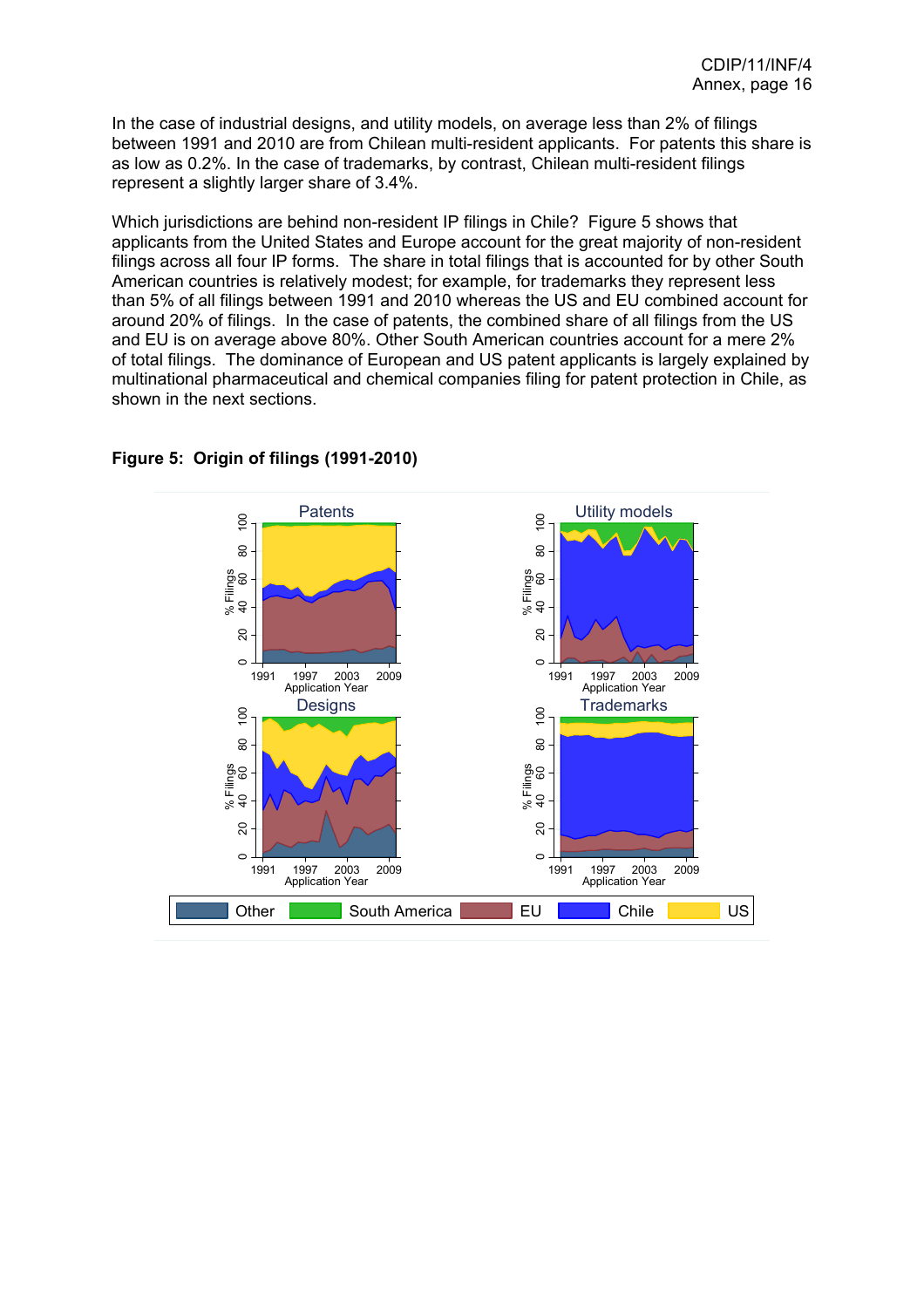In the case of industrial designs, and utility models, on average less than 2% of filings between 1991 and 2010 are from Chilean multi-resident applicants. For patents this share is as low as 0.2%. In the case of trademarks, by contrast, Chilean multi-resident filings represent a slightly larger share of 3.4%.

Which jurisdictions are behind non-resident IP filings in Chile? Figure 5 shows that applicants from the United States and Europe account for the great majority of non-resident filings across all four IP forms. The share in total filings that is accounted for by other South American countries is relatively modest; for example, for trademarks they represent less than 5% of all filings between 1991 and 2010 whereas the US and EU combined account for around 20% of filings. In the case of patents, the combined share of all filings from the US and EU is on average above 80%. Other South American countries account for a mere 2% of total filings. The dominance of European and US patent applicants is largely explained by multinational pharmaceutical and chemical companies filing for patent protection in Chile, as shown in the next sections.

**Figure 5: Origin of filings (1991-2010)**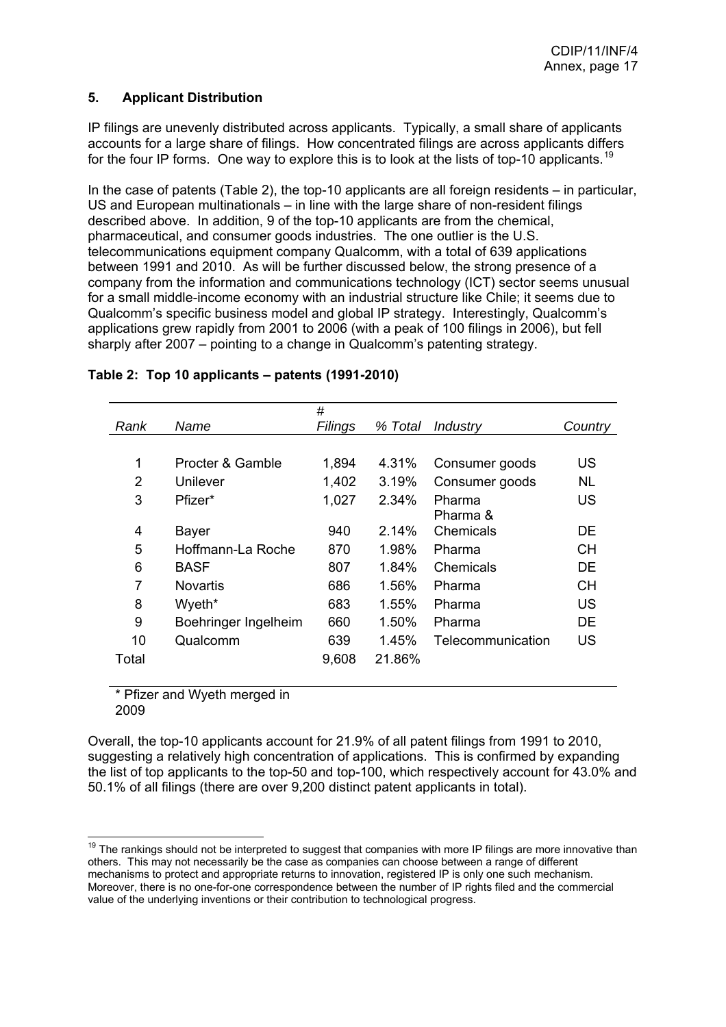## 5. Applicant Distribution

IP filings are unevenly distributed across applicants. Typically, a small share of applicants accounts for a large share of filings. How concentrated filings are across applicants differs for the four IP forms. One way to explore this is to look at the lists of top-10 applicants.[19]

In the case of patents (Table 2), the top-10 applicants are all foreign residents – in particular, US and European multinationals – in line with the large share of non-resident filings described above. In addition, 9 of the top-10 applicants are from the chemical, pharmaceutical, and consumer goods industries. The one outlier is the U.S. telecommunications equipment company Qualcomm, with a total of 639 applications between 1991 and 2010. As will be further discussed below, the strong presence of a company from the information and communications technology (ICT) sector seems unusual for a small middle-income economy with an industrial structure like Chile; it seems due to Qualcomm's specific business model and global IP strategy. Interestingly, Qualcomm's applications grew rapidly from 2001 to 2006 (with a peak of 100 filings in 2006), but fell sharply after 2007 – pointing to a change in Qualcomm's patenting strategy.

**Table 2: Top 10 applicants – patents (1991-2010)**

| *Rank* | *Name* | *# Filings* | *% Total* | *Industry* | *Country* |
|---|---|---|---|---|---|
| 1 | Procter & Gamble | 1,894 | 4.31% | Consumer goods | US |
| 2 | Unilever | 1,402 | 3.19% | Consumer goods | NL |
| 3 | Pfizer* | 1,027 | 2.34% | Pharma | US |
| 4 | Bayer | 940 | 2.14% | Pharma & Chemicals | DE |
| 5 | Hoffmann-La Roche | 870 | 1.98% | Pharma | CH |
| 6 | BASF | 807 | 1.84% | Chemicals | DE |
| 7 | Novartis | 686 | 1.56% | Pharma | CH |
| 8 | Wyeth* | 683 | 1.55% | Pharma | US |
| 9 | Boehringer Ingelheim | 660 | 1.50% | Pharma | DE |
| 10 | Qualcomm | 639 | 1.45% | Telecommunication | US |
| Total | | 9,608 | 21.86% | | |

\* Pfizer and Wyeth merged in 2009

Overall, the top-10 applicants account for 21.9% of all patent filings from 1991 to 2010, suggesting a relatively high concentration of applications. This is confirmed by expanding the list of top applicants to the top-50 and top-100, which respectively account for 43.0% and 50.1% of all filings (there are over 9,200 distinct patent applicants in total).

---

[19] The rankings should not be interpreted to suggest that companies with more IP filings are more innovative than others. This may not necessarily be the case as companies can choose between a range of different mechanisms to protect and appropriate returns to innovation, registered IP is only one such mechanism. Moreover, there is no one-for-one correspondence between the number of IP rights filed and the commercial value of the underlying inventions or their contribution to technological progress.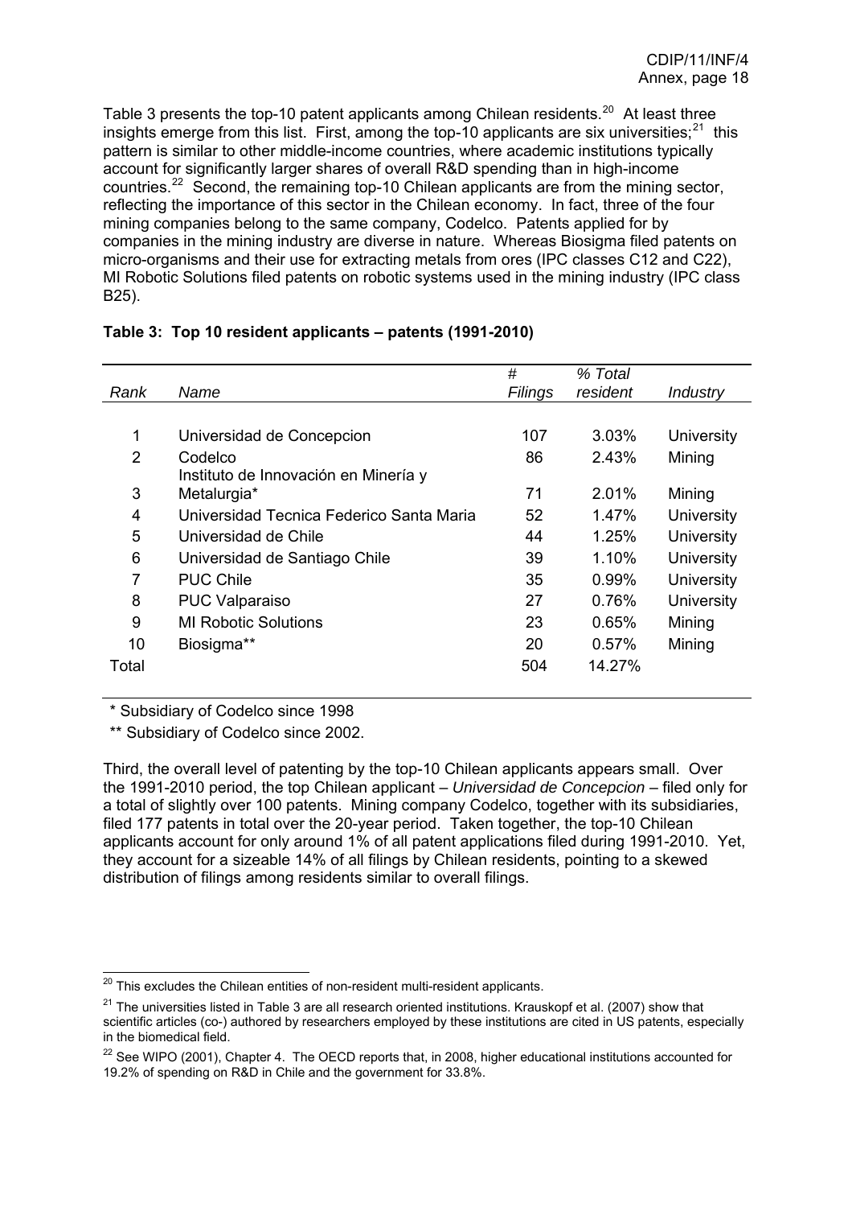Table 3 presents the top-10 patent applicants among Chilean residents.[20] At least three insights emerge from this list. First, among the top-10 applicants are six universities;[21] this pattern is similar to other middle-income countries, where academic institutions typically account for significantly larger shares of overall R&D spending than in high-income countries.[22] Second, the remaining top-10 Chilean applicants are from the mining sector, reflecting the importance of this sector in the Chilean economy. In fact, three of the four mining companies belong to the same company, Codelco. Patents applied for by companies in the mining industry are diverse in nature. Whereas Biosigma filed patents on micro-organisms and their use for extracting metals from ores (IPC classes C12 and C22), MI Robotic Solutions filed patents on robotic systems used in the mining industry (IPC class B25).

**Table 3: Top 10 resident applicants – patents (1991-2010)**

| *Rank* | *Name* | *# Filings* | *% Total resident* | *Industry* |
|---|---|---|---|---|
| 1 | Universidad de Concepcion | 107 | 3.03% | University |
| 2 | Codelco | 86 | 2.43% | Mining |
| 3 | Instituto de Innovación en Minería y Metalurgia* | 71 | 2.01% | Mining |
| 4 | Universidad Tecnica Federico Santa Maria | 52 | 1.47% | University |
| 5 | Universidad de Chile | 44 | 1.25% | University |
| 6 | Universidad de Santiago Chile | 39 | 1.10% | University |
| 7 | PUC Chile | 35 | 0.99% | University |
| 8 | PUC Valparaiso | 27 | 0.76% | University |
| 9 | MI Robotic Solutions | 23 | 0.65% | Mining |
| 10 | Biosigma** | 20 | 0.57% | Mining |
| Total | | 504 | 14.27% | |

\* Subsidiary of Codelco since 1998

\** Subsidiary of Codelco since 2002.

Third, the overall level of patenting by the top-10 Chilean applicants appears small. Over the 1991-2010 period, the top Chilean applicant – *Universidad de Concepcion* – filed only for a total of slightly over 100 patents. Mining company Codelco, together with its subsidiaries, filed 177 patents in total over the 20-year period. Taken together, the top-10 Chilean applicants account for only around 1% of all patent applications filed during 1991-2010. Yet, they account for a sizeable 14% of all filings by Chilean residents, pointing to a skewed distribution of filings among residents similar to overall filings.

---

[20] This excludes the Chilean entities of non-resident multi-resident applicants.

[21] The universities listed in Table 3 are all research oriented institutions. Krauskopf et al. (2007) show that scientific articles (co-) authored by researchers employed by these institutions are cited in US patents, especially in the biomedical field.

[22] See WIPO (2001), Chapter 4. The OECD reports that, in 2008, higher educational institutions accounted for 19.2% of spending on R&D in Chile and the government for 33.8%.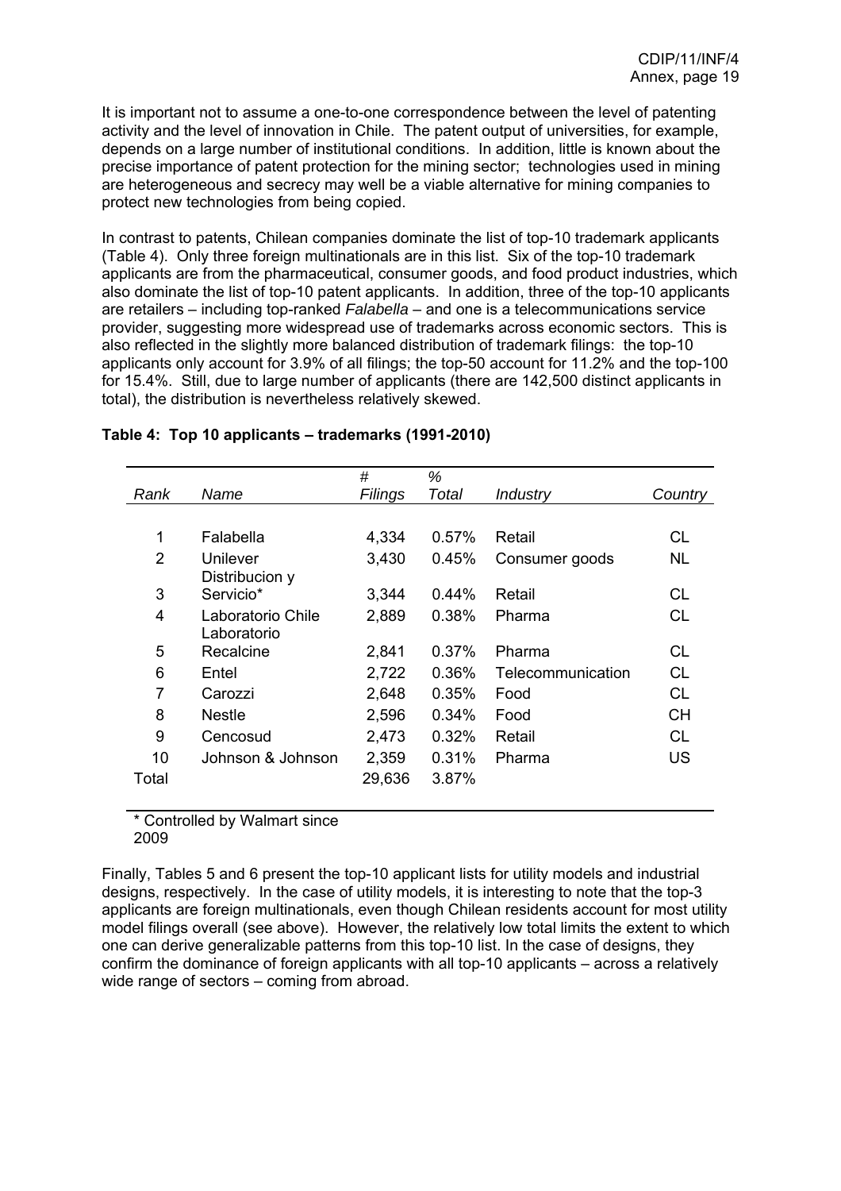It is important not to assume a one-to-one correspondence between the level of patenting activity and the level of innovation in Chile. The patent output of universities, for example, depends on a large number of institutional conditions. In addition, little is known about the precise importance of patent protection for the mining sector; technologies used in mining are heterogeneous and secrecy may well be a viable alternative for mining companies to protect new technologies from being copied.

In contrast to patents, Chilean companies dominate the list of top-10 trademark applicants (Table 4). Only three foreign multinationals are in this list. Six of the top-10 trademark applicants are from the pharmaceutical, consumer goods, and food product industries, which also dominate the list of top-10 patent applicants. In addition, three of the top-10 applicants are retailers – including top-ranked *Falabella* – and one is a telecommunications service provider, suggesting more widespread use of trademarks across economic sectors. This is also reflected in the slightly more balanced distribution of trademark filings: the top-10 applicants only account for 3.9% of all filings; the top-50 account for 11.2% and the top-100 for 15.4%. Still, due to large number of applicants (there are 142,500 distinct applicants in total), the distribution is nevertheless relatively skewed.

**Table 4: Top 10 applicants – trademarks (1991-2010)**

| *Rank* | *Name* | *# Filings* | *% Total* | *Industry* | *Country* |
|---|---|---|---|---|---|
| 1 | Falabella | 4,334 | 0.57% | Retail | CL |
| 2 | Unilever | 3,430 | 0.45% | Consumer goods | NL |
| 3 | Distribucion y Servicio* | 3,344 | 0.44% | Retail | CL |
| 4 | Laboratorio Chile | 2,889 | 0.38% | Pharma | CL |
| 5 | Laboratorio Recalcine | 2,841 | 0.37% | Pharma | CL |
| 6 | Entel | 2,722 | 0.36% | Telecommunication | CL |
| 7 | Carozzi | 2,648 | 0.35% | Food | CL |
| 8 | Nestle | 2,596 | 0.34% | Food | CH |
| 9 | Cencosud | 2,473 | 0.32% | Retail | CL |
| 10 | Johnson & Johnson | 2,359 | 0.31% | Pharma | US |
| Total | | 29,636 | 3.87% | | |

\* Controlled by Walmart since 2009

Finally, Tables 5 and 6 present the top-10 applicant lists for utility models and industrial designs, respectively. In the case of utility models, it is interesting to note that the top-3 applicants are foreign multinationals, even though Chilean residents account for most utility model filings overall (see above). However, the relatively low total limits the extent to which one can derive generalizable patterns from this top-10 list. In the case of designs, they confirm the dominance of foreign applicants with all top-10 applicants – across a relatively wide range of sectors – coming from abroad.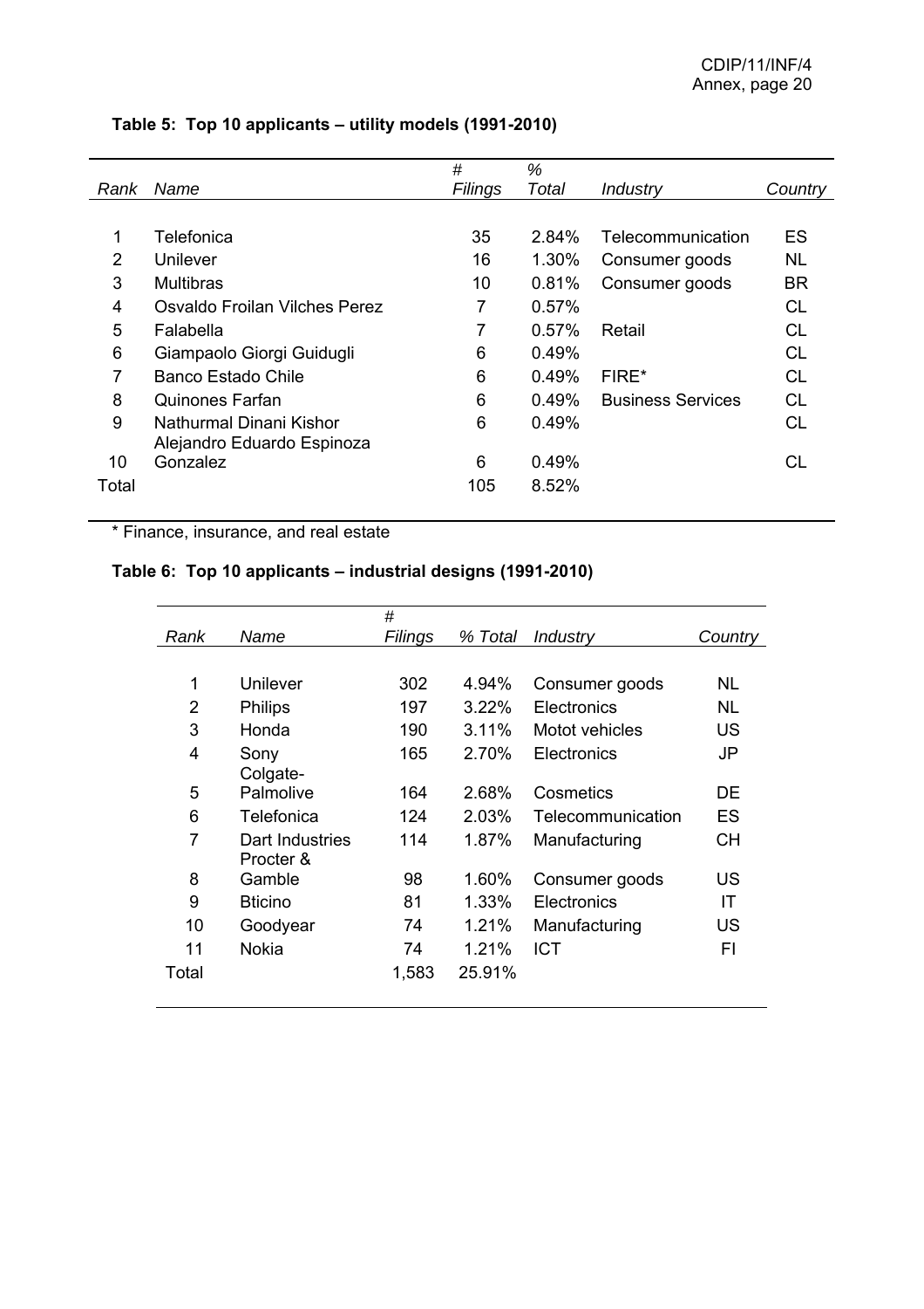**Table 5: Top 10 applicants – utility models (1991-2010)**

| *Rank* | *Name* | *# Filings* | *% Total* | *Industry* | *Country* |
|---|---|---|---|---|---|
| 1 | Telefonica | 35 | 2.84% | Telecommunication | ES |
| 2 | Unilever | 16 | 1.30% | Consumer goods | NL |
| 3 | Multibras | 10 | 0.81% | Consumer goods | BR |
| 4 | Osvaldo Froilan Vilches Perez | 7 | 0.57% | | CL |
| 5 | Falabella | 7 | 0.57% | Retail | CL |
| 6 | Giampaolo Giorgi Guidugli | 6 | 0.49% | | CL |
| 7 | Banco Estado Chile | 6 | 0.49% | FIRE* | CL |
| 8 | Quinones Farfan | 6 | 0.49% | Business Services | CL |
| 9 | Nathurmal Dinani Kishor | 6 | 0.49% | | CL |
| 10 | Alejandro Eduardo Espinoza Gonzalez | 6 | 0.49% | | CL |
| Total | | 105 | 8.52% | | |

\* Finance, insurance, and real estate

**Table 6: Top 10 applicants – industrial designs (1991-2010)**

| *Rank* | *Name* | *# Filings* | *% Total* | *Industry* | *Country* |
|---|---|---|---|---|---|
| 1 | Unilever | 302 | 4.94% | Consumer goods | NL |
| 2 | Philips | 197 | 3.22% | Electronics | NL |
| 3 | Honda | 190 | 3.11% | Motot vehicles | US |
| 4 | Sony | 165 | 2.70% | Electronics | JP |
| 5 | Colgate-Palmolive | 164 | 2.68% | Cosmetics | DE |
| 6 | Telefonica | 124 | 2.03% | Telecommunication | ES |
| 7 | Dart Industries | 114 | 1.87% | Manufacturing | CH |
| 8 | Procter & Gamble | 98 | 1.60% | Consumer goods | US |
| 9 | Bticino | 81 | 1.33% | Electronics | IT |
| 10 | Goodyear | 74 | 1.21% | Manufacturing | US |
| 11 | Nokia | 74 | 1.21% | ICT | FI |
| Total | | 1,583 | 25.91% | | |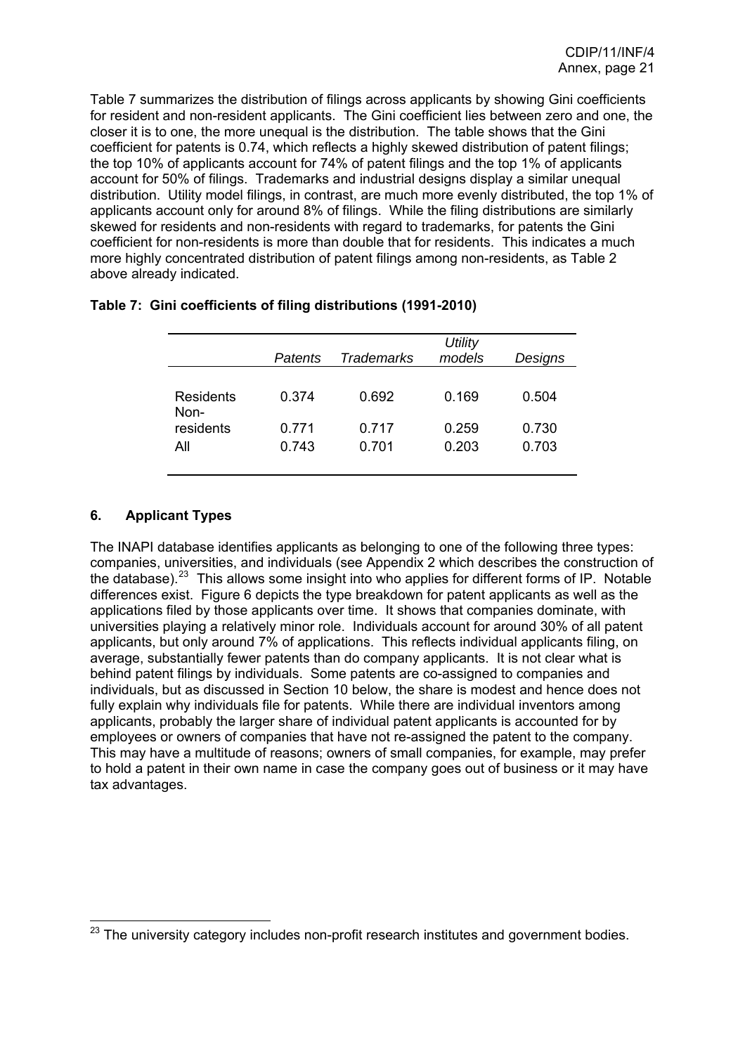Table 7 summarizes the distribution of filings across applicants by showing Gini coefficients for resident and non-resident applicants. The Gini coefficient lies between zero and one, the closer it is to one, the more unequal is the distribution. The table shows that the Gini coefficient for patents is 0.74, which reflects a highly skewed distribution of patent filings; the top 10% of applicants account for 74% of patent filings and the top 1% of applicants account for 50% of filings. Trademarks and industrial designs display a similar unequal distribution. Utility model filings, in contrast, are much more evenly distributed, the top 1% of applicants account only for around 8% of filings. While the filing distributions are similarly skewed for residents and non-residents with regard to trademarks, for patents the Gini coefficient for non-residents is more than double that for residents. This indicates a much more highly concentrated distribution of patent filings among non-residents, as Table 2 above already indicated.

**Table 7: Gini coefficients of filing distributions (1991-2010)**

| | *Patents* | *Trademarks* | *Utility models* | *Designs* |
|---|---|---|---|---|
| Residents | 0.374 | 0.692 | 0.169 | 0.504 |
| Non-residents | 0.771 | 0.717 | 0.259 | 0.730 |
| All | 0.743 | 0.701 | 0.203 | 0.703 |

## 6. Applicant Types

The INAPI database identifies applicants as belonging to one of the following three types: companies, universities, and individuals (see Appendix 2 which describes the construction of the database).[23] This allows some insight into who applies for different forms of IP. Notable differences exist. Figure 6 depicts the type breakdown for patent applicants as well as the applications filed by those applicants over time. It shows that companies dominate, with universities playing a relatively minor role. Individuals account for around 30% of all patent applicants, but only around 7% of applications. This reflects individual applicants filing, on average, substantially fewer patents than do company applicants. It is not clear what is behind patent filings by individuals. Some patents are co-assigned to companies and individuals, but as discussed in Section 10 below, the share is modest and hence does not fully explain why individuals file for patents. While there are individual inventors among applicants, probably the larger share of individual patent applicants is accounted for by employees or owners of companies that have not re-assigned the patent to the company. This may have a multitude of reasons; owners of small companies, for example, may prefer to hold a patent in their own name in case the company goes out of business or it may have tax advantages.

[23] The university category includes non-profit research institutes and government bodies.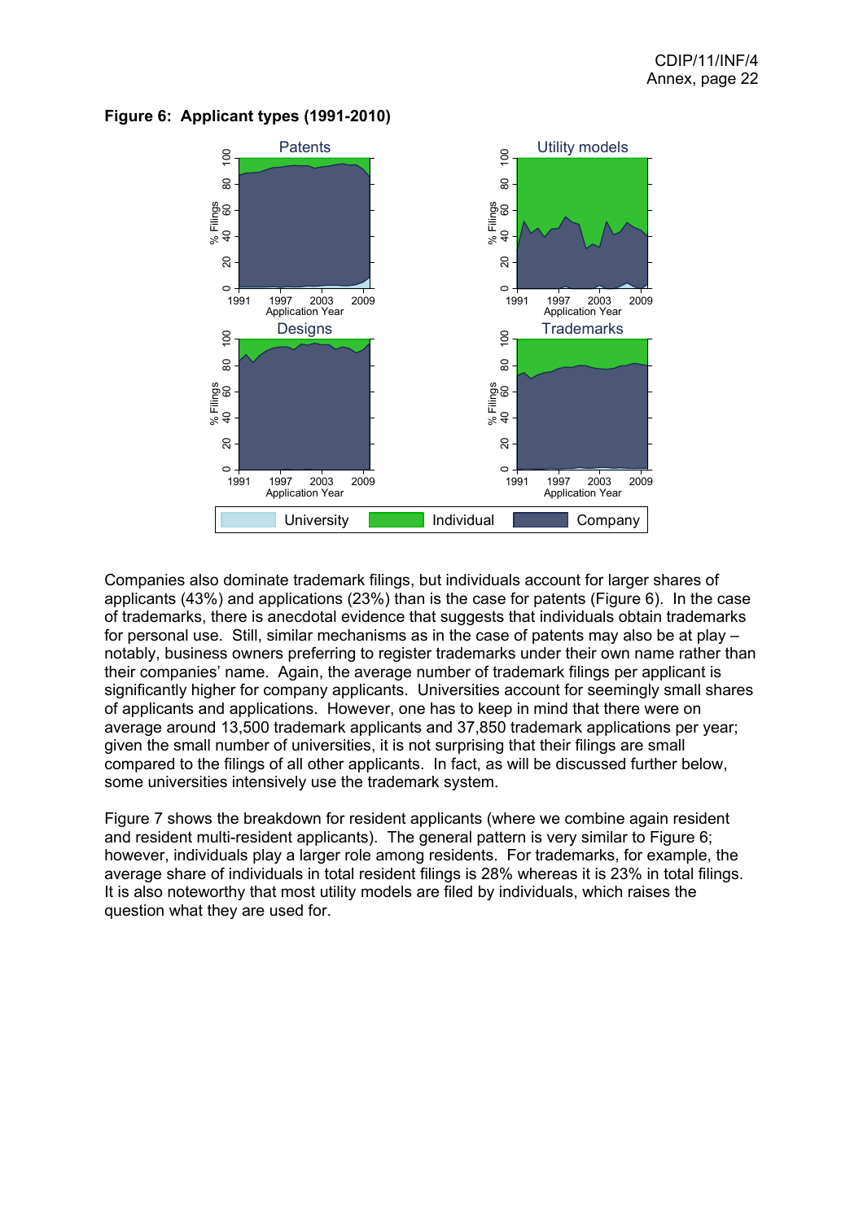**Figure 6: Applicant types (1991-2010)**

Companies also dominate trademark filings, but individuals account for larger shares of applicants (43%) and applications (23%) than is the case for patents (Figure 6). In the case of trademarks, there is anecdotal evidence that suggests that individuals obtain trademarks for personal use. Still, similar mechanisms as in the case of patents may also be at play – notably, business owners preferring to register trademarks under their own name rather than their companies' name. Again, the average number of trademark filings per applicant is significantly higher for company applicants. Universities account for seemingly small shares of applicants and applications. However, one has to keep in mind that there were on average around 13,500 trademark applicants and 37,850 trademark applications per year; given the small number of universities, it is not surprising that their filings are small compared to the filings of all other applicants. In fact, as will be discussed further below, some universities intensively use the trademark system.

Figure 7 shows the breakdown for resident applicants (where we combine again resident and resident multi-resident applicants). The general pattern is very similar to Figure 6; however, individuals play a larger role among residents. For trademarks, for example, the average share of individuals in total resident filings is 28% whereas it is 23% in total filings. It is also noteworthy that most utility models are filed by individuals, which raises the question what they are used for.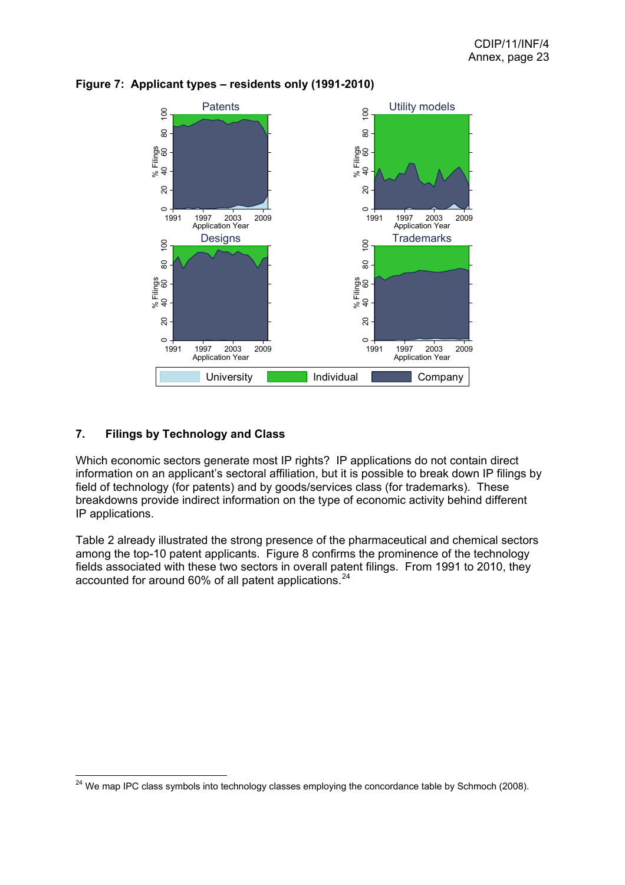**Figure 7: Applicant types – residents only (1991-2010)**

## 7. Filings by Technology and Class

Which economic sectors generate most IP rights? IP applications do not contain direct information on an applicant's sectoral affiliation, but it is possible to break down IP filings by field of technology (for patents) and by goods/services class (for trademarks). These breakdowns provide indirect information on the type of economic activity behind different IP applications.

Table 2 already illustrated the strong presence of the pharmaceutical and chemical sectors among the top-10 patent applicants. Figure 8 confirms the prominence of the technology fields associated with these two sectors in overall patent filings. From 1991 to 2010, they accounted for around 60% of all patent applications.[24]

---

[24] We map IPC class symbols into technology classes employing the concordance table by Schmoch (2008).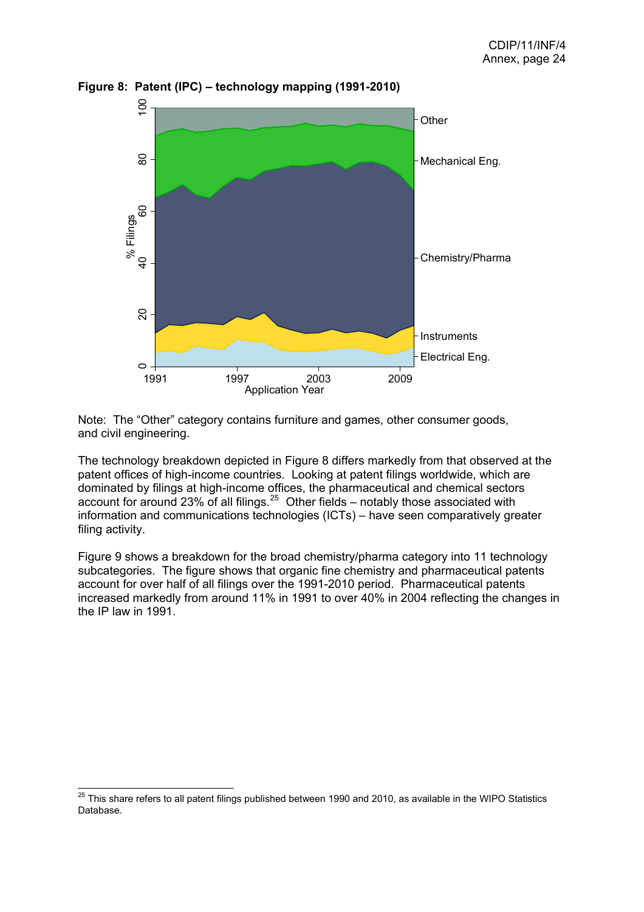**Figure 8: Patent (IPC) – technology mapping (1991-2010)**

Note: The "Other" category contains furniture and games, other consumer goods, and civil engineering.

The technology breakdown depicted in Figure 8 differs markedly from that observed at the patent offices of high-income countries. Looking at patent filings worldwide, which are dominated by filings at high-income offices, the pharmaceutical and chemical sectors account for around 23% of all filings.[25] Other fields – notably those associated with information and communications technologies (ICTs) – have seen comparatively greater filing activity.

Figure 9 shows a breakdown for the broad chemistry/pharma category into 11 technology subcategories. The figure shows that organic fine chemistry and pharmaceutical patents account for over half of all filings over the 1991-2010 period. Pharmaceutical patents increased markedly from around 11% in 1991 to over 40% in 2004 reflecting the changes in the IP law in 1991.

[25] This share refers to all patent filings published between 1990 and 2010, as available in the WIPO Statistics Database.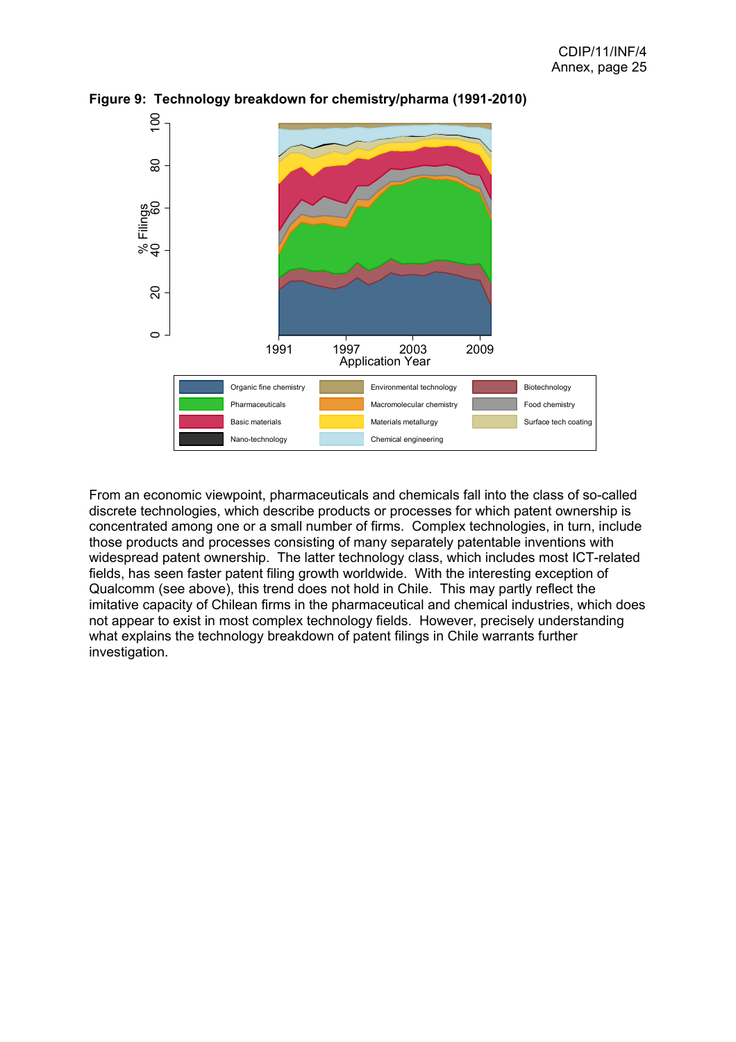**Figure 9: Technology breakdown for chemistry/pharma (1991-2010)**

From an economic viewpoint, pharmaceuticals and chemicals fall into the class of so-called discrete technologies, which describe products or processes for which patent ownership is concentrated among one or a small number of firms. Complex technologies, in turn, include those products and processes consisting of many separately patentable inventions with widespread patent ownership. The latter technology class, which includes most ICT-related fields, has seen faster patent filing growth worldwide. With the interesting exception of Qualcomm (see above), this trend does not hold in Chile. This may partly reflect the imitative capacity of Chilean firms in the pharmaceutical and chemical industries, which does not appear to exist in most complex technology fields. However, precisely understanding what explains the technology breakdown of patent filings in Chile warrants further investigation.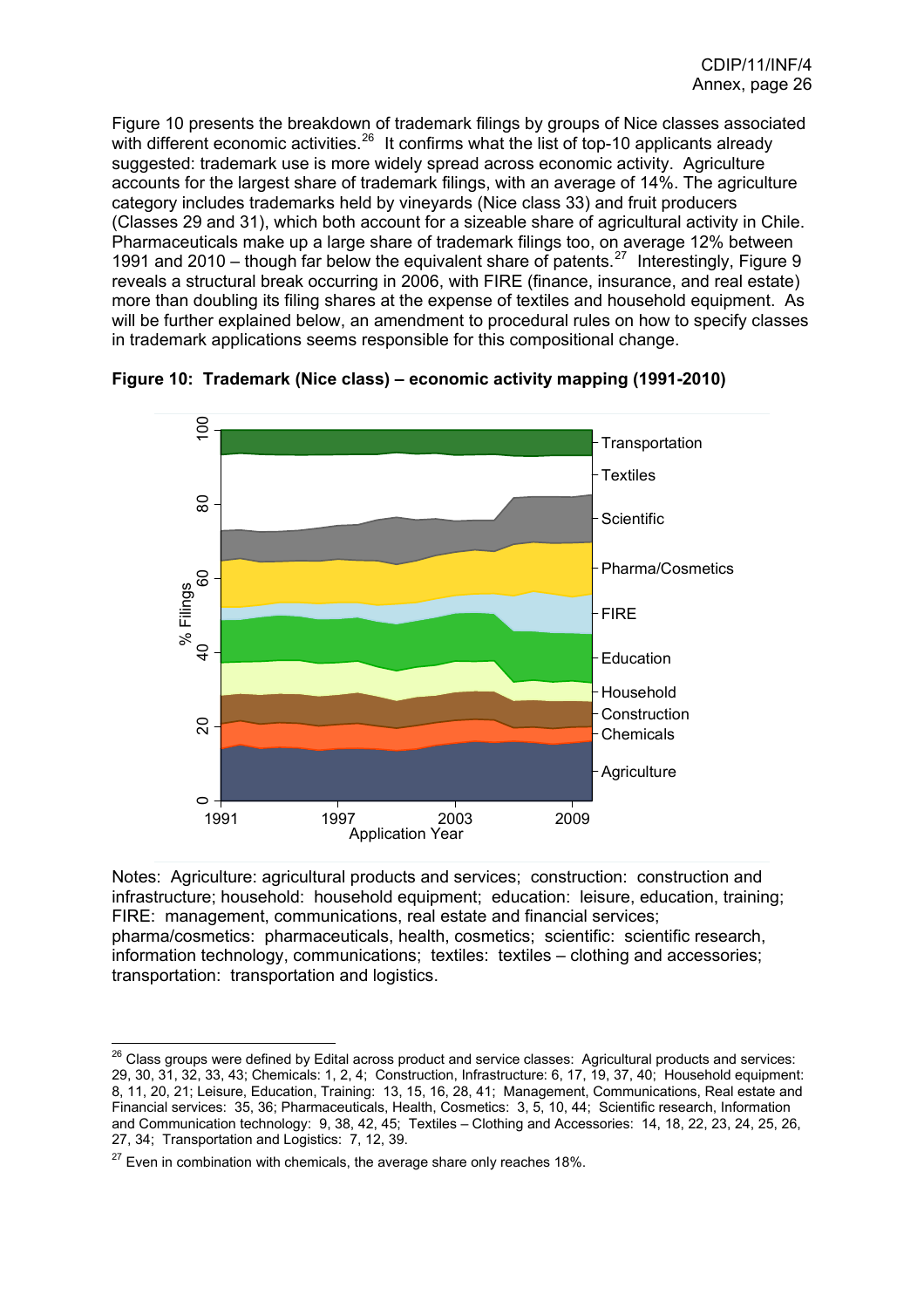Figure 10 presents the breakdown of trademark filings by groups of Nice classes associated with different economic activities.[26] It confirms what the list of top-10 applicants already suggested: trademark use is more widely spread across economic activity. Agriculture accounts for the largest share of trademark filings, with an average of 14%. The agriculture category includes trademarks held by vineyards (Nice class 33) and fruit producers (Classes 29 and 31), which both account for a sizeable share of agricultural activity in Chile. Pharmaceuticals make up a large share of trademark filings too, on average 12% between 1991 and 2010 – though far below the equivalent share of patents.[27] Interestingly, Figure 9 reveals a structural break occurring in 2006, with FIRE (finance, insurance, and real estate) more than doubling its filing shares at the expense of textiles and household equipment. As will be further explained below, an amendment to procedural rules on how to specify classes in trademark applications seems responsible for this compositional change.

**Figure 10: Trademark (Nice class) – economic activity mapping (1991-2010)**

Notes: Agriculture: agricultural products and services; construction: construction and infrastructure; household: household equipment; education: leisure, education, training; FIRE: management, communications, real estate and financial services; pharma/cosmetics: pharmaceuticals, health, cosmetics; scientific: scientific research, information technology, communications; textiles: textiles – clothing and accessories; transportation: transportation and logistics.

---

[26] Class groups were defined by Edital across product and service classes: Agricultural products and services: 29, 30, 31, 32, 33, 43; Chemicals: 1, 2, 4; Construction, Infrastructure: 6, 17, 19, 37, 40; Household equipment: 8, 11, 20, 21; Leisure, Education, Training: 13, 15, 16, 28, 41; Management, Communications, Real estate and Financial services: 35, 36; Pharmaceuticals, Health, Cosmetics: 3, 5, 10, 44; Scientific research, Information and Communication technology: 9, 38, 42, 45; Textiles – Clothing and Accessories: 14, 18, 22, 23, 24, 25, 26, 27, 34; Transportation and Logistics: 7, 12, 39.

[27] Even in combination with chemicals, the average share only reaches 18%.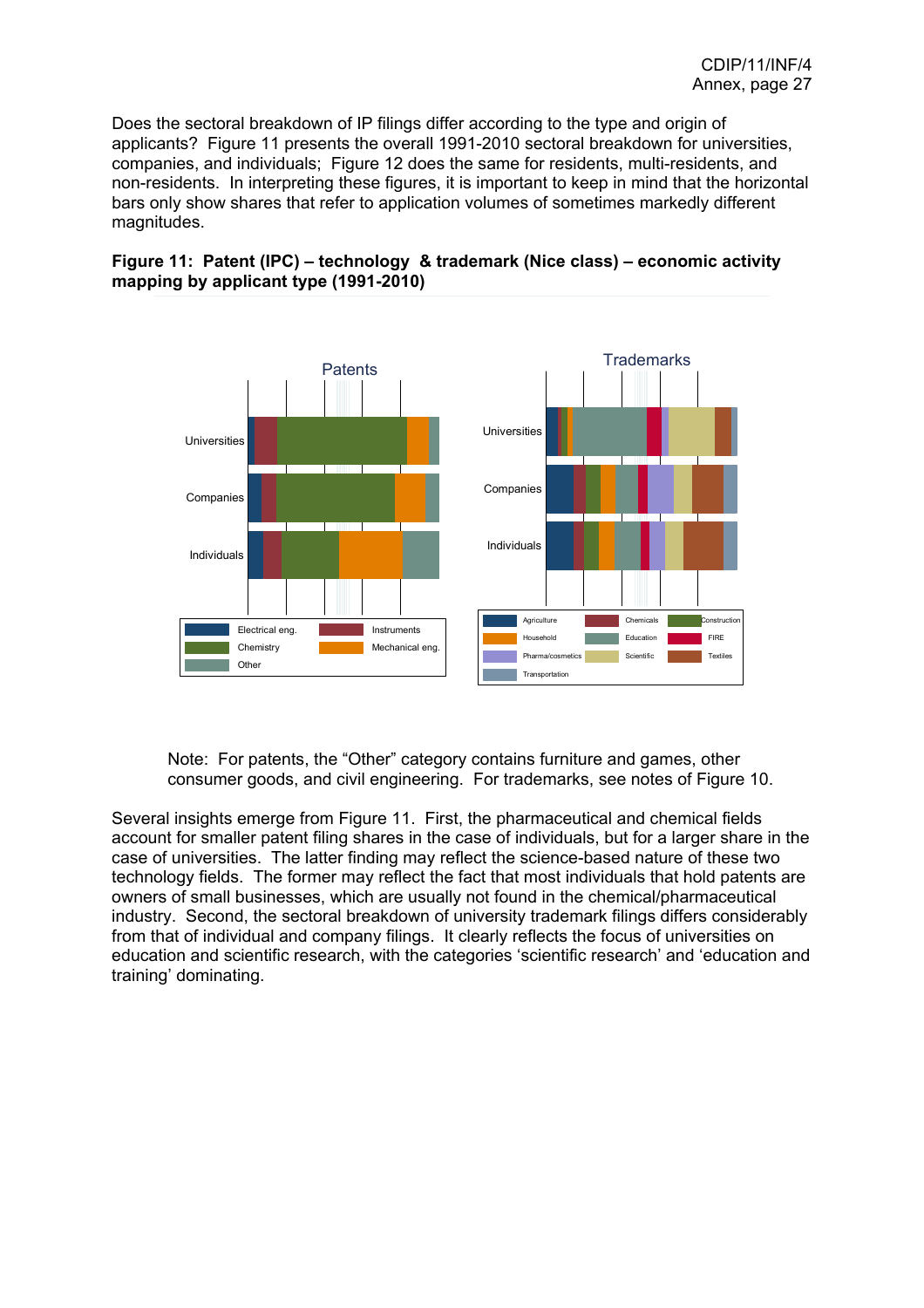Does the sectoral breakdown of IP filings differ according to the type and origin of applicants? Figure 11 presents the overall 1991-2010 sectoral breakdown for universities, companies, and individuals; Figure 12 does the same for residents, multi-residents, and non-residents. In interpreting these figures, it is important to keep in mind that the horizontal bars only show shares that refer to application volumes of sometimes markedly different magnitudes.

**Figure 11: Patent (IPC) – technology & trademark (Nice class) – economic activity mapping by applicant type (1991-2010)**

Patents

Universities
Companies
Individuals

Electrical eng. | Instruments
Chemistry | Mechanical eng.
Other

Trademarks

Universities
Companies
Individuals

Agriculture | Chemicals | Construction
Household | Education | FIRE
Pharma/cosmetics | Scientific | Textiles
Transportation

Note: For patents, the "Other" category contains furniture and games, other consumer goods, and civil engineering. For trademarks, see notes of Figure 10.

Several insights emerge from Figure 11. First, the pharmaceutical and chemical fields account for smaller patent filing shares in the case of individuals, but for a larger share in the case of universities. The latter finding may reflect the science-based nature of these two technology fields. The former may reflect the fact that most individuals that hold patents are owners of small businesses, which are usually not found in the chemical/pharmaceutical industry. Second, the sectoral breakdown of university trademark filings differs considerably from that of individual and company filings. It clearly reflects the focus of universities on education and scientific research, with the categories 'scientific research' and 'education and training' dominating.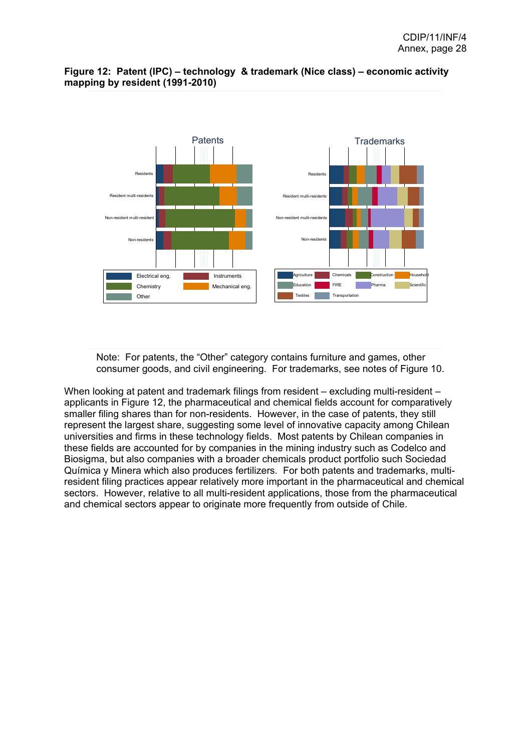**Figure 12: Patent (IPC) – technology & trademark (Nice class) – economic activity mapping by resident (1991-2010)**

Note: For patents, the "Other" category contains furniture and games, other consumer goods, and civil engineering. For trademarks, see notes of Figure 10.

When looking at patent and trademark filings from resident – excluding multi-resident – applicants in Figure 12, the pharmaceutical and chemical fields account for comparatively smaller filing shares than for non-residents. However, in the case of patents, they still represent the largest share, suggesting some level of innovative capacity among Chilean universities and firms in these technology fields. Most patents by Chilean companies in these fields are accounted for by companies in the mining industry such as Codelco and Biosigma, but also companies with a broader chemicals product portfolio such Sociedad Química y Minera which also produces fertilizers. For both patents and trademarks, multi-resident filing practices appear relatively more important in the pharmaceutical and chemical sectors. However, relative to all multi-resident applications, those from the pharmaceutical and chemical sectors appear to originate more frequently from outside of Chile.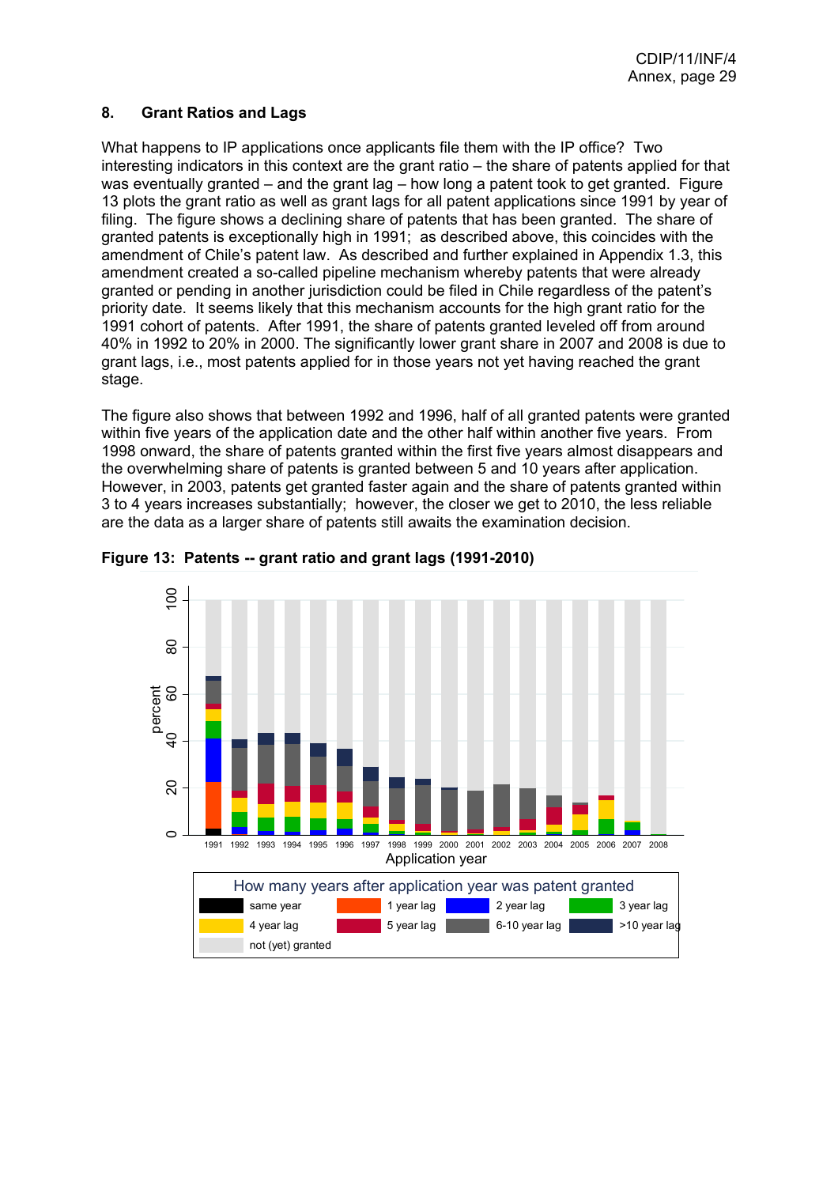## 8. Grant Ratios and Lags

What happens to IP applications once applicants file them with the IP office? Two interesting indicators in this context are the grant ratio – the share of patents applied for that was eventually granted – and the grant lag – how long a patent took to get granted. Figure 13 plots the grant ratio as well as grant lags for all patent applications since 1991 by year of filing. The figure shows a declining share of patents that has been granted. The share of granted patents is exceptionally high in 1991; as described above, this coincides with the amendment of Chile's patent law. As described and further explained in Appendix 1.3, this amendment created a so-called pipeline mechanism whereby patents that were already granted or pending in another jurisdiction could be filed in Chile regardless of the patent's priority date. It seems likely that this mechanism accounts for the high grant ratio for the 1991 cohort of patents. After 1991, the share of patents granted leveled off from around 40% in 1992 to 20% in 2000. The significantly lower grant share in 2007 and 2008 is due to grant lags, i.e., most patents applied for in those years not yet having reached the grant stage.

The figure also shows that between 1992 and 1996, half of all granted patents were granted within five years of the application date and the other half within another five years. From 1998 onward, the share of patents granted within the first five years almost disappears and the overwhelming share of patents is granted between 5 and 10 years after application. However, in 2003, patents get granted faster again and the share of patents granted within 3 to 4 years increases substantially; however, the closer we get to 2010, the less reliable are the data as a larger share of patents still awaits the examination decision.

**Figure 13: Patents -- grant ratio and grant lags (1991-2010)**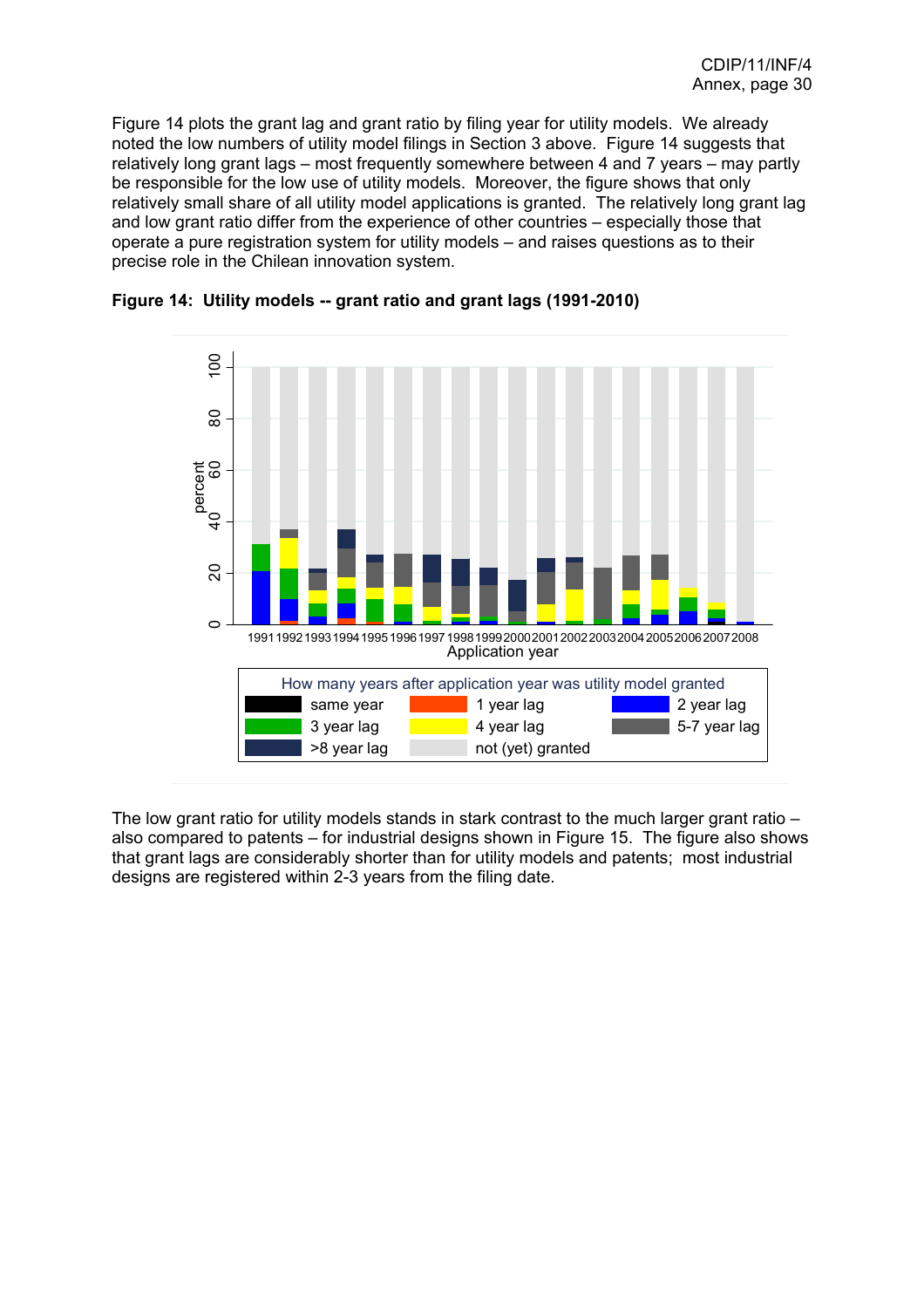Figure 14 plots the grant lag and grant ratio by filing year for utility models. We already noted the low numbers of utility model filings in Section 3 above. Figure 14 suggests that relatively long grant lags – most frequently somewhere between 4 and 7 years – may partly be responsible for the low use of utility models. Moreover, the figure shows that only relatively small share of all utility model applications is granted. The relatively long grant lag and low grant ratio differ from the experience of other countries – especially those that operate a pure registration system for utility models – and raises questions as to their precise role in the Chilean innovation system.

**Figure 14: Utility models -- grant ratio and grant lags (1991-2010)**

The low grant ratio for utility models stands in stark contrast to the much larger grant ratio – also compared to patents – for industrial designs shown in Figure 15. The figure also shows that grant lags are considerably shorter than for utility models and patents; most industrial designs are registered within 2-3 years from the filing date.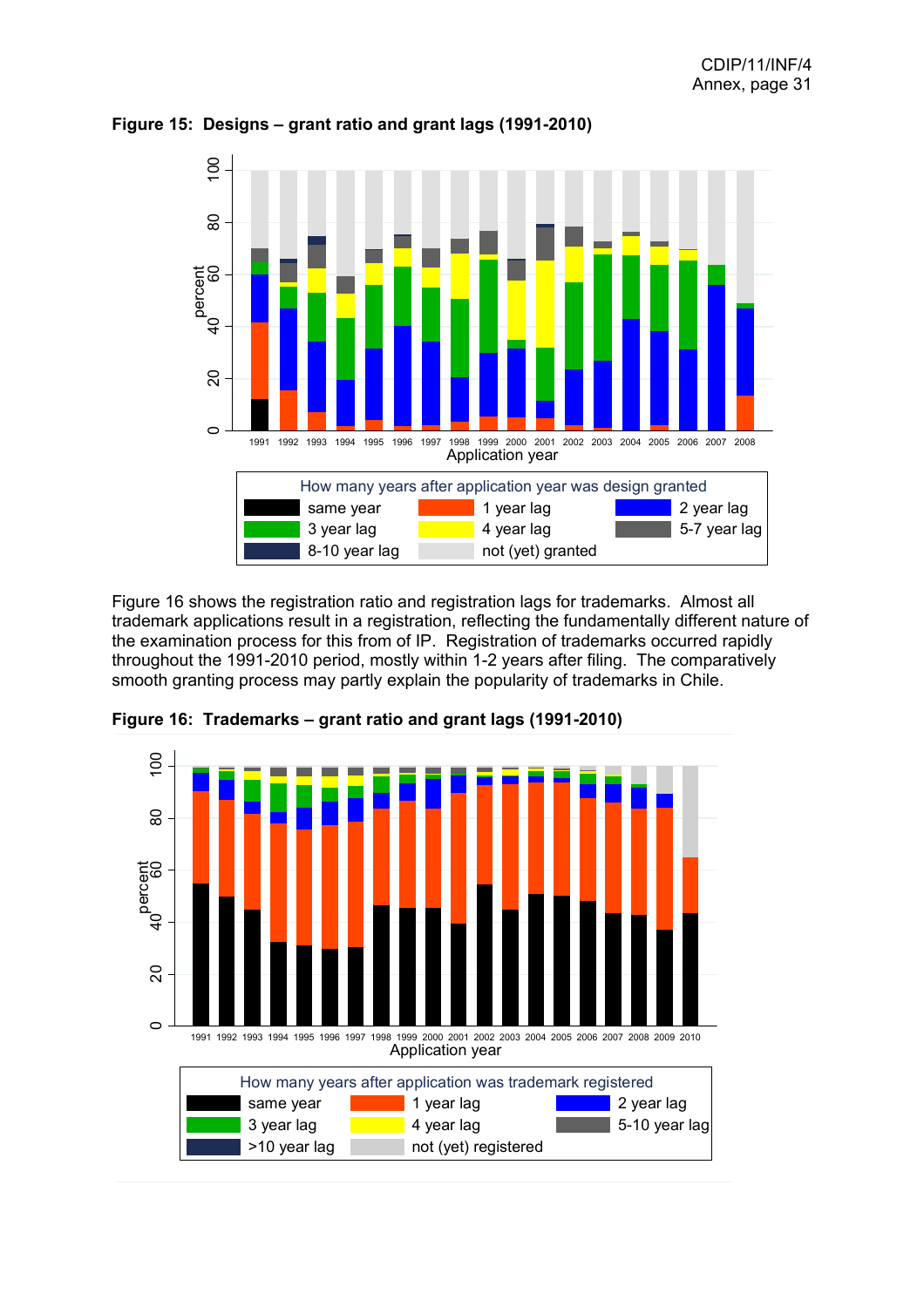**Figure 15: Designs – grant ratio and grant lags (1991-2010)**

Figure 16 shows the registration ratio and registration lags for trademarks. Almost all trademark applications result in a registration, reflecting the fundamentally different nature of the examination process for this from of IP. Registration of trademarks occurred rapidly throughout the 1991-2010 period, mostly within 1-2 years after filing. The comparatively smooth granting process may partly explain the popularity of trademarks in Chile.

**Figure 16: Trademarks – grant ratio and grant lags (1991-2010)**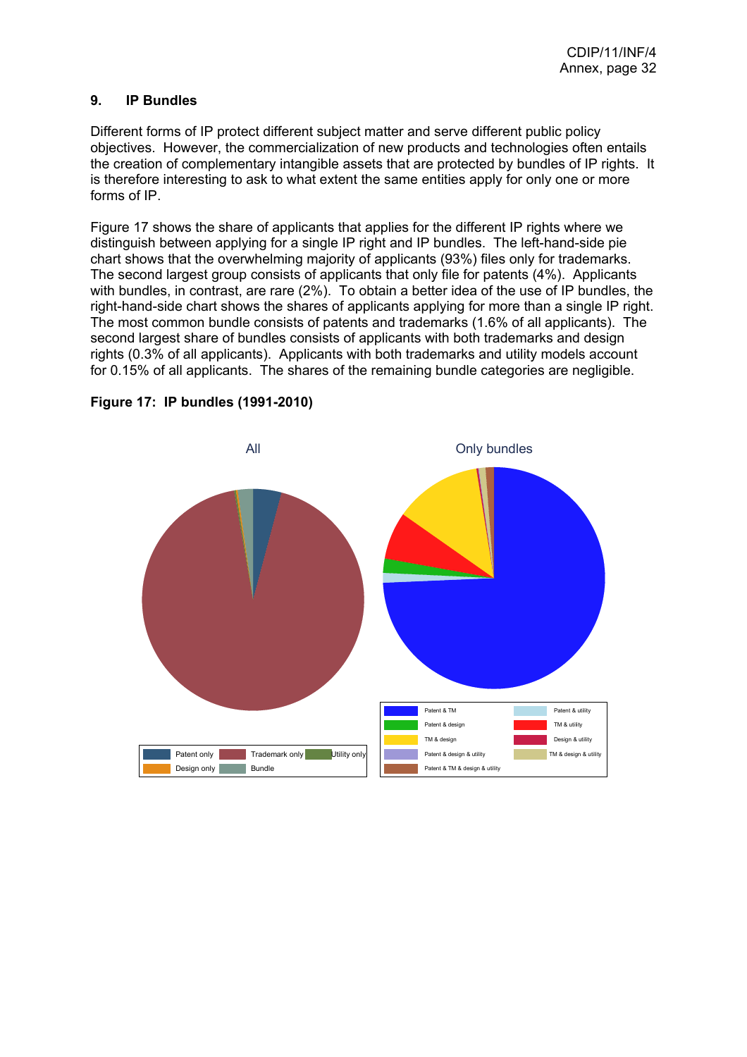## 9. IP Bundles

Different forms of IP protect different subject matter and serve different public policy objectives. However, the commercialization of new products and technologies often entails the creation of complementary intangible assets that are protected by bundles of IP rights. It is therefore interesting to ask to what extent the same entities apply for only one or more forms of IP.

Figure 17 shows the share of applicants that applies for the different IP rights where we distinguish between applying for a single IP right and IP bundles. The left-hand-side pie chart shows that the overwhelming majority of applicants (93%) files only for trademarks. The second largest group consists of applicants that only file for patents (4%). Applicants with bundles, in contrast, are rare (2%). To obtain a better idea of the use of IP bundles, the right-hand-side chart shows the shares of applicants applying for more than a single IP right. The most common bundle consists of patents and trademarks (1.6% of all applicants). The second largest share of bundles consists of applicants with both trademarks and design rights (0.3% of all applicants). Applicants with both trademarks and utility models account for 0.15% of all applicants. The shares of the remaining bundle categories are negligible.

**Figure 17: IP bundles (1991-2010)**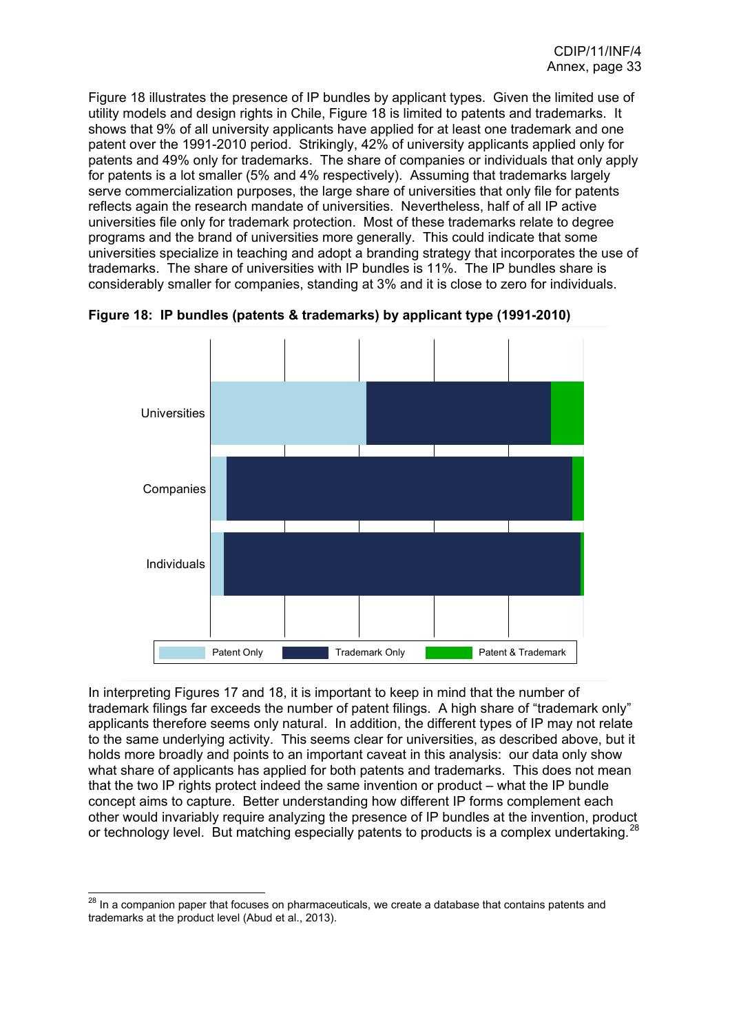Figure 18 illustrates the presence of IP bundles by applicant types. Given the limited use of utility models and design rights in Chile, Figure 18 is limited to patents and trademarks. It shows that 9% of all university applicants have applied for at least one trademark and one patent over the 1991-2010 period. Strikingly, 42% of university applicants applied only for patents and 49% only for trademarks. The share of companies or individuals that only apply for patents is a lot smaller (5% and 4% respectively). Assuming that trademarks largely serve commercialization purposes, the large share of universities that only file for patents reflects again the research mandate of universities. Nevertheless, half of all IP active universities file only for trademark protection. Most of these trademarks relate to degree programs and the brand of universities more generally. This could indicate that some universities specialize in teaching and adopt a branding strategy that incorporates the use of trademarks. The share of universities with IP bundles is 11%. The IP bundles share is considerably smaller for companies, standing at 3% and it is close to zero for individuals.

**Figure 18: IP bundles (patents & trademarks) by applicant type (1991-2010)**

In interpreting Figures 17 and 18, it is important to keep in mind that the number of trademark filings far exceeds the number of patent filings. A high share of "trademark only" applicants therefore seems only natural. In addition, the different types of IP may not relate to the same underlying activity. This seems clear for universities, as described above, but it holds more broadly and points to an important caveat in this analysis: our data only show what share of applicants has applied for both patents and trademarks. This does not mean that the two IP rights protect indeed the same invention or product – what the IP bundle concept aims to capture. Better understanding how different IP forms complement each other would invariably require analyzing the presence of IP bundles at the invention, product or technology level. But matching especially patents to products is a complex undertaking.[28]

[28] In a companion paper that focuses on pharmaceuticals, we create a database that contains patents and trademarks at the product level (Abud et al., 2013).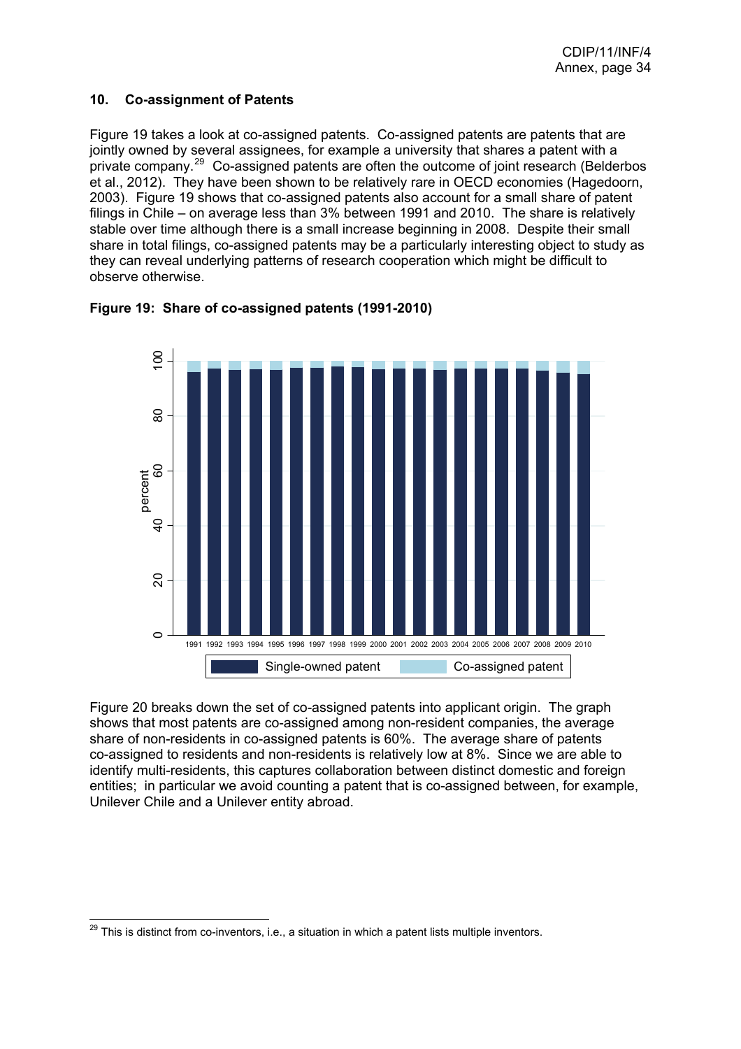## 10. Co-assignment of Patents

Figure 19 takes a look at co-assigned patents. Co-assigned patents are patents that are jointly owned by several assignees, for example a university that shares a patent with a private company.[29] Co-assigned patents are often the outcome of joint research (Belderbos et al., 2012). They have been shown to be relatively rare in OECD economies (Hagedoorn, 2003). Figure 19 shows that co-assigned patents also account for a small share of patent filings in Chile – on average less than 3% between 1991 and 2010. The share is relatively stable over time although there is a small increase beginning in 2008. Despite their small share in total filings, co-assigned patents may be a particularly interesting object to study as they can reveal underlying patterns of research cooperation which might be difficult to observe otherwise.

**Figure 19: Share of co-assigned patents (1991-2010)**

Figure 20 breaks down the set of co-assigned patents into applicant origin. The graph shows that most patents are co-assigned among non-resident companies, the average share of non-residents in co-assigned patents is 60%. The average share of patents co-assigned to residents and non-residents is relatively low at 8%. Since we are able to identify multi-residents, this captures collaboration between distinct domestic and foreign entities; in particular we avoid counting a patent that is co-assigned between, for example, Unilever Chile and a Unilever entity abroad.

[29] This is distinct from co-inventors, i.e., a situation in which a patent lists multiple inventors.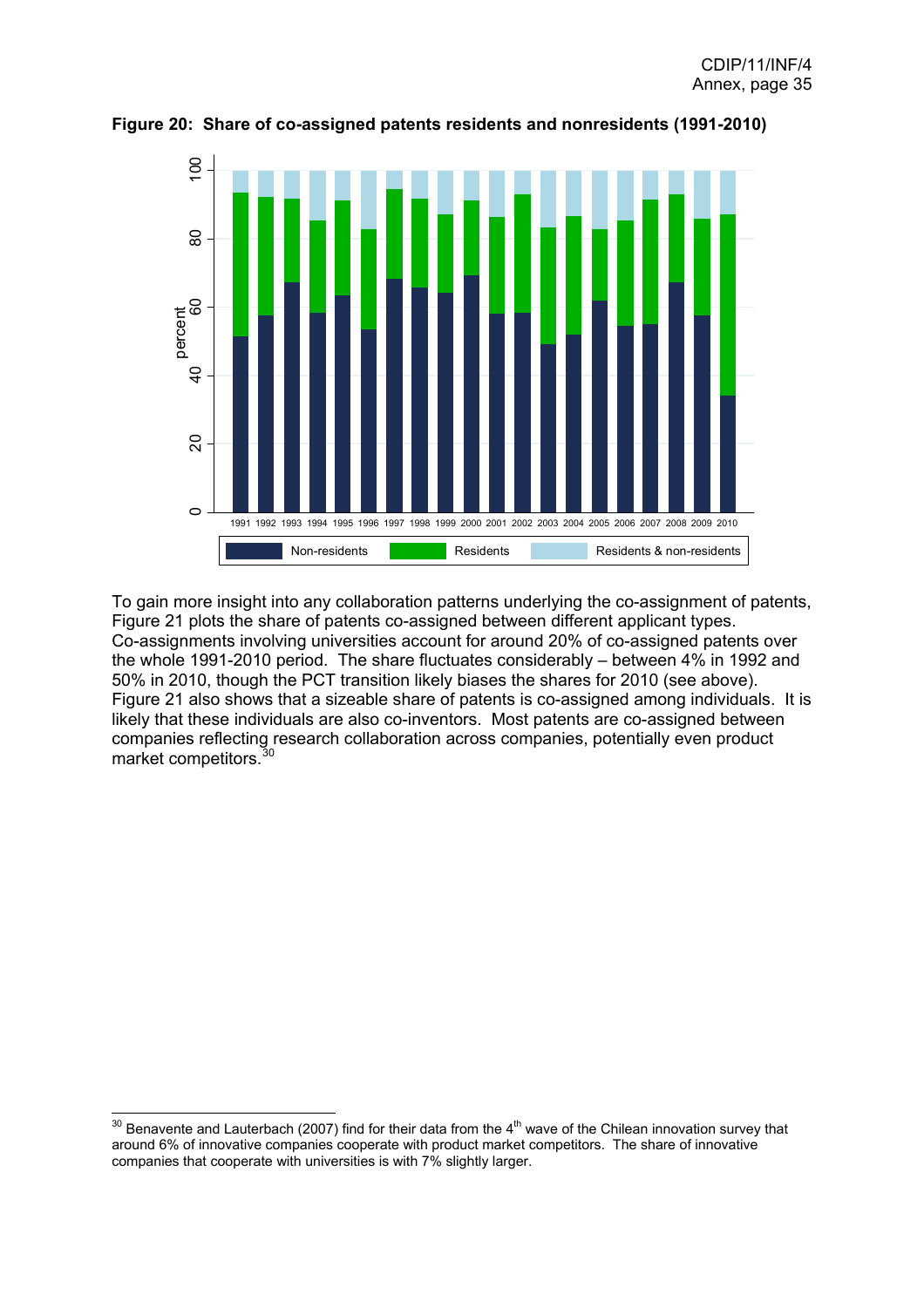**Figure 20: Share of co-assigned patents residents and nonresidents (1991-2010)**

To gain more insight into any collaboration patterns underlying the co-assignment of patents, Figure 21 plots the share of patents co-assigned between different applicant types. Co-assignments involving universities account for around 20% of co-assigned patents over the whole 1991-2010 period. The share fluctuates considerably – between 4% in 1992 and 50% in 2010, though the PCT transition likely biases the shares for 2010 (see above). Figure 21 also shows that a sizeable share of patents is co-assigned among individuals. It is likely that these individuals are also co-inventors. Most patents are co-assigned between companies reflecting research collaboration across companies, potentially even product market competitors.[30]

[30] Benavente and Lauterbach (2007) find for their data from the 4th wave of the Chilean innovation survey that around 6% of innovative companies cooperate with product market competitors. The share of innovative companies that cooperate with universities is with 7% slightly larger.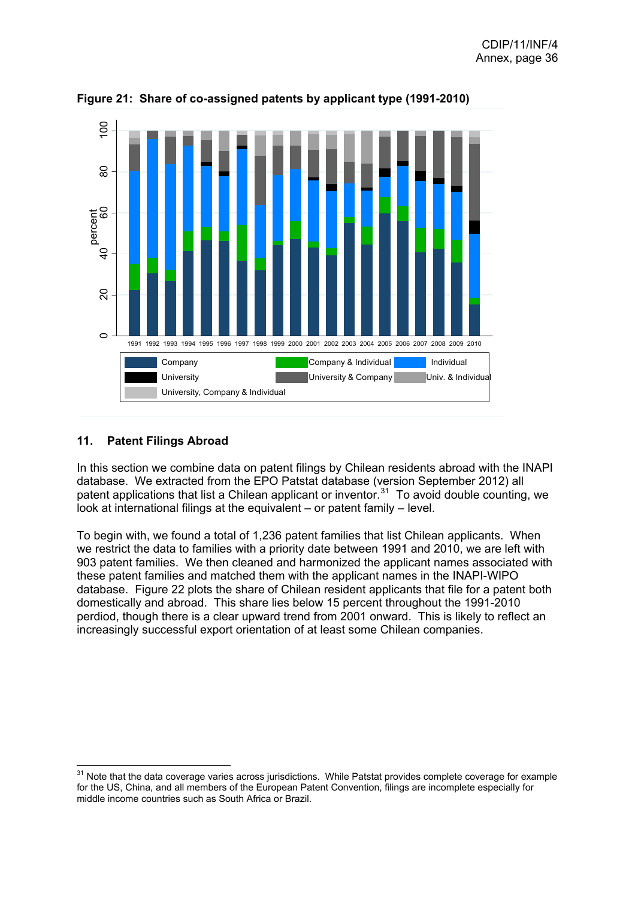**Figure 21: Share of co-assigned patents by applicant type (1991-2010)**

## 11. Patent Filings Abroad

In this section we combine data on patent filings by Chilean residents abroad with the INAPI database. We extracted from the EPO Patstat database (version September 2012) all patent applications that list a Chilean applicant or inventor.[31] To avoid double counting, we look at international filings at the equivalent – or patent family – level.

To begin with, we found a total of 1,236 patent families that list Chilean applicants. When we restrict the data to families with a priority date between 1991 and 2010, we are left with 903 patent families. We then cleaned and harmonized the applicant names associated with these patent families and matched them with the applicant names in the INAPI-WIPO database. Figure 22 plots the share of Chilean resident applicants that file for a patent both domestically and abroad. This share lies below 15 percent throughout the 1991-2010 perdiod, though there is a clear upward trend from 2001 onward. This is likely to reflect an increasingly successful export orientation of at least some Chilean companies.

[31] Note that the data coverage varies across jurisdictions. While Patstat provides complete coverage for example for the US, China, and all members of the European Patent Convention, filings are incomplete especially for middle income countries such as South Africa or Brazil.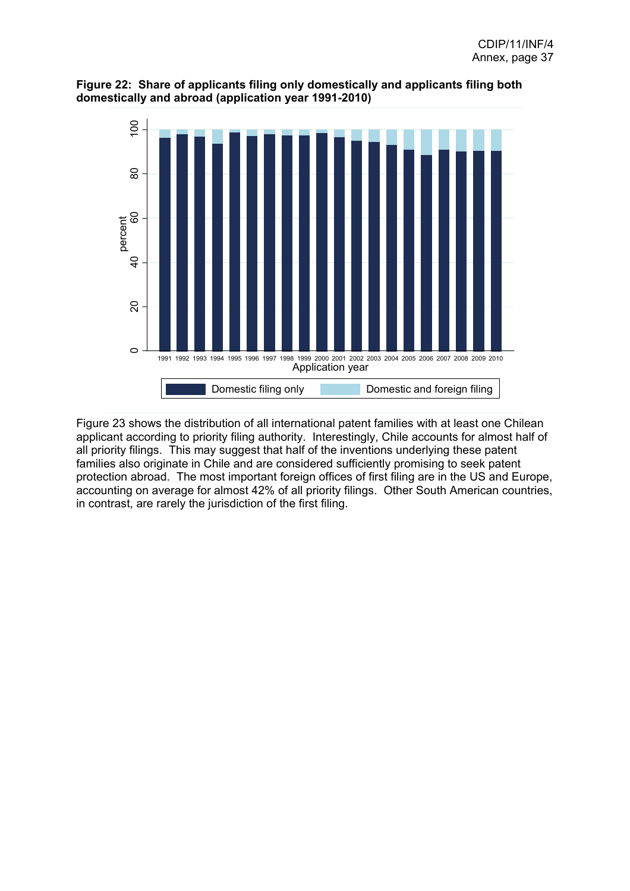**Figure 22: Share of applicants filing only domestically and applicants filing both domestically and abroad (application year 1991-2010)**

Figure 23 shows the distribution of all international patent families with at least one Chilean applicant according to priority filing authority. Interestingly, Chile accounts for almost half of all priority filings. This may suggest that half of the inventions underlying these patent families also originate in Chile and are considered sufficiently promising to seek patent protection abroad. The most important foreign offices of first filing are in the US and Europe, accounting on average for almost 42% of all priority filings. Other South American countries, in contrast, are rarely the jurisdiction of the first filing.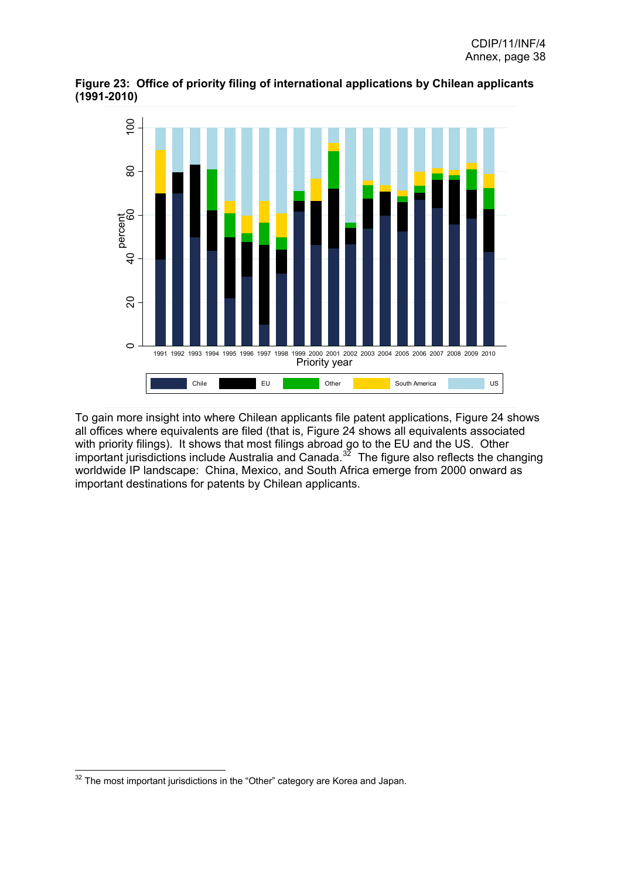**Figure 23: Office of priority filing of international applications by Chilean applicants (1991-2010)**

To gain more insight into where Chilean applicants file patent applications, Figure 24 shows all offices where equivalents are filed (that is, Figure 24 shows all equivalents associated with priority filings). It shows that most filings abroad go to the EU and the US. Other important jurisdictions include Australia and Canada.[32] The figure also reflects the changing worldwide IP landscape: China, Mexico, and South Africa emerge from 2000 onward as important destinations for patents by Chilean applicants.

[32] The most important jurisdictions in the "Other" category are Korea and Japan.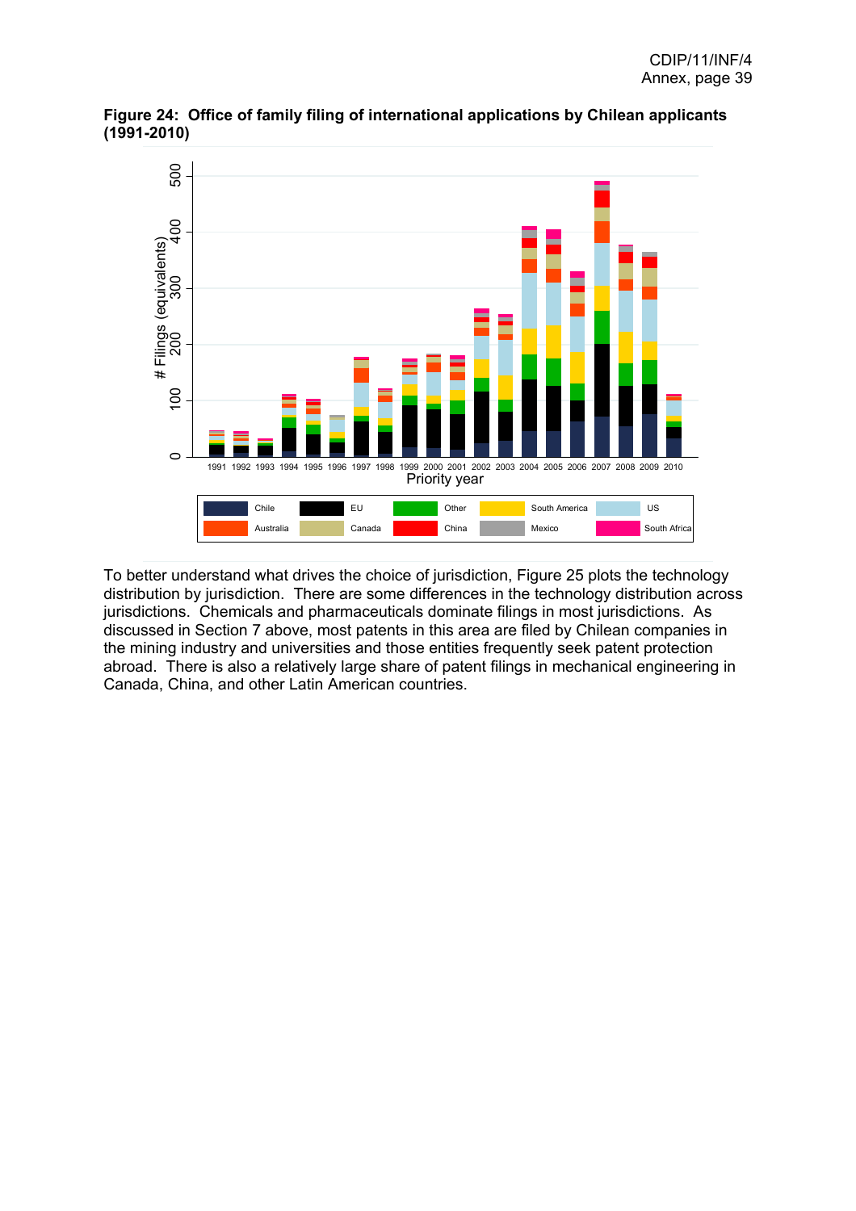**Figure 24: Office of family filing of international applications by Chilean applicants (1991-2010)**

To better understand what drives the choice of jurisdiction, Figure 25 plots the technology distribution by jurisdiction. There are some differences in the technology distribution across jurisdictions. Chemicals and pharmaceuticals dominate filings in most jurisdictions. As discussed in Section 7 above, most patents in this area are filed by Chilean companies in the mining industry and universities and those entities frequently seek patent protection abroad. There is also a relatively large share of patent filings in mechanical engineering in Canada, China, and other Latin American countries.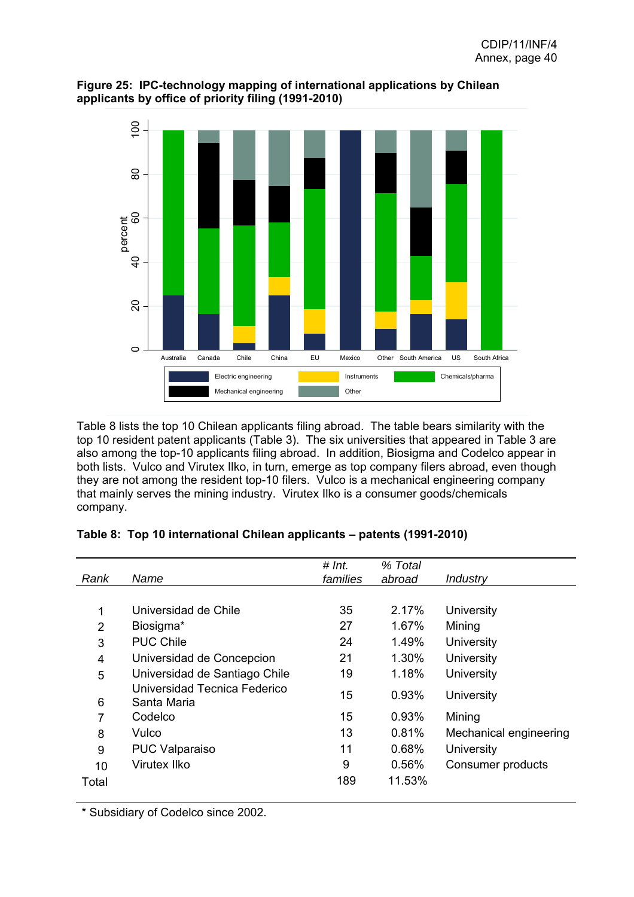**Figure 25: IPC-technology mapping of international applications by Chilean applicants by office of priority filing (1991-2010)**

Table 8 lists the top 10 Chilean applicants filing abroad. The table bears similarity with the top 10 resident patent applicants (Table 3). The six universities that appeared in Table 3 are also among the top-10 applicants filing abroad. In addition, Biosigma and Codelco appear in both lists. Vulco and Virutex Ilko, in turn, emerge as top company filers abroad, even though they are not among the resident top-10 filers. Vulco is a mechanical engineering company that mainly serves the mining industry. Virutex Ilko is a consumer goods/chemicals company.

**Table 8: Top 10 international Chilean applicants – patents (1991-2010)**

| *Rank* | *Name* | *# Int. families* | *% Total abroad* | *Industry* |
|---|---|---|---|---|
| 1 | Universidad de Chile | 35 | 2.17% | University |
| 2 | Biosigma* | 27 | 1.67% | Mining |
| 3 | PUC Chile | 24 | 1.49% | University |
| 4 | Universidad de Concepcion | 21 | 1.30% | University |
| 5 | Universidad de Santiago Chile | 19 | 1.18% | University |
| 6 | Universidad Tecnica Federico Santa Maria | 15 | 0.93% | University |
| 7 | Codelco | 15 | 0.93% | Mining |
| 8 | Vulco | 13 | 0.81% | Mechanical engineering |
| 9 | PUC Valparaiso | 11 | 0.68% | University |
| 10 | Virutex Ilko | 9 | 0.56% | Consumer products |
| Total | | 189 | 11.53% | |

* Subsidiary of Codelco since 2002.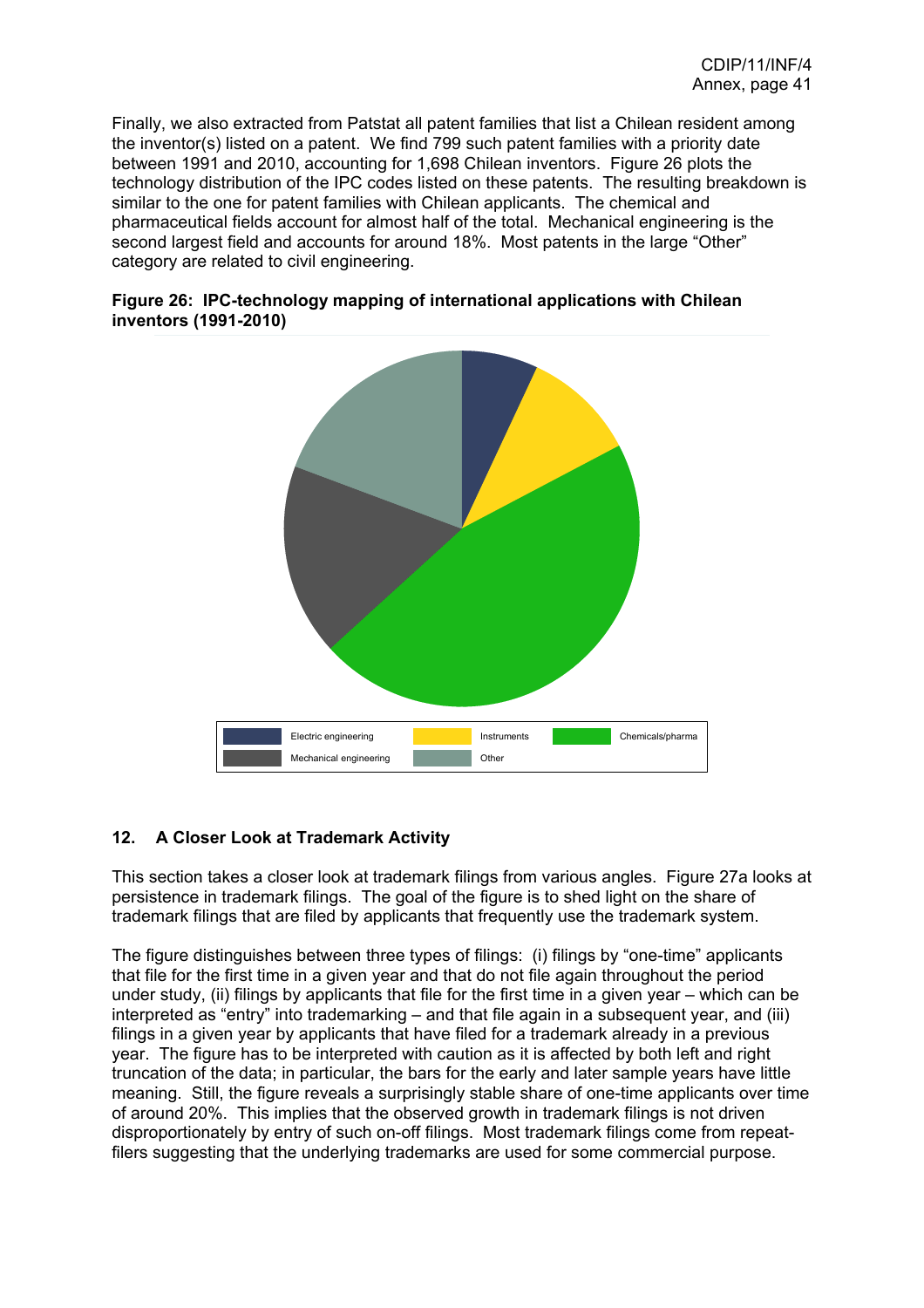Finally, we also extracted from Patstat all patent families that list a Chilean resident among the inventor(s) listed on a patent. We find 799 such patent families with a priority date between 1991 and 2010, accounting for 1,698 Chilean inventors. Figure 26 plots the technology distribution of the IPC codes listed on these patents. The resulting breakdown is similar to the one for patent families with Chilean applicants. The chemical and pharmaceutical fields account for almost half of the total. Mechanical engineering is the second largest field and accounts for around 18%. Most patents in the large "Other" category are related to civil engineering.

**Figure 26: IPC-technology mapping of international applications with Chilean inventors (1991-2010)**

Electric engineering | Instruments | Chemicals/pharma | Mechanical engineering | Other

## 12. A Closer Look at Trademark Activity

This section takes a closer look at trademark filings from various angles. Figure 27a looks at persistence in trademark filings. The goal of the figure is to shed light on the share of trademark filings that are filed by applicants that frequently use the trademark system.

The figure distinguishes between three types of filings: (i) filings by "one-time" applicants that file for the first time in a given year and that do not file again throughout the period under study, (ii) filings by applicants that file for the first time in a given year – which can be interpreted as "entry" into trademarking – and that file again in a subsequent year, and (iii) filings in a given year by applicants that have filed for a trademark already in a previous year. The figure has to be interpreted with caution as it is affected by both left and right truncation of the data; in particular, the bars for the early and later sample years have little meaning. Still, the figure reveals a surprisingly stable share of one-time applicants over time of around 20%. This implies that the observed growth in trademark filings is not driven disproportionately by entry of such on-off filings. Most trademark filings come from repeat-filers suggesting that the underlying trademarks are used for some commercial purpose.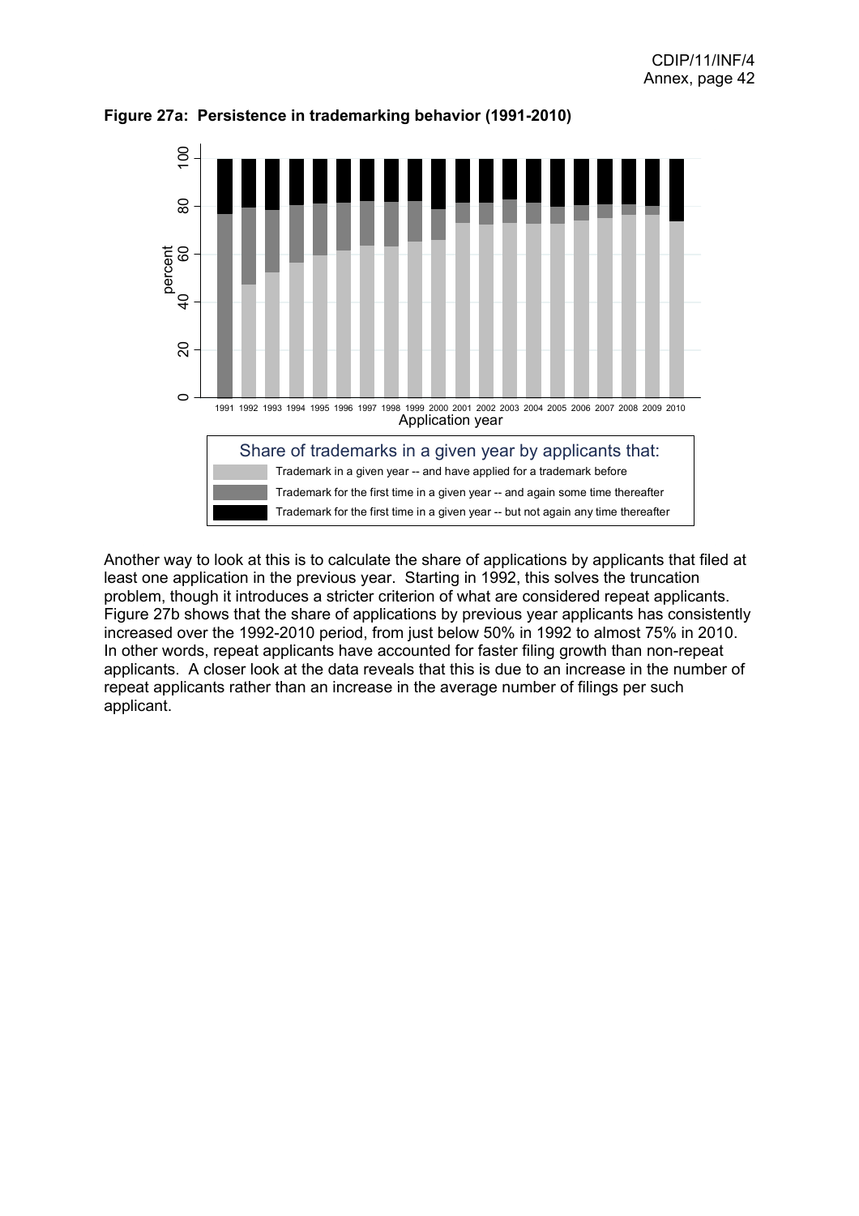**Figure 27a: Persistence in trademarking behavior (1991-2010)**

Share of trademarks in a given year by applicants that:

- Trademark in a given year -- and have applied for a trademark before
- Trademark for the first time in a given year -- and again some time thereafter
- Trademark for the first time in a given year -- but not again any time thereafter

Another way to look at this is to calculate the share of applications by applicants that filed at least one application in the previous year. Starting in 1992, this solves the truncation problem, though it introduces a stricter criterion of what are considered repeat applicants. Figure 27b shows that the share of applications by previous year applicants has consistently increased over the 1992-2010 period, from just below 50% in 1992 to almost 75% in 2010. In other words, repeat applicants have accounted for faster filing growth than non-repeat applicants. A closer look at the data reveals that this is due to an increase in the number of repeat applicants rather than an increase in the average number of filings per such applicant.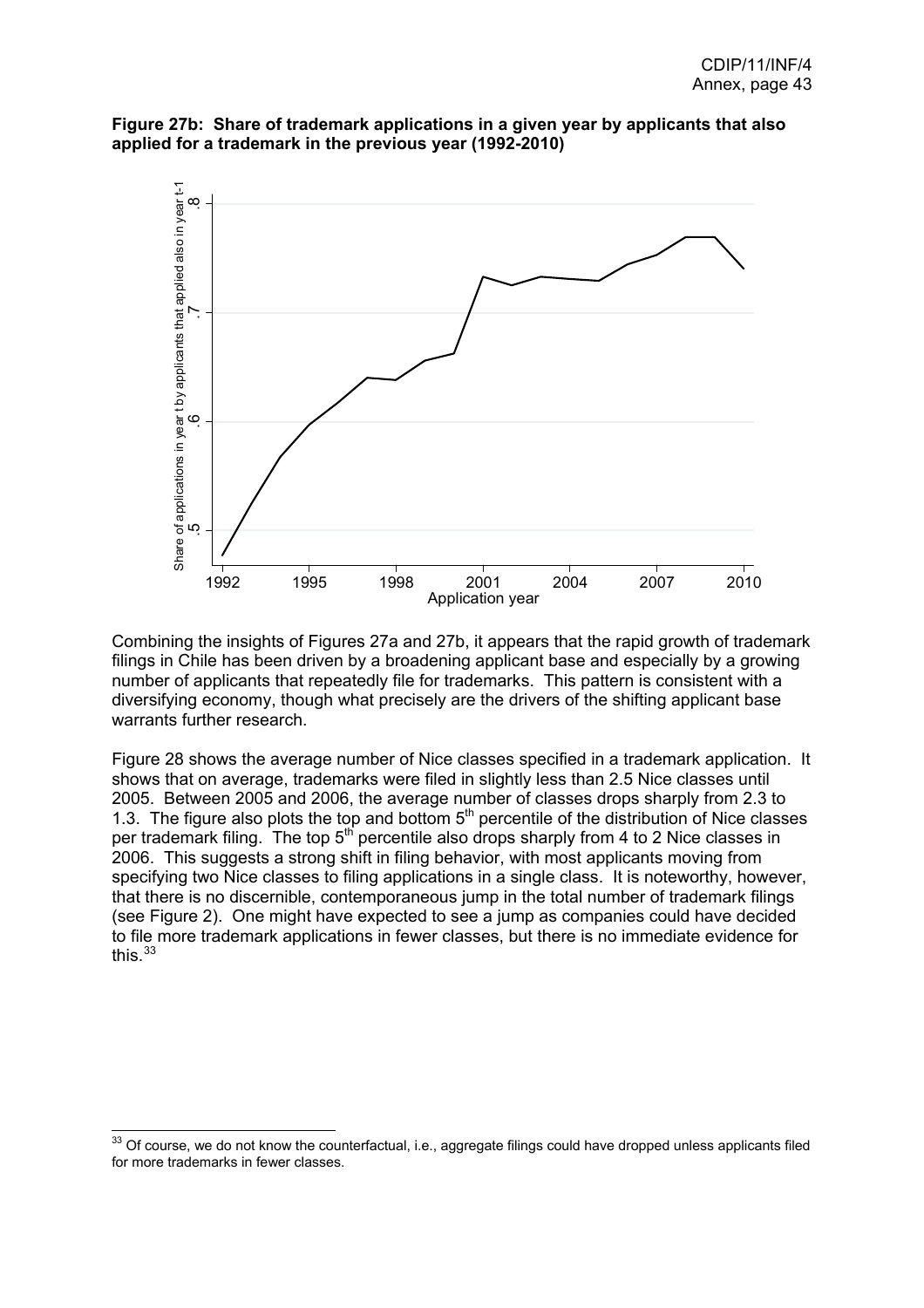**Figure 27b: Share of trademark applications in a given year by applicants that also applied for a trademark in the previous year (1992-2010)**

Combining the insights of Figures 27a and 27b, it appears that the rapid growth of trademark filings in Chile has been driven by a broadening applicant base and especially by a growing number of applicants that repeatedly file for trademarks. This pattern is consistent with a diversifying economy, though what precisely are the drivers of the shifting applicant base warrants further research.

Figure 28 shows the average number of Nice classes specified in a trademark application. It shows that on average, trademarks were filed in slightly less than 2.5 Nice classes until 2005. Between 2005 and 2006, the average number of classes drops sharply from 2.3 to 1.3. The figure also plots the top and bottom 5th percentile of the distribution of Nice classes per trademark filing. The top 5th percentile also drops sharply from 4 to 2 Nice classes in 2006. This suggests a strong shift in filing behavior, with most applicants moving from specifying two Nice classes to filing applications in a single class. It is noteworthy, however, that there is no discernible, contemporaneous jump in the total number of trademark filings (see Figure 2). One might have expected to see a jump as companies could have decided to file more trademark applications in fewer classes, but there is no immediate evidence for this.[33]

[33] Of course, we do not know the counterfactual, i.e., aggregate filings could have dropped unless applicants filed for more trademarks in fewer classes.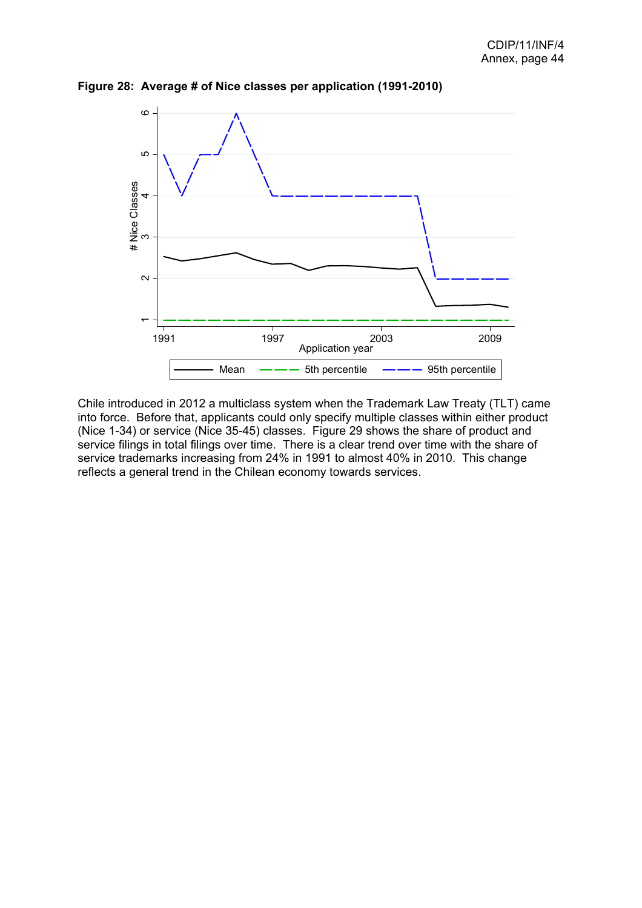**Figure 28: Average # of Nice classes per application (1991-2010)**

Chile introduced in 2012 a multiclass system when the Trademark Law Treaty (TLT) came into force. Before that, applicants could only specify multiple classes within either product (Nice 1-34) or service (Nice 35-45) classes. Figure 29 shows the share of product and service filings in total filings over time. There is a clear trend over time with the share of service trademarks increasing from 24% in 1991 to almost 40% in 2010. This change reflects a general trend in the Chilean economy towards services.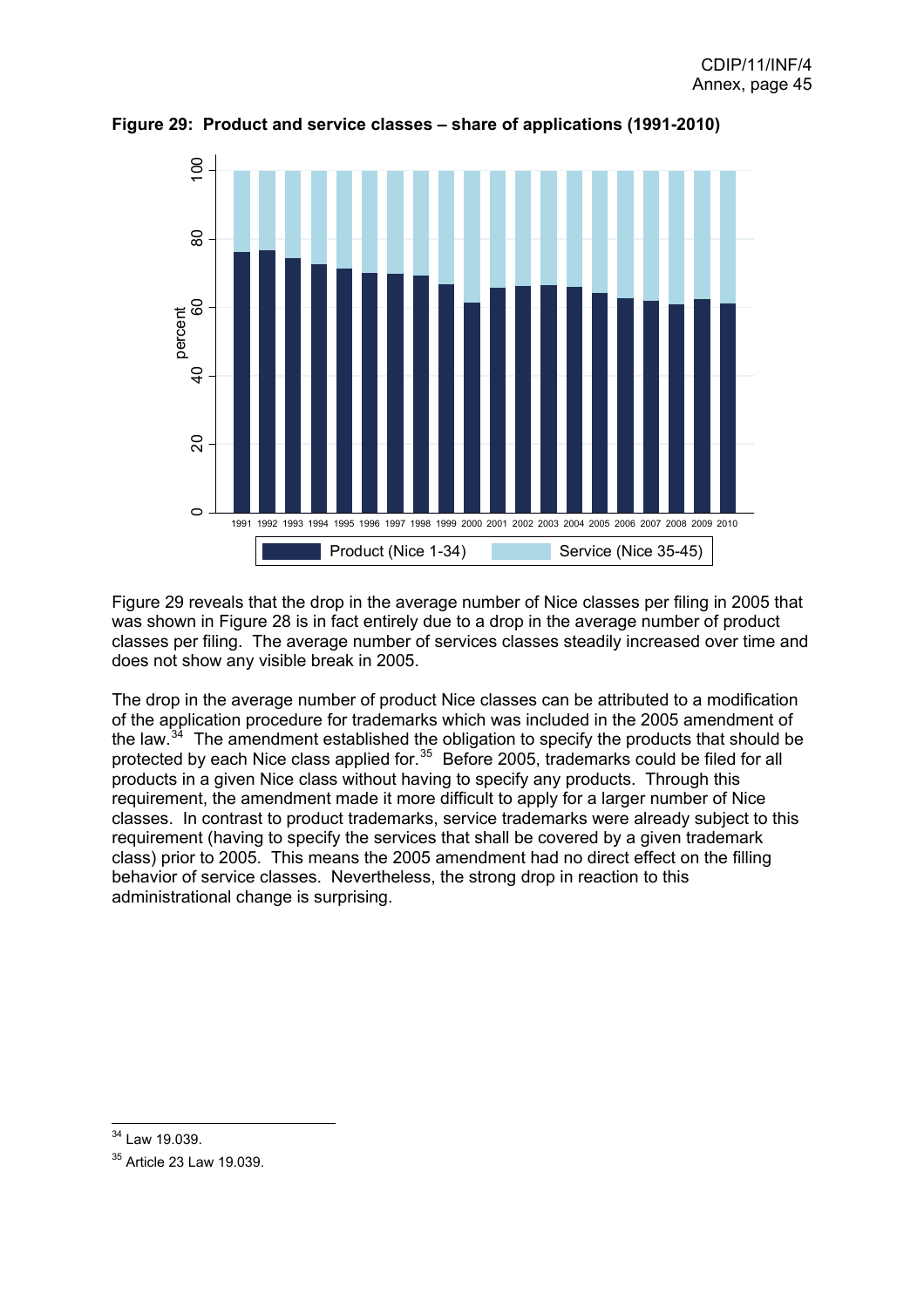**Figure 29: Product and service classes – share of applications (1991-2010)**

Figure 29 reveals that the drop in the average number of Nice classes per filing in 2005 that was shown in Figure 28 is in fact entirely due to a drop in the average number of product classes per filing. The average number of services classes steadily increased over time and does not show any visible break in 2005.

The drop in the average number of product Nice classes can be attributed to a modification of the application procedure for trademarks which was included in the 2005 amendment of the law.[34] The amendment established the obligation to specify the products that should be protected by each Nice class applied for.[35] Before 2005, trademarks could be filed for all products in a given Nice class without having to specify any products. Through this requirement, the amendment made it more difficult to apply for a larger number of Nice classes. In contrast to product trademarks, service trademarks were already subject to this requirement (having to specify the services that shall be covered by a given trademark class) prior to 2005. This means the 2005 amendment had no direct effect on the filling behavior of service classes. Nevertheless, the strong drop in reaction to this administrational change is surprising.

[34] Law 19.039.

[35] Article 23 Law 19.039.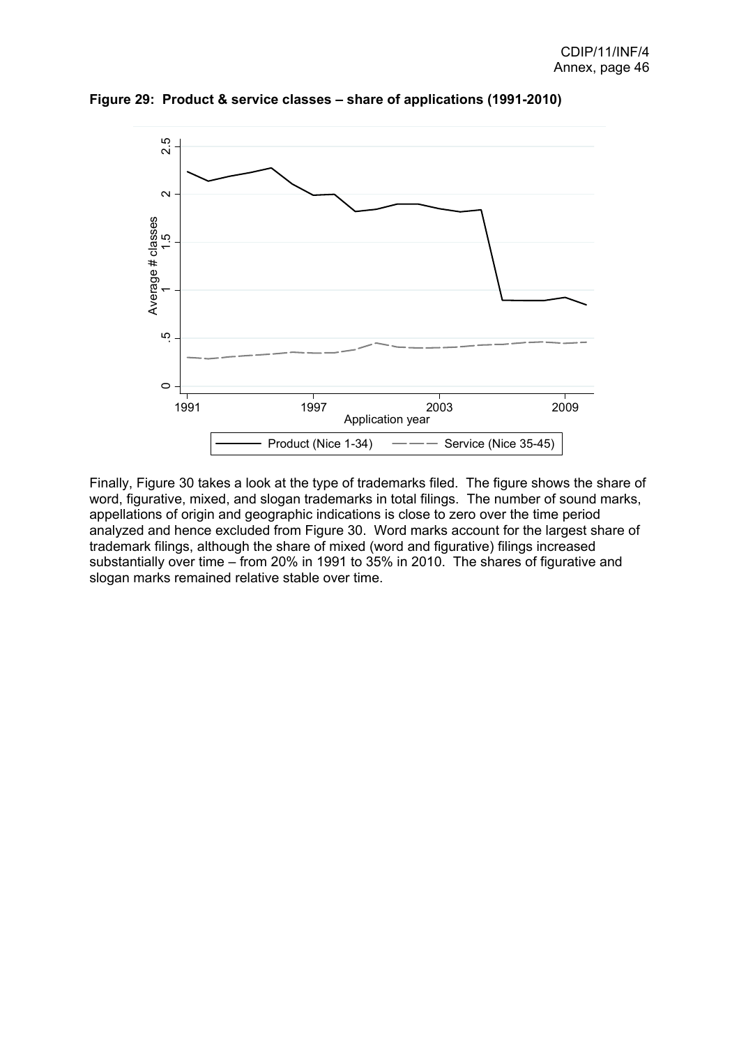**Figure 29: Product & service classes – share of applications (1991-2010)**

Finally, Figure 30 takes a look at the type of trademarks filed. The figure shows the share of word, figurative, mixed, and slogan trademarks in total filings. The number of sound marks, appellations of origin and geographic indications is close to zero over the time period analyzed and hence excluded from Figure 30. Word marks account for the largest share of trademark filings, although the share of mixed (word and figurative) filings increased substantially over time – from 20% in 1991 to 35% in 2010. The shares of figurative and slogan marks remained relative stable over time.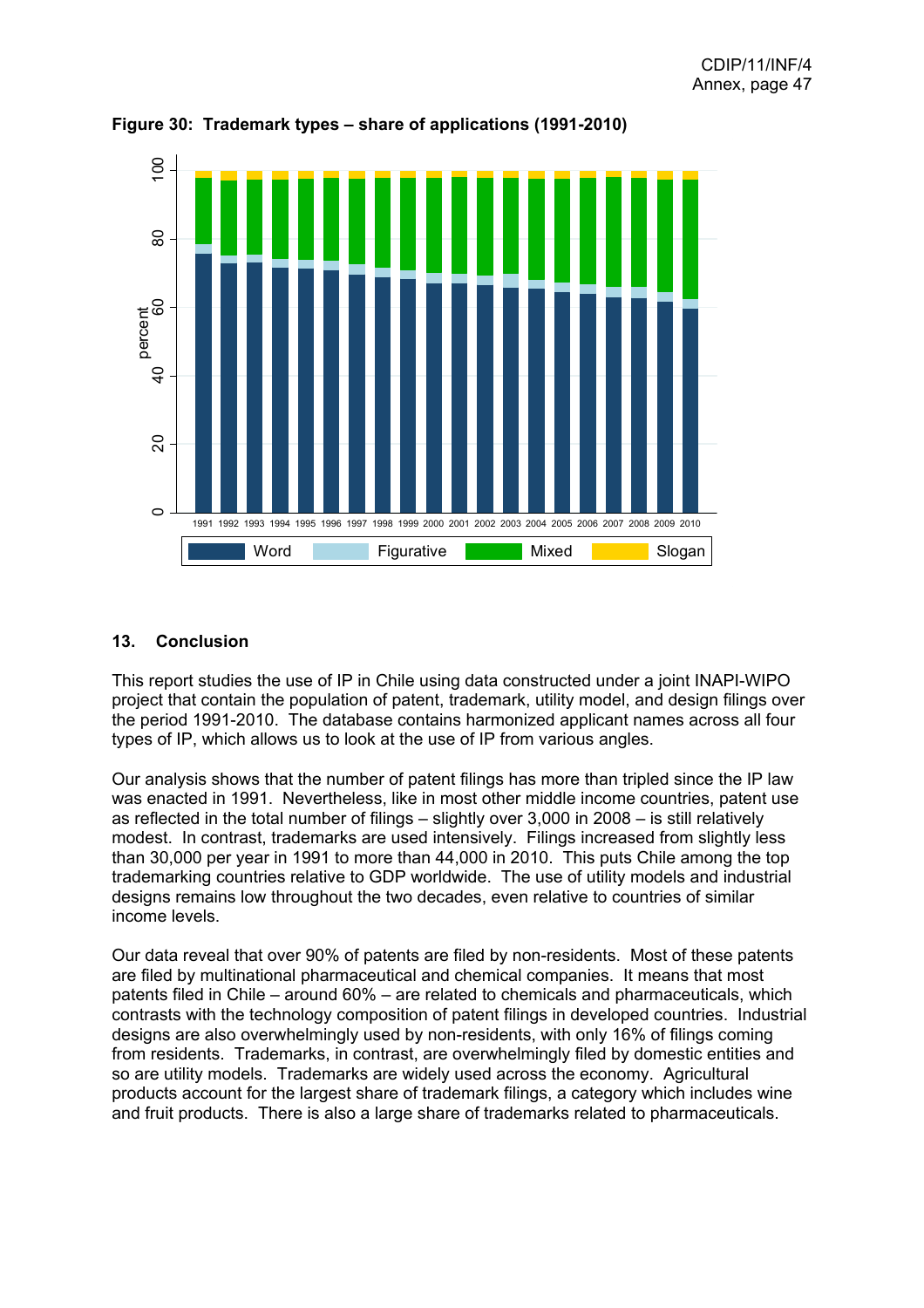**Figure 30: Trademark types – share of applications (1991-2010)**

## 13. Conclusion

This report studies the use of IP in Chile using data constructed under a joint INAPI-WIPO project that contain the population of patent, trademark, utility model, and design filings over the period 1991-2010. The database contains harmonized applicant names across all four types of IP, which allows us to look at the use of IP from various angles.

Our analysis shows that the number of patent filings has more than tripled since the IP law was enacted in 1991. Nevertheless, like in most other middle income countries, patent use as reflected in the total number of filings – slightly over 3,000 in 2008 – is still relatively modest. In contrast, trademarks are used intensively. Filings increased from slightly less than 30,000 per year in 1991 to more than 44,000 in 2010. This puts Chile among the top trademarking countries relative to GDP worldwide. The use of utility models and industrial designs remains low throughout the two decades, even relative to countries of similar income levels.

Our data reveal that over 90% of patents are filed by non-residents. Most of these patents are filed by multinational pharmaceutical and chemical companies. It means that most patents filed in Chile – around 60% – are related to chemicals and pharmaceuticals, which contrasts with the technology composition of patent filings in developed countries. Industrial designs are also overwhelmingly used by non-residents, with only 16% of filings coming from residents. Trademarks, in contrast, are overwhelmingly filed by domestic entities and so are utility models. Trademarks are widely used across the economy. Agricultural products account for the largest share of trademark filings, a category which includes wine and fruit products. There is also a large share of trademarks related to pharmaceuticals.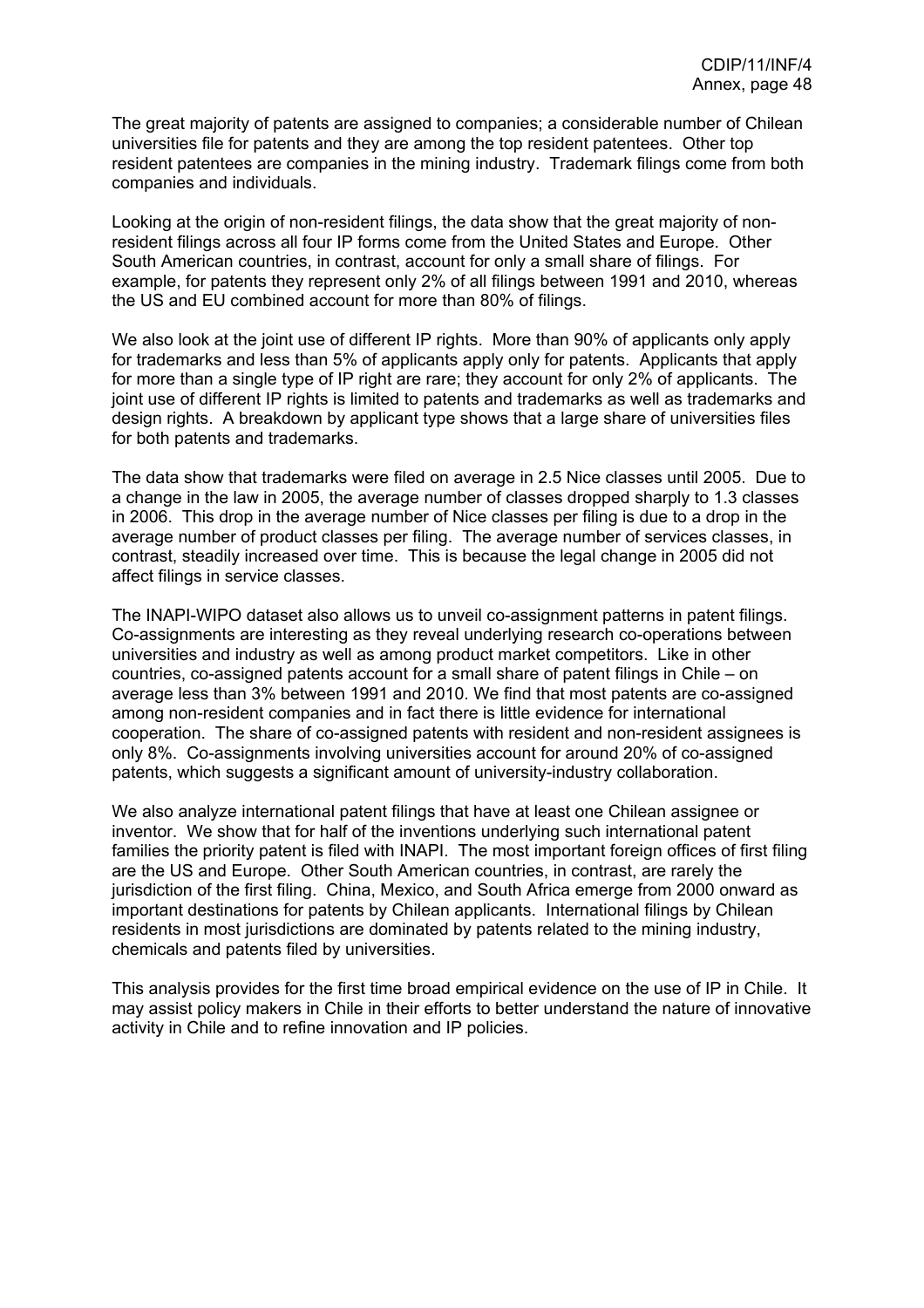The great majority of patents are assigned to companies; a considerable number of Chilean universities file for patents and they are among the top resident patentees. Other top resident patentees are companies in the mining industry. Trademark filings come from both companies and individuals.

Looking at the origin of non-resident filings, the data show that the great majority of non-resident filings across all four IP forms come from the United States and Europe. Other South American countries, in contrast, account for only a small share of filings. For example, for patents they represent only 2% of all filings between 1991 and 2010, whereas the US and EU combined account for more than 80% of filings.

We also look at the joint use of different IP rights. More than 90% of applicants only apply for trademarks and less than 5% of applicants apply only for patents. Applicants that apply for more than a single type of IP right are rare; they account for only 2% of applicants. The joint use of different IP rights is limited to patents and trademarks as well as trademarks and design rights. A breakdown by applicant type shows that a large share of universities files for both patents and trademarks.

The data show that trademarks were filed on average in 2.5 Nice classes until 2005. Due to a change in the law in 2005, the average number of classes dropped sharply to 1.3 classes in 2006. This drop in the average number of Nice classes per filing is due to a drop in the average number of product classes per filing. The average number of services classes, in contrast, steadily increased over time. This is because the legal change in 2005 did not affect filings in service classes.

The INAPI-WIPO dataset also allows us to unveil co-assignment patterns in patent filings. Co-assignments are interesting as they reveal underlying research co-operations between universities and industry as well as among product market competitors. Like in other countries, co-assigned patents account for a small share of patent filings in Chile – on average less than 3% between 1991 and 2010. We find that most patents are co-assigned among non-resident companies and in fact there is little evidence for international cooperation. The share of co-assigned patents with resident and non-resident assignees is only 8%. Co-assignments involving universities account for around 20% of co-assigned patents, which suggests a significant amount of university-industry collaboration.

We also analyze international patent filings that have at least one Chilean assignee or inventor. We show that for half of the inventions underlying such international patent families the priority patent is filed with INAPI. The most important foreign offices of first filing are the US and Europe. Other South American countries, in contrast, are rarely the jurisdiction of the first filing. China, Mexico, and South Africa emerge from 2000 onward as important destinations for patents by Chilean applicants. International filings by Chilean residents in most jurisdictions are dominated by patents related to the mining industry, chemicals and patents filed by universities.

This analysis provides for the first time broad empirical evidence on the use of IP in Chile. It may assist policy makers in Chile in their efforts to better understand the nature of innovative activity in Chile and to refine innovation and IP policies.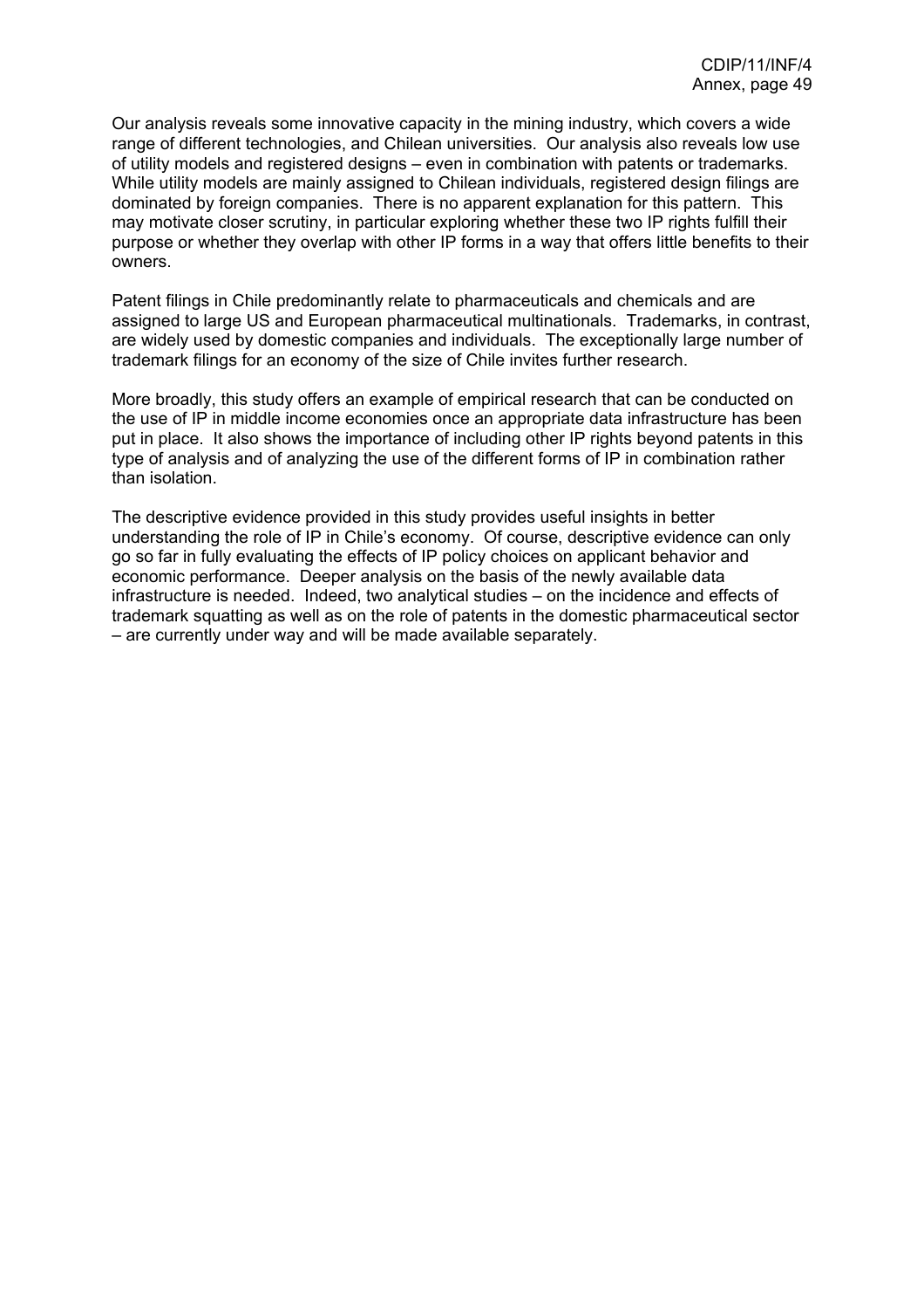Our analysis reveals some innovative capacity in the mining industry, which covers a wide range of different technologies, and Chilean universities. Our analysis also reveals low use of utility models and registered designs – even in combination with patents or trademarks. While utility models are mainly assigned to Chilean individuals, registered design filings are dominated by foreign companies. There is no apparent explanation for this pattern. This may motivate closer scrutiny, in particular exploring whether these two IP rights fulfill their purpose or whether they overlap with other IP forms in a way that offers little benefits to their owners.

Patent filings in Chile predominantly relate to pharmaceuticals and chemicals and are assigned to large US and European pharmaceutical multinationals. Trademarks, in contrast, are widely used by domestic companies and individuals. The exceptionally large number of trademark filings for an economy of the size of Chile invites further research.

More broadly, this study offers an example of empirical research that can be conducted on the use of IP in middle income economies once an appropriate data infrastructure has been put in place. It also shows the importance of including other IP rights beyond patents in this type of analysis and of analyzing the use of the different forms of IP in combination rather than isolation.

The descriptive evidence provided in this study provides useful insights in better understanding the role of IP in Chile's economy. Of course, descriptive evidence can only go so far in fully evaluating the effects of IP policy choices on applicant behavior and economic performance. Deeper analysis on the basis of the newly available data infrastructure is needed. Indeed, two analytical studies – on the incidence and effects of trademark squatting as well as on the role of patents in the domestic pharmaceutical sector – are currently under way and will be made available separately.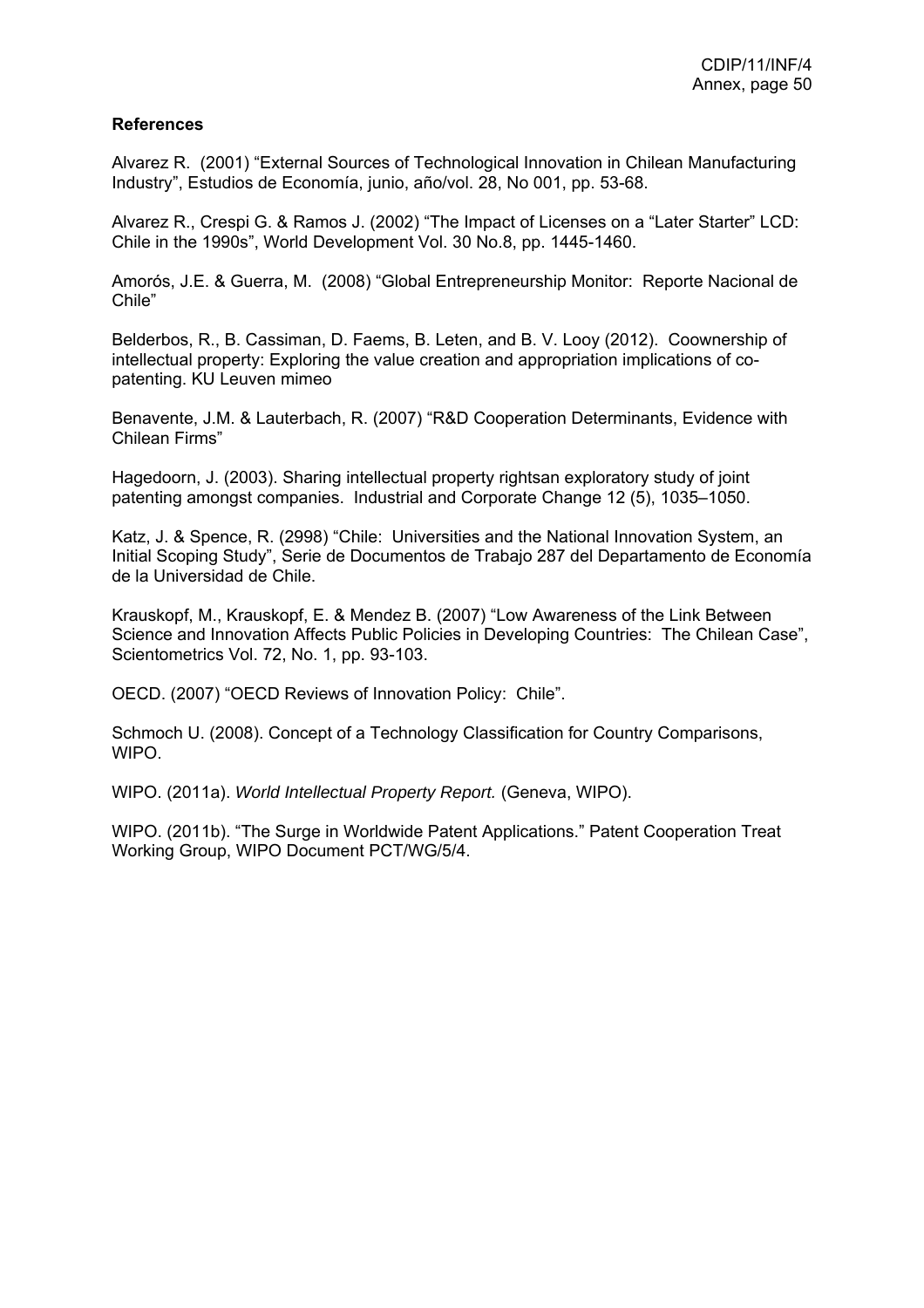**References**

Alvarez R. (2001) "External Sources of Technological Innovation in Chilean Manufacturing Industry", Estudios de Economía, junio, año/vol. 28, No 001, pp. 53-68.

Alvarez R., Crespi G. & Ramos J. (2002) "The Impact of Licenses on a "Later Starter" LCD: Chile in the 1990s", World Development Vol. 30 No.8, pp. 1445-1460.

Amorós, J.E. & Guerra, M. (2008) "Global Entrepreneurship Monitor: Reporte Nacional de Chile"

Belderbos, R., B. Cassiman, D. Faems, B. Leten, and B. V. Looy (2012). Coownership of intellectual property: Exploring the value creation and appropriation implications of co-patenting. KU Leuven mimeo

Benavente, J.M. & Lauterbach, R. (2007) "R&D Cooperation Determinants, Evidence with Chilean Firms"

Hagedoorn, J. (2003). Sharing intellectual property rightsan exploratory study of joint patenting amongst companies. Industrial and Corporate Change 12 (5), 1035–1050.

Katz, J. & Spence, R. (2998) "Chile: Universities and the National Innovation System, an Initial Scoping Study", Serie de Documentos de Trabajo 287 del Departamento de Economía de la Universidad de Chile.

Krauskopf, M., Krauskopf, E. & Mendez B. (2007) "Low Awareness of the Link Between Science and Innovation Affects Public Policies in Developing Countries: The Chilean Case", Scientometrics Vol. 72, No. 1, pp. 93-103.

OECD. (2007) "OECD Reviews of Innovation Policy: Chile".

Schmoch U. (2008). Concept of a Technology Classification for Country Comparisons, WIPO.

WIPO. (2011a). *World Intellectual Property Report.* (Geneva, WIPO).

WIPO. (2011b). "The Surge in Worldwide Patent Applications." Patent Cooperation Treat Working Group, WIPO Document PCT/WG/5/4.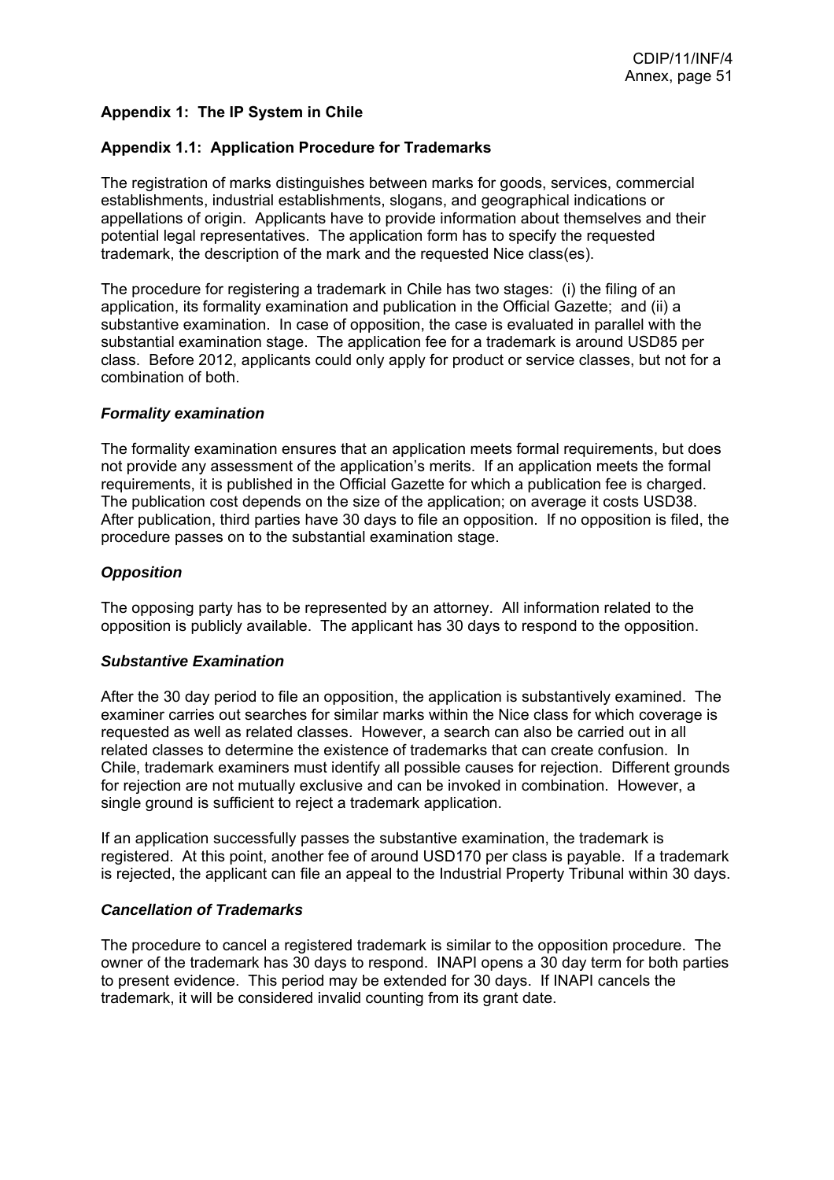## Appendix 1: The IP System in Chile

### Appendix 1.1: Application Procedure for Trademarks

The registration of marks distinguishes between marks for goods, services, commercial establishments, industrial establishments, slogans, and geographical indications or appellations of origin. Applicants have to provide information about themselves and their potential legal representatives. The application form has to specify the requested trademark, the description of the mark and the requested Nice class(es).

The procedure for registering a trademark in Chile has two stages: (i) the filing of an application, its formality examination and publication in the Official Gazette; and (ii) a substantive examination. In case of opposition, the case is evaluated in parallel with the substantial examination stage. The application fee for a trademark is around USD85 per class. Before 2012, applicants could only apply for product or service classes, but not for a combination of both.

#### *Formality examination*

The formality examination ensures that an application meets formal requirements, but does not provide any assessment of the application's merits. If an application meets the formal requirements, it is published in the Official Gazette for which a publication fee is charged. The publication cost depends on the size of the application; on average it costs USD38. After publication, third parties have 30 days to file an opposition. If no opposition is filed, the procedure passes on to the substantial examination stage.

#### *Opposition*

The opposing party has to be represented by an attorney. All information related to the opposition is publicly available. The applicant has 30 days to respond to the opposition.

#### *Substantive Examination*

After the 30 day period to file an opposition, the application is substantively examined. The examiner carries out searches for similar marks within the Nice class for which coverage is requested as well as related classes. However, a search can also be carried out in all related classes to determine the existence of trademarks that can create confusion. In Chile, trademark examiners must identify all possible causes for rejection. Different grounds for rejection are not mutually exclusive and can be invoked in combination. However, a single ground is sufficient to reject a trademark application.

If an application successfully passes the substantive examination, the trademark is registered. At this point, another fee of around USD170 per class is payable. If a trademark is rejected, the applicant can file an appeal to the Industrial Property Tribunal within 30 days.

#### *Cancellation of Trademarks*

The procedure to cancel a registered trademark is similar to the opposition procedure. The owner of the trademark has 30 days to respond. INAPI opens a 30 day term for both parties to present evidence. This period may be extended for 30 days. If INAPI cancels the trademark, it will be considered invalid counting from its grant date.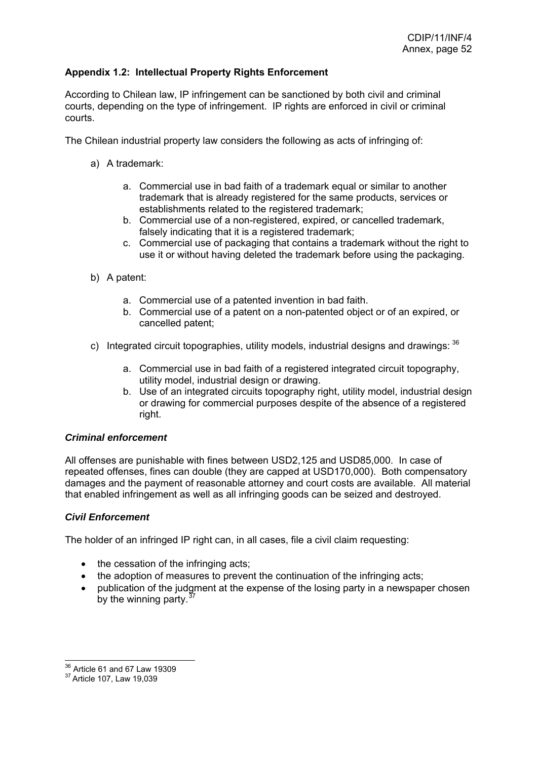### Appendix 1.2: Intellectual Property Rights Enforcement

According to Chilean law, IP infringement can be sanctioned by both civil and criminal courts, depending on the type of infringement. IP rights are enforced in civil or criminal courts.

The Chilean industrial property law considers the following as acts of infringing of:

a) A trademark:

   a. Commercial use in bad faith of a trademark equal or similar to another trademark that is already registered for the same products, services or establishments related to the registered trademark;
   b. Commercial use of a non-registered, expired, or cancelled trademark, falsely indicating that it is a registered trademark;
   c. Commercial use of packaging that contains a trademark without the right to use it or without having deleted the trademark before using the packaging.

b) A patent:

   a. Commercial use of a patented invention in bad faith.
   b. Commercial use of a patent on a non-patented object or of an expired, or cancelled patent;

c) Integrated circuit topographies, utility models, industrial designs and drawings: [36]

   a. Commercial use in bad faith of a registered integrated circuit topography, utility model, industrial design or drawing.
   b. Use of an integrated circuits topography right, utility model, industrial design or drawing for commercial purposes despite of the absence of a registered right.

#### *Criminal enforcement*

All offenses are punishable with fines between USD2,125 and USD85,000. In case of repeated offenses, fines can double (they are capped at USD170,000). Both compensatory damages and the payment of reasonable attorney and court costs are available. All material that enabled infringement as well as all infringing goods can be seized and destroyed.

#### *Civil Enforcement*

The holder of an infringed IP right can, in all cases, file a civil claim requesting:

- the cessation of the infringing acts;
- the adoption of measures to prevent the continuation of the infringing acts;
- publication of the judgment at the expense of the losing party in a newspaper chosen by the winning party.[37]

---

[36] Article 61 and 67 Law 19309

[37] Article 107, Law 19,039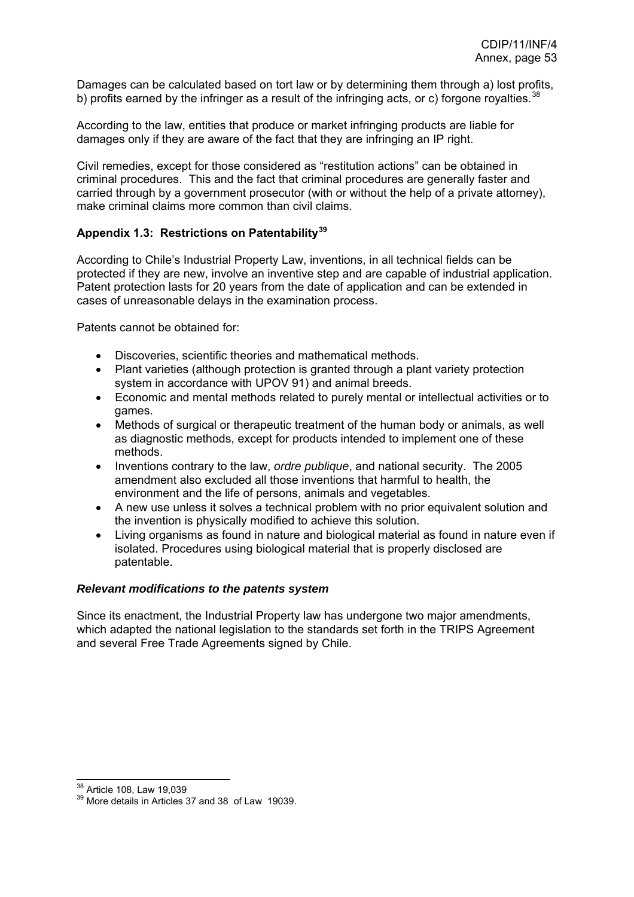Damages can be calculated based on tort law or by determining them through a) lost profits, b) profits earned by the infringer as a result of the infringing acts, or c) forgone royalties.[38]

According to the law, entities that produce or market infringing products are liable for damages only if they are aware of the fact that they are infringing an IP right.

Civil remedies, except for those considered as "restitution actions" can be obtained in criminal procedures. This and the fact that criminal procedures are generally faster and carried through by a government prosecutor (with or without the help of a private attorney), make criminal claims more common than civil claims.

### Appendix 1.3: Restrictions on Patentability[39]

According to Chile's Industrial Property Law, inventions, in all technical fields can be protected if they are new, involve an inventive step and are capable of industrial application. Patent protection lasts for 20 years from the date of application and can be extended in cases of unreasonable delays in the examination process.

Patents cannot be obtained for:

- Discoveries, scientific theories and mathematical methods.
- Plant varieties (although protection is granted through a plant variety protection system in accordance with UPOV 91) and animal breeds.
- Economic and mental methods related to purely mental or intellectual activities or to games.
- Methods of surgical or therapeutic treatment of the human body or animals, as well as diagnostic methods, except for products intended to implement one of these methods.
- Inventions contrary to the law, *ordre publique*, and national security. The 2005 amendment also excluded all those inventions that harmful to health, the environment and the life of persons, animals and vegetables.
- A new use unless it solves a technical problem with no prior equivalent solution and the invention is physically modified to achieve this solution.
- Living organisms as found in nature and biological material as found in nature even if isolated. Procedures using biological material that is properly disclosed are patentable.

#### ***Relevant modifications to the patents system***

Since its enactment, the Industrial Property law has undergone two major amendments, which adapted the national legislation to the standards set forth in the TRIPS Agreement and several Free Trade Agreements signed by Chile.

---

[38] Article 108, Law 19,039

[39] More details in Articles 37 and 38 of Law 19039.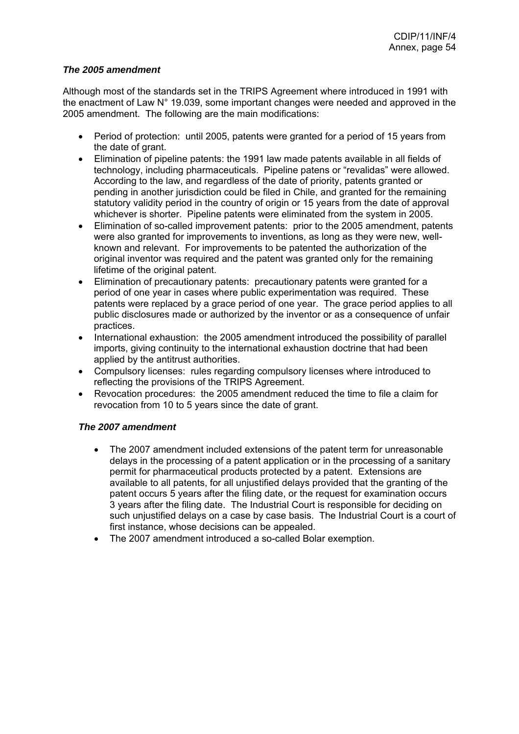### *The 2005 amendment*

Although most of the standards set in the TRIPS Agreement where introduced in 1991 with the enactment of Law N° 19.039, some important changes were needed and approved in the 2005 amendment. The following are the main modifications:

- Period of protection: until 2005, patents were granted for a period of 15 years from the date of grant.
- Elimination of pipeline patents: the 1991 law made patents available in all fields of technology, including pharmaceuticals. Pipeline patens or "revalidas" were allowed. According to the law, and regardless of the date of priority, patents granted or pending in another jurisdiction could be filed in Chile, and granted for the remaining statutory validity period in the country of origin or 15 years from the date of approval whichever is shorter. Pipeline patents were eliminated from the system in 2005.
- Elimination of so-called improvement patents: prior to the 2005 amendment, patents were also granted for improvements to inventions, as long as they were new, well-known and relevant. For improvements to be patented the authorization of the original inventor was required and the patent was granted only for the remaining lifetime of the original patent.
- Elimination of precautionary patents: precautionary patents were granted for a period of one year in cases where public experimentation was required. These patents were replaced by a grace period of one year. The grace period applies to all public disclosures made or authorized by the inventor or as a consequence of unfair practices.
- International exhaustion: the 2005 amendment introduced the possibility of parallel imports, giving continuity to the international exhaustion doctrine that had been applied by the antitrust authorities.
- Compulsory licenses: rules regarding compulsory licenses where introduced to reflecting the provisions of the TRIPS Agreement.
- Revocation procedures: the 2005 amendment reduced the time to file a claim for revocation from 10 to 5 years since the date of grant.

### *The 2007 amendment*

- The 2007 amendment included extensions of the patent term for unreasonable delays in the processing of a patent application or in the processing of a sanitary permit for pharmaceutical products protected by a patent. Extensions are available to all patents, for all unjustified delays provided that the granting of the patent occurs 5 years after the filing date, or the request for examination occurs 3 years after the filing date. The Industrial Court is responsible for deciding on such unjustified delays on a case by case basis. The Industrial Court is a court of first instance, whose decisions can be appealed.
- The 2007 amendment introduced a so-called Bolar exemption.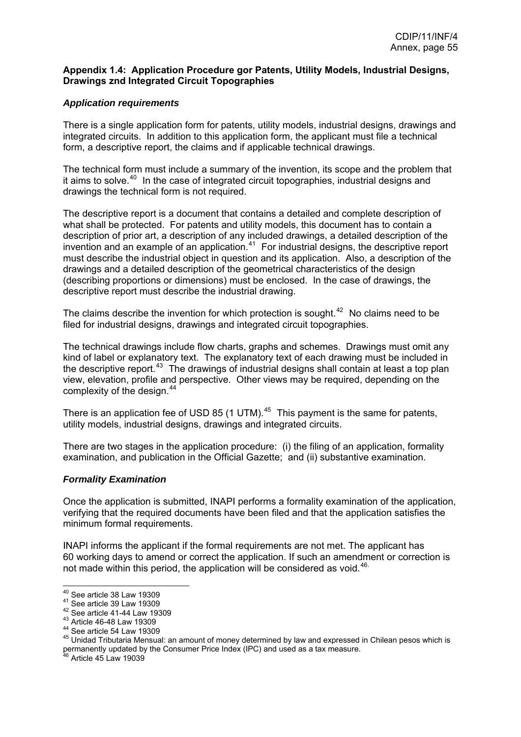**Appendix 1.4: Application Procedure gor Patents, Utility Models, Industrial Designs, Drawings znd Integrated Circuit Topographies**

***Application requirements***

There is a single application form for patents, utility models, industrial designs, drawings and integrated circuits. In addition to this application form, the applicant must file a technical form, a descriptive report, the claims and if applicable technical drawings.

The technical form must include a summary of the invention, its scope and the problem that it aims to solve.[40] In the case of integrated circuit topographies, industrial designs and drawings the technical form is not required.

The descriptive report is a document that contains a detailed and complete description of what shall be protected. For patents and utility models, this document has to contain a description of prior art, a description of any included drawings, a detailed description of the invention and an example of an application.[41] For industrial designs, the descriptive report must describe the industrial object in question and its application. Also, a description of the drawings and a detailed description of the geometrical characteristics of the design (describing proportions or dimensions) must be enclosed. In the case of drawings, the descriptive report must describe the industrial drawing.

The claims describe the invention for which protection is sought.[42] No claims need to be filed for industrial designs, drawings and integrated circuit topographies.

The technical drawings include flow charts, graphs and schemes. Drawings must omit any kind of label or explanatory text. The explanatory text of each drawing must be included in the descriptive report.[43] The drawings of industrial designs shall contain at least a top plan view, elevation, profile and perspective. Other views may be required, depending on the complexity of the design.[44]

There is an application fee of USD 85 (1 UTM).[45] This payment is the same for patents, utility models, industrial designs, drawings and integrated circuits.

There are two stages in the application procedure: (i) the filing of an application, formality examination, and publication in the Official Gazette; and (ii) substantive examination.

***Formality Examination***

Once the application is submitted, INAPI performs a formality examination of the application, verifying that the required documents have been filed and that the application satisfies the minimum formal requirements.

INAPI informs the applicant if the formal requirements are not met. The applicant has 60 working days to amend or correct the application. If such an amendment or correction is not made within this period, the application will be considered as void.[46].

---

[40] See article 38 Law 19309

[41] See article 39 Law 19309

[42] See article 41-44 Law 19309

[43] Article 46-48 Law 19309

[44] See article 54 Law 19309

[45] Unidad Tributaria Mensual: an amount of money determined by law and expressed in Chilean pesos which is permanently updated by the Consumer Price Index (IPC) and used as a tax measure.

[46] Article 45 Law 19039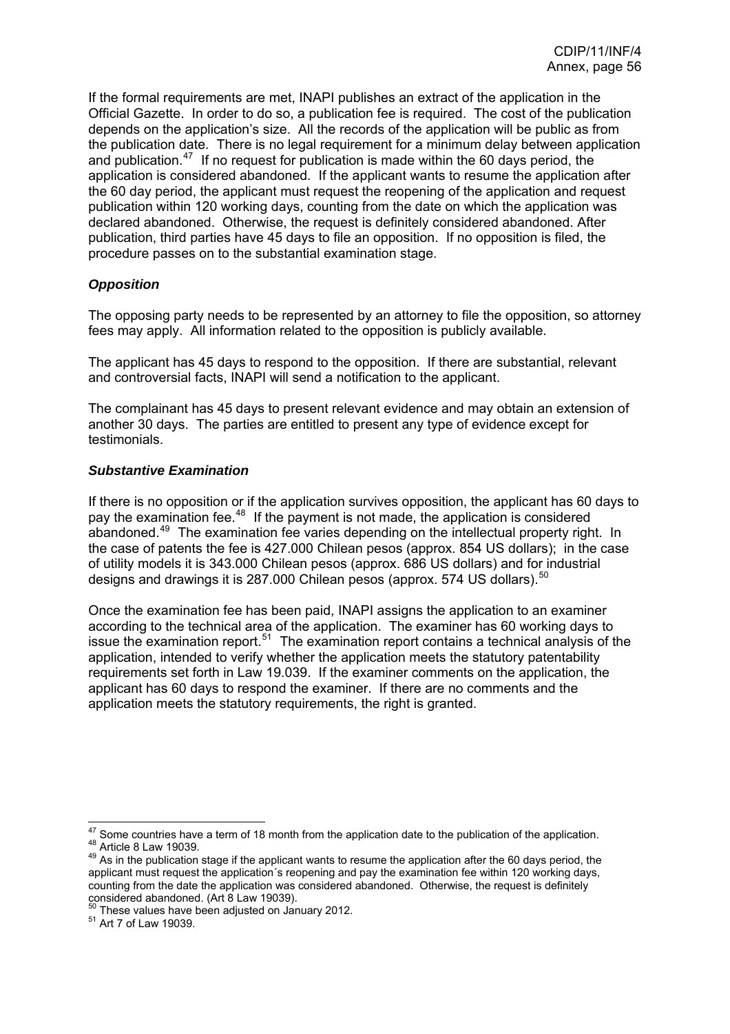If the formal requirements are met, INAPI publishes an extract of the application in the Official Gazette. In order to do so, a publication fee is required. The cost of the publication depends on the application's size. All the records of the application will be public as from the publication date. There is no legal requirement for a minimum delay between application and publication.[47] If no request for publication is made within the 60 days period, the application is considered abandoned. If the applicant wants to resume the application after the 60 day period, the applicant must request the reopening of the application and request publication within 120 working days, counting from the date on which the application was declared abandoned. Otherwise, the request is definitely considered abandoned. After publication, third parties have 45 days to file an opposition. If no opposition is filed, the procedure passes on to the substantial examination stage.

### *Opposition*

The opposing party needs to be represented by an attorney to file the opposition, so attorney fees may apply. All information related to the opposition is publicly available.

The applicant has 45 days to respond to the opposition. If there are substantial, relevant and controversial facts, INAPI will send a notification to the applicant.

The complainant has 45 days to present relevant evidence and may obtain an extension of another 30 days. The parties are entitled to present any type of evidence except for testimonials.

### *Substantive Examination*

If there is no opposition or if the application survives opposition, the applicant has 60 days to pay the examination fee.[48] If the payment is not made, the application is considered abandoned.[49] The examination fee varies depending on the intellectual property right. In the case of patents the fee is 427.000 Chilean pesos (approx. 854 US dollars); in the case of utility models it is 343.000 Chilean pesos (approx. 686 US dollars) and for industrial designs and drawings it is 287.000 Chilean pesos (approx. 574 US dollars).[50]

Once the examination fee has been paid, INAPI assigns the application to an examiner according to the technical area of the application. The examiner has 60 working days to issue the examination report.[51] The examination report contains a technical analysis of the application, intended to verify whether the application meets the statutory patentability requirements set forth in Law 19.039. If the examiner comments on the application, the applicant has 60 days to respond the examiner. If there are no comments and the application meets the statutory requirements, the right is granted.

---

[47] Some countries have a term of 18 month from the application date to the publication of the application.

[48] Article 8 Law 19039.

[49] As in the publication stage if the applicant wants to resume the application after the 60 days period, the applicant must request the application´s reopening and pay the examination fee within 120 working days, counting from the date the application was considered abandoned. Otherwise, the request is definitely considered abandoned. (Art 8 Law 19039).

[50] These values have been adjusted on January 2012.

[51] Art 7 of Law 19039.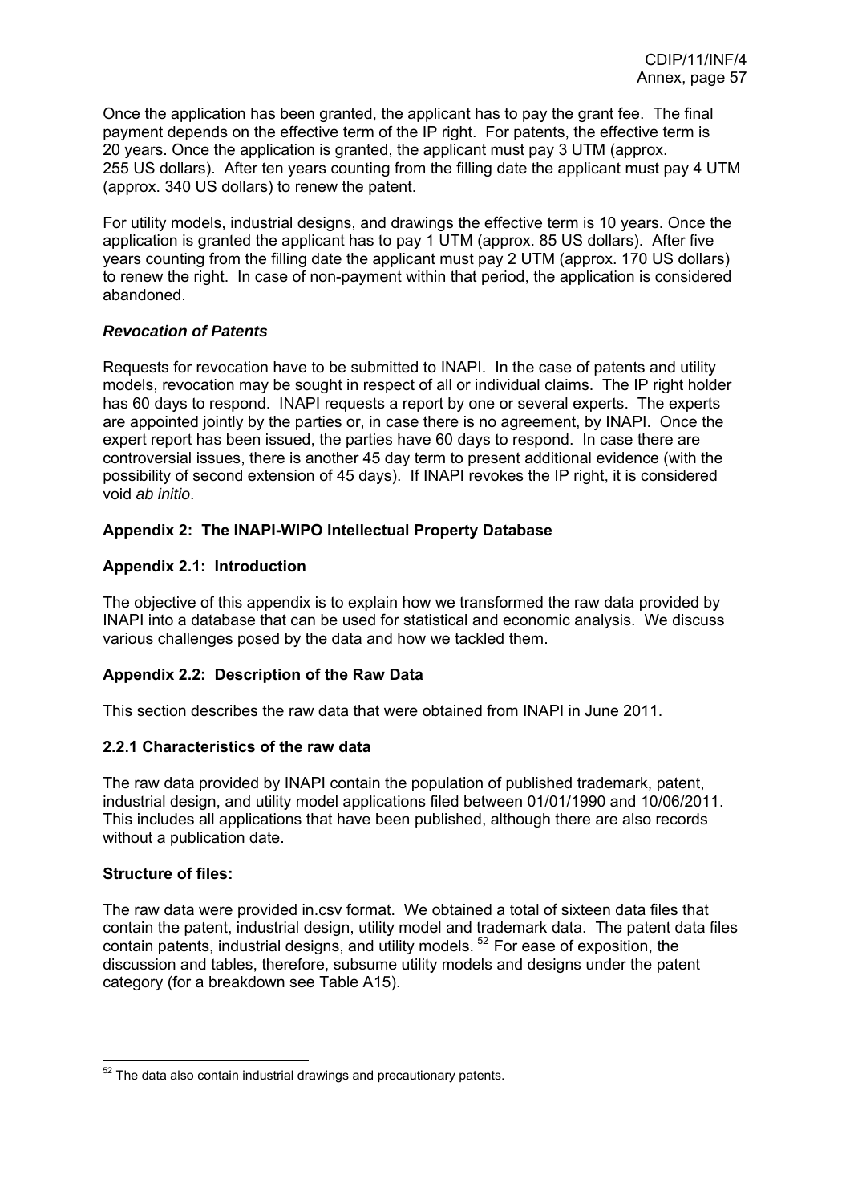Once the application has been granted, the applicant has to pay the grant fee. The final payment depends on the effective term of the IP right. For patents, the effective term is 20 years. Once the application is granted, the applicant must pay 3 UTM (approx. 255 US dollars). After ten years counting from the filling date the applicant must pay 4 UTM (approx. 340 US dollars) to renew the patent.

For utility models, industrial designs, and drawings the effective term is 10 years. Once the application is granted the applicant has to pay 1 UTM (approx. 85 US dollars). After five years counting from the filling date the applicant must pay 2 UTM (approx. 170 US dollars) to renew the right. In case of non-payment within that period, the application is considered abandoned.

### *Revocation of Patents*

Requests for revocation have to be submitted to INAPI. In the case of patents and utility models, revocation may be sought in respect of all or individual claims. The IP right holder has 60 days to respond. INAPI requests a report by one or several experts. The experts are appointed jointly by the parties or, in case there is no agreement, by INAPI. Once the expert report has been issued, the parties have 60 days to respond. In case there are controversial issues, there is another 45 day term to present additional evidence (with the possibility of second extension of 45 days). If INAPI revokes the IP right, it is considered void *ab initio*.

## Appendix 2: The INAPI-WIPO Intellectual Property Database

### Appendix 2.1: Introduction

The objective of this appendix is to explain how we transformed the raw data provided by INAPI into a database that can be used for statistical and economic analysis. We discuss various challenges posed by the data and how we tackled them.

### Appendix 2.2: Description of the Raw Data

This section describes the raw data that were obtained from INAPI in June 2011.

#### 2.2.1 Characteristics of the raw data

The raw data provided by INAPI contain the population of published trademark, patent, industrial design, and utility model applications filed between 01/01/1990 and 10/06/2011. This includes all applications that have been published, although there are also records without a publication date.

#### Structure of files:

The raw data were provided in.csv format. We obtained a total of sixteen data files that contain the patent, industrial design, utility model and trademark data. The patent data files contain patents, industrial designs, and utility models. [52] For ease of exposition, the discussion and tables, therefore, subsume utility models and designs under the patent category (for a breakdown see Table A15).

---

[52] The data also contain industrial drawings and precautionary patents.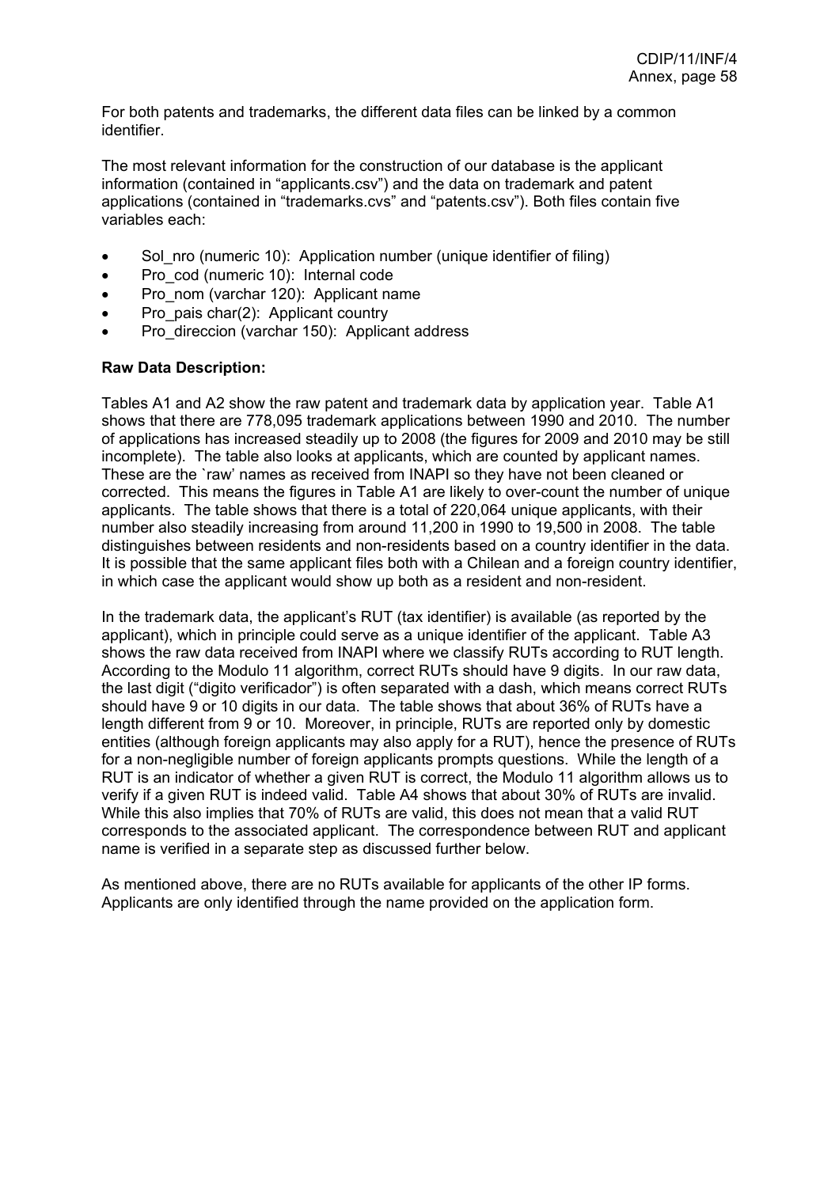For both patents and trademarks, the different data files can be linked by a common identifier.

The most relevant information for the construction of our database is the applicant information (contained in "applicants.csv") and the data on trademark and patent applications (contained in "trademarks.cvs" and "patents.csv"). Both files contain five variables each:

- Sol_nro (numeric 10): Application number (unique identifier of filing)
- Pro_cod (numeric 10): Internal code
- Pro_nom (varchar 120): Applicant name
- Pro_pais char(2): Applicant country
- Pro_direccion (varchar 150): Applicant address

**Raw Data Description:**

Tables A1 and A2 show the raw patent and trademark data by application year. Table A1 shows that there are 778,095 trademark applications between 1990 and 2010. The number of applications has increased steadily up to 2008 (the figures for 2009 and 2010 may be still incomplete). The table also looks at applicants, which are counted by applicant names. These are the `raw' names as received from INAPI so they have not been cleaned or corrected. This means the figures in Table A1 are likely to over-count the number of unique applicants. The table shows that there is a total of 220,064 unique applicants, with their number also steadily increasing from around 11,200 in 1990 to 19,500 in 2008. The table distinguishes between residents and non-residents based on a country identifier in the data. It is possible that the same applicant files both with a Chilean and a foreign country identifier, in which case the applicant would show up both as a resident and non-resident.

In the trademark data, the applicant's RUT (tax identifier) is available (as reported by the applicant), which in principle could serve as a unique identifier of the applicant. Table A3 shows the raw data received from INAPI where we classify RUTs according to RUT length. According to the Modulo 11 algorithm, correct RUTs should have 9 digits. In our raw data, the last digit ("digito verificador") is often separated with a dash, which means correct RUTs should have 9 or 10 digits in our data. The table shows that about 36% of RUTs have a length different from 9 or 10. Moreover, in principle, RUTs are reported only by domestic entities (although foreign applicants may also apply for a RUT), hence the presence of RUTs for a non-negligible number of foreign applicants prompts questions. While the length of a RUT is an indicator of whether a given RUT is correct, the Modulo 11 algorithm allows us to verify if a given RUT is indeed valid. Table A4 shows that about 30% of RUTs are invalid. While this also implies that 70% of RUTs are valid, this does not mean that a valid RUT corresponds to the associated applicant. The correspondence between RUT and applicant name is verified in a separate step as discussed further below.

As mentioned above, there are no RUTs available for applicants of the other IP forms. Applicants are only identified through the name provided on the application form.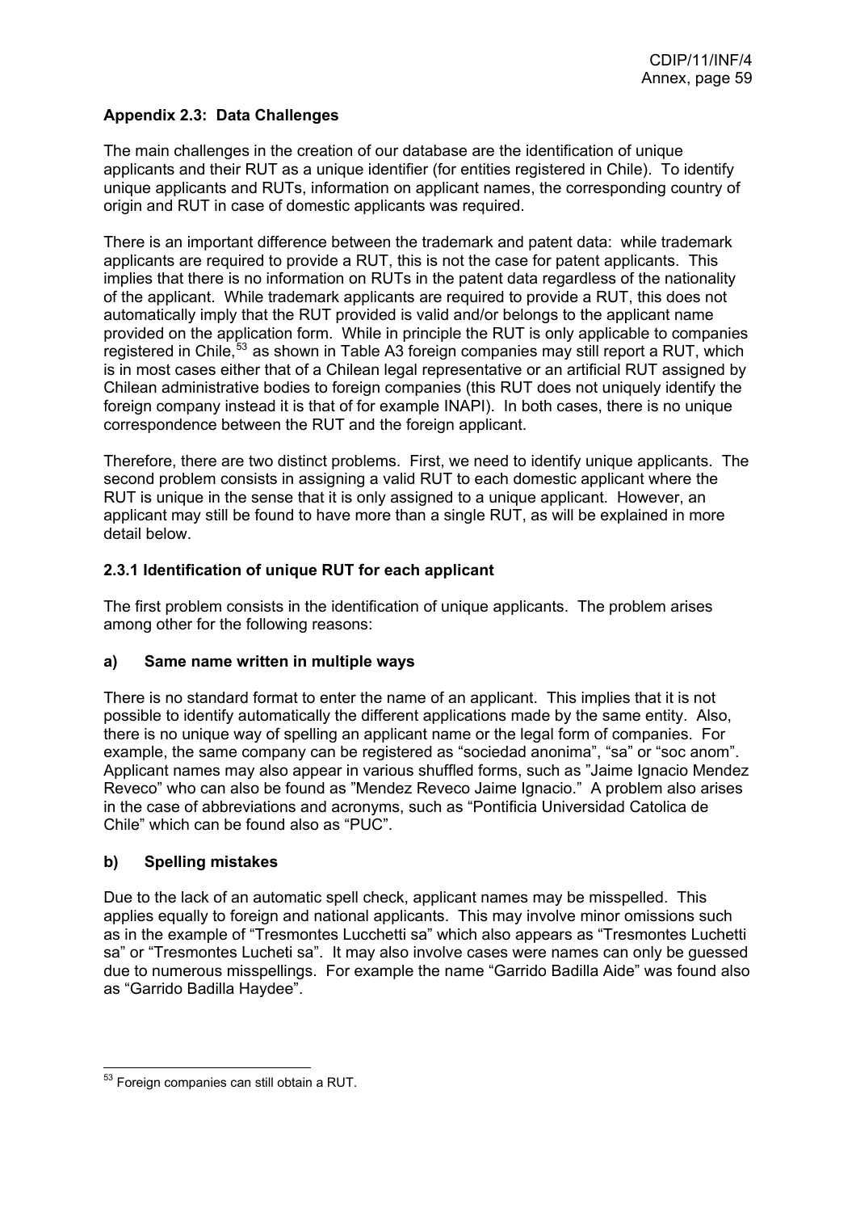## Appendix 2.3: Data Challenges

The main challenges in the creation of our database are the identification of unique applicants and their RUT as a unique identifier (for entities registered in Chile). To identify unique applicants and RUTs, information on applicant names, the corresponding country of origin and RUT in case of domestic applicants was required.

There is an important difference between the trademark and patent data: while trademark applicants are required to provide a RUT, this is not the case for patent applicants. This implies that there is no information on RUTs in the patent data regardless of the nationality of the applicant. While trademark applicants are required to provide a RUT, this does not automatically imply that the RUT provided is valid and/or belongs to the applicant name provided on the application form. While in principle the RUT is only applicable to companies registered in Chile,[53] as shown in Table A3 foreign companies may still report a RUT, which is in most cases either that of a Chilean legal representative or an artificial RUT assigned by Chilean administrative bodies to foreign companies (this RUT does not uniquely identify the foreign company instead it is that of for example INAPI). In both cases, there is no unique correspondence between the RUT and the foreign applicant.

Therefore, there are two distinct problems. First, we need to identify unique applicants. The second problem consists in assigning a valid RUT to each domestic applicant where the RUT is unique in the sense that it is only assigned to a unique applicant. However, an applicant may still be found to have more than a single RUT, as will be explained in more detail below.

### 2.3.1 Identification of unique RUT for each applicant

The first problem consists in the identification of unique applicants. The problem arises among other for the following reasons:

#### a) Same name written in multiple ways

There is no standard format to enter the name of an applicant. This implies that it is not possible to identify automatically the different applications made by the same entity. Also, there is no unique way of spelling an applicant name or the legal form of companies. For example, the same company can be registered as "sociedad anonima", "sa" or "soc anom". Applicant names may also appear in various shuffled forms, such as "Jaime Ignacio Mendez Reveco" who can also be found as "Mendez Reveco Jaime Ignacio." A problem also arises in the case of abbreviations and acronyms, such as "Pontificia Universidad Catolica de Chile" which can be found also as "PUC".

#### b) Spelling mistakes

Due to the lack of an automatic spell check, applicant names may be misspelled. This applies equally to foreign and national applicants. This may involve minor omissions such as in the example of "Tresmontes Lucchetti sa" which also appears as "Tresmontes Luchetti sa" or "Tresmontes Lucheti sa". It may also involve cases were names can only be guessed due to numerous misspellings. For example the name "Garrido Badilla Aide" was found also as "Garrido Badilla Haydee".

---

[53] Foreign companies can still obtain a RUT.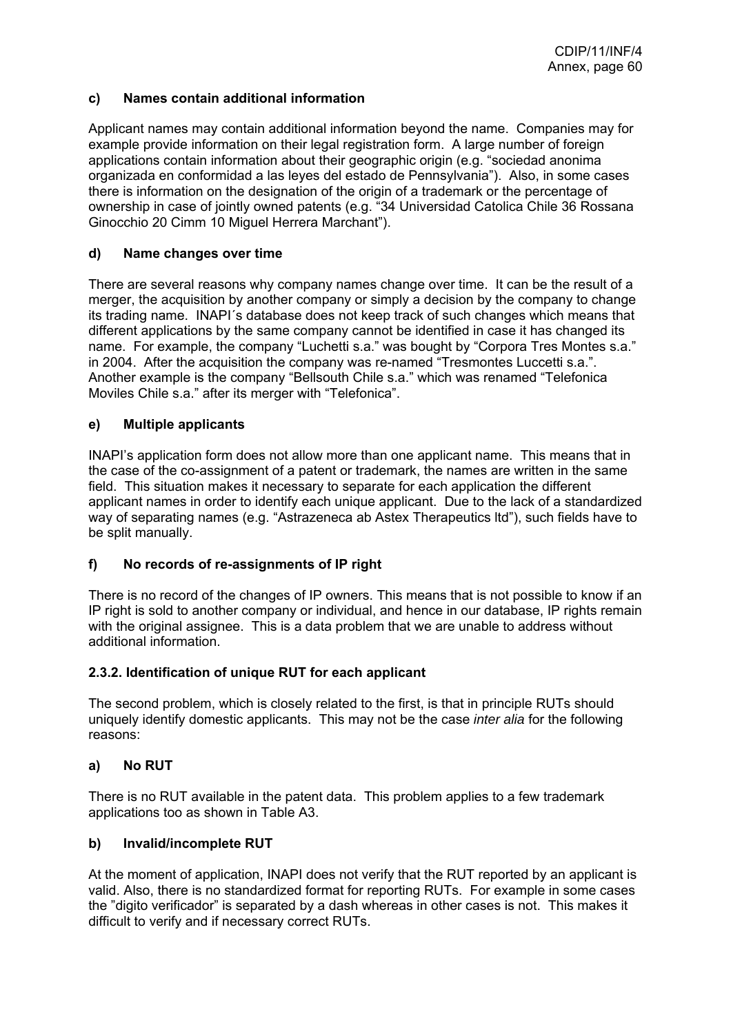**c) Names contain additional information**

Applicant names may contain additional information beyond the name. Companies may for example provide information on their legal registration form. A large number of foreign applications contain information about their geographic origin (e.g. "sociedad anonima organizada en conformidad a las leyes del estado de Pennsylvania"). Also, in some cases there is information on the designation of the origin of a trademark or the percentage of ownership in case of jointly owned patents (e.g. "34 Universidad Catolica Chile 36 Rossana Ginocchio 20 Cimm 10 Miguel Herrera Marchant").

**d) Name changes over time**

There are several reasons why company names change over time. It can be the result of a merger, the acquisition by another company or simply a decision by the company to change its trading name. INAPI´s database does not keep track of such changes which means that different applications by the same company cannot be identified in case it has changed its name. For example, the company "Luchetti s.a." was bought by "Corpora Tres Montes s.a." in 2004. After the acquisition the company was re-named "Tresmontes Luccetti s.a.". Another example is the company "Bellsouth Chile s.a." which was renamed "Telefonica Moviles Chile s.a." after its merger with "Telefonica".

**e) Multiple applicants**

INAPI's application form does not allow more than one applicant name. This means that in the case of the co-assignment of a patent or trademark, the names are written in the same field. This situation makes it necessary to separate for each application the different applicant names in order to identify each unique applicant. Due to the lack of a standardized way of separating names (e.g. "Astrazeneca ab Astex Therapeutics ltd"), such fields have to be split manually.

**f) No records of re-assignments of IP right**

There is no record of the changes of IP owners. This means that is not possible to know if an IP right is sold to another company or individual, and hence in our database, IP rights remain with the original assignee. This is a data problem that we are unable to address without additional information.

**2.3.2. Identification of unique RUT for each applicant**

The second problem, which is closely related to the first, is that in principle RUTs should uniquely identify domestic applicants. This may not be the case *inter alia* for the following reasons:

**a) No RUT**

There is no RUT available in the patent data. This problem applies to a few trademark applications too as shown in Table A3.

**b) Invalid/incomplete RUT**

At the moment of application, INAPI does not verify that the RUT reported by an applicant is valid. Also, there is no standardized format for reporting RUTs. For example in some cases the "digito verificador" is separated by a dash whereas in other cases is not. This makes it difficult to verify and if necessary correct RUTs.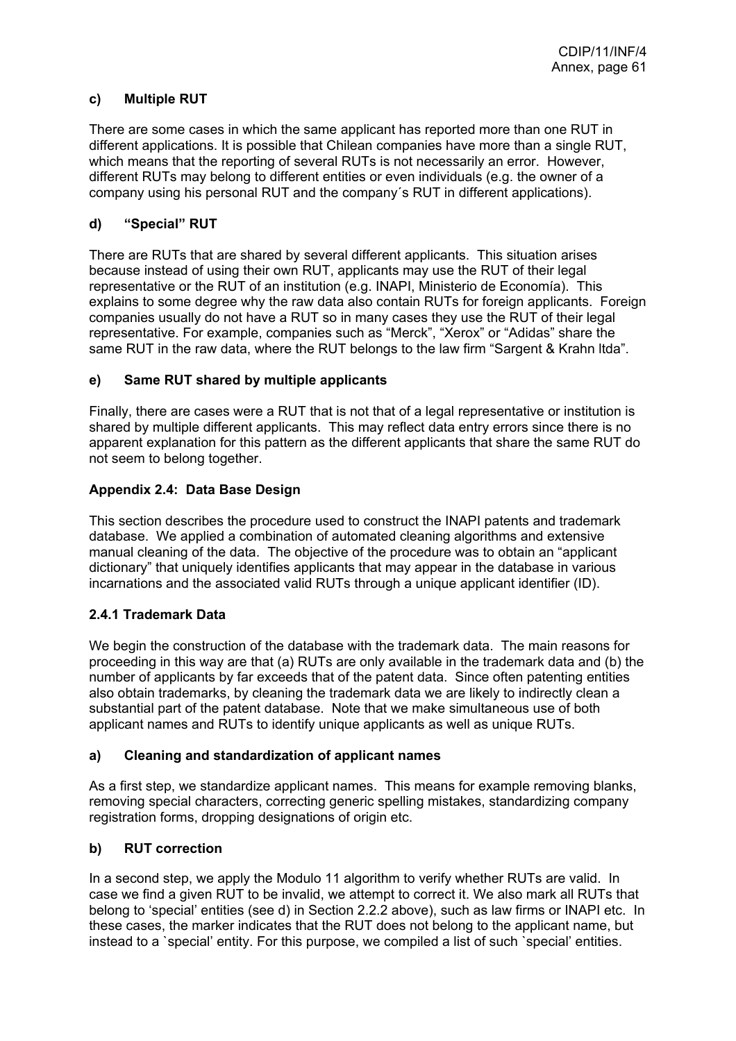### c) Multiple RUT

There are some cases in which the same applicant has reported more than one RUT in different applications. It is possible that Chilean companies have more than a single RUT, which means that the reporting of several RUTs is not necessarily an error. However, different RUTs may belong to different entities or even individuals (e.g. the owner of a company using his personal RUT and the company´s RUT in different applications).

### d) "Special" RUT

There are RUTs that are shared by several different applicants. This situation arises because instead of using their own RUT, applicants may use the RUT of their legal representative or the RUT of an institution (e.g. INAPI, Ministerio de Economía). This explains to some degree why the raw data also contain RUTs for foreign applicants. Foreign companies usually do not have a RUT so in many cases they use the RUT of their legal representative. For example, companies such as "Merck", "Xerox" or "Adidas" share the same RUT in the raw data, where the RUT belongs to the law firm "Sargent & Krahn ltda".

### e) Same RUT shared by multiple applicants

Finally, there are cases were a RUT that is not that of a legal representative or institution is shared by multiple different applicants. This may reflect data entry errors since there is no apparent explanation for this pattern as the different applicants that share the same RUT do not seem to belong together.

## Appendix 2.4: Data Base Design

This section describes the procedure used to construct the INAPI patents and trademark database. We applied a combination of automated cleaning algorithms and extensive manual cleaning of the data. The objective of the procedure was to obtain an "applicant dictionary" that uniquely identifies applicants that may appear in the database in various incarnations and the associated valid RUTs through a unique applicant identifier (ID).

### 2.4.1 Trademark Data

We begin the construction of the database with the trademark data. The main reasons for proceeding in this way are that (a) RUTs are only available in the trademark data and (b) the number of applicants by far exceeds that of the patent data. Since often patenting entities also obtain trademarks, by cleaning the trademark data we are likely to indirectly clean a substantial part of the patent database. Note that we make simultaneous use of both applicant names and RUTs to identify unique applicants as well as unique RUTs.

### a) Cleaning and standardization of applicant names

As a first step, we standardize applicant names. This means for example removing blanks, removing special characters, correcting generic spelling mistakes, standardizing company registration forms, dropping designations of origin etc.

### b) RUT correction

In a second step, we apply the Modulo 11 algorithm to verify whether RUTs are valid. In case we find a given RUT to be invalid, we attempt to correct it. We also mark all RUTs that belong to 'special' entities (see d) in Section 2.2.2 above), such as law firms or INAPI etc. In these cases, the marker indicates that the RUT does not belong to the applicant name, but instead to a `special' entity. For this purpose, we compiled a list of such `special' entities.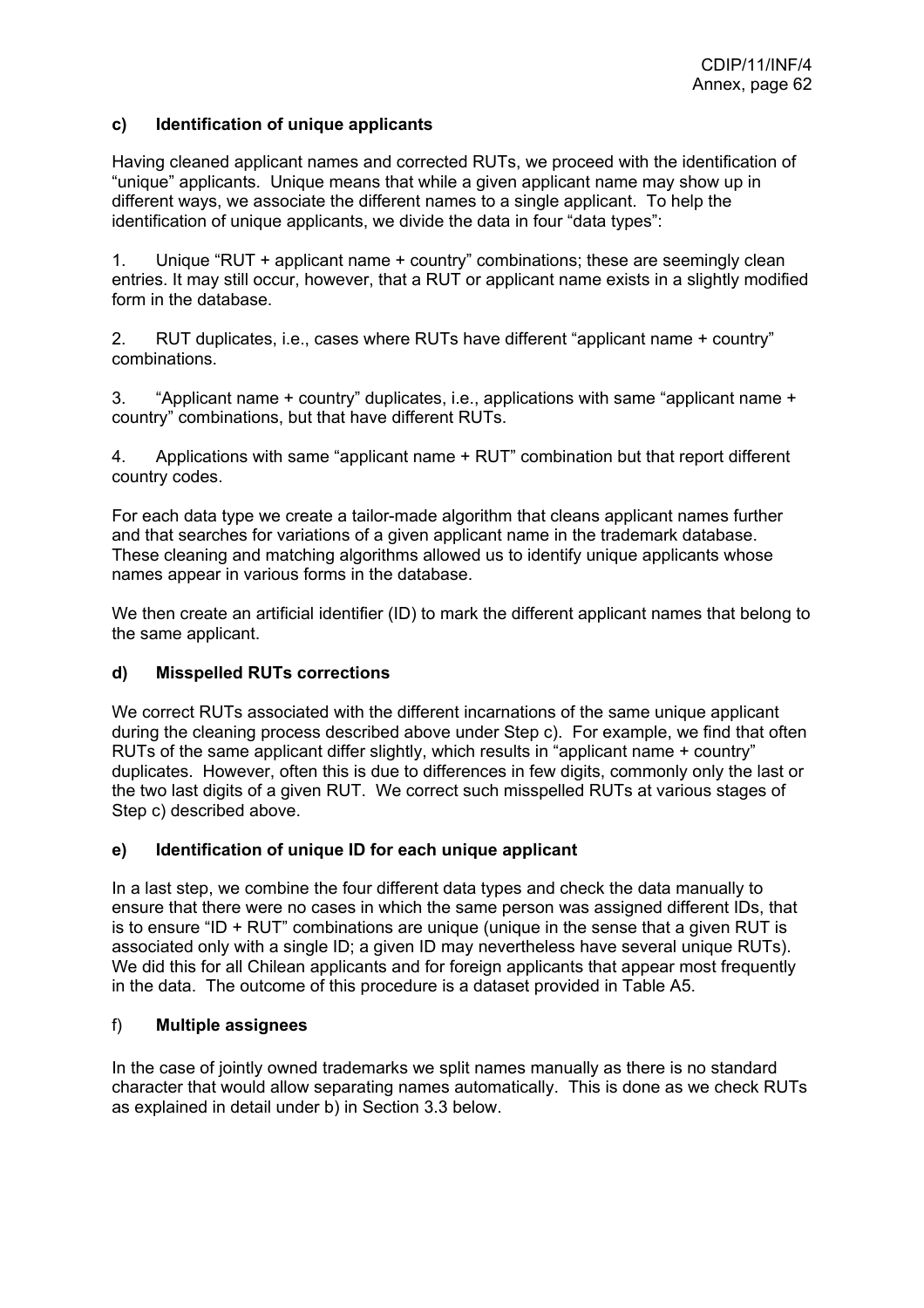**c) Identification of unique applicants**

Having cleaned applicant names and corrected RUTs, we proceed with the identification of "unique" applicants. Unique means that while a given applicant name may show up in different ways, we associate the different names to a single applicant. To help the identification of unique applicants, we divide the data in four "data types":

1. Unique "RUT + applicant name + country" combinations; these are seemingly clean entries. It may still occur, however, that a RUT or applicant name exists in a slightly modified form in the database.

2. RUT duplicates, i.e., cases where RUTs have different "applicant name + country" combinations.

3. "Applicant name + country" duplicates, i.e., applications with same "applicant name + country" combinations, but that have different RUTs.

4. Applications with same "applicant name + RUT" combination but that report different country codes.

For each data type we create a tailor-made algorithm that cleans applicant names further and that searches for variations of a given applicant name in the trademark database. These cleaning and matching algorithms allowed us to identify unique applicants whose names appear in various forms in the database.

We then create an artificial identifier (ID) to mark the different applicant names that belong to the same applicant.

**d) Misspelled RUTs corrections**

We correct RUTs associated with the different incarnations of the same unique applicant during the cleaning process described above under Step c). For example, we find that often RUTs of the same applicant differ slightly, which results in "applicant name + country" duplicates. However, often this is due to differences in few digits, commonly only the last or the two last digits of a given RUT. We correct such misspelled RUTs at various stages of Step c) described above.

**e) Identification of unique ID for each unique applicant**

In a last step, we combine the four different data types and check the data manually to ensure that there were no cases in which the same person was assigned different IDs, that is to ensure "ID + RUT" combinations are unique (unique in the sense that a given RUT is associated only with a single ID; a given ID may nevertheless have several unique RUTs). We did this for all Chilean applicants and for foreign applicants that appear most frequently in the data. The outcome of this procedure is a dataset provided in Table A5.

f) **Multiple assignees**

In the case of jointly owned trademarks we split names manually as there is no standard character that would allow separating names automatically. This is done as we check RUTs as explained in detail under b) in Section 3.3 below.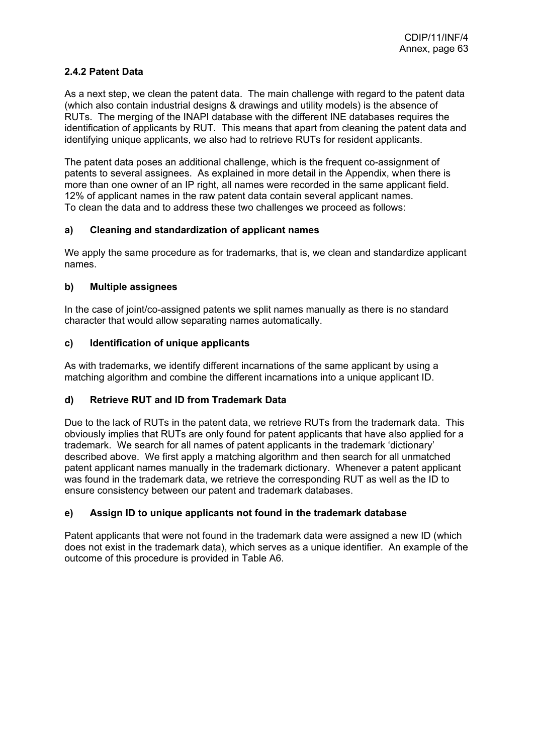### 2.4.2 Patent Data

As a next step, we clean the patent data. The main challenge with regard to the patent data (which also contain industrial designs & drawings and utility models) is the absence of RUTs. The merging of the INAPI database with the different INE databases requires the identification of applicants by RUT. This means that apart from cleaning the patent data and identifying unique applicants, we also had to retrieve RUTs for resident applicants.

The patent data poses an additional challenge, which is the frequent co-assignment of patents to several assignees. As explained in more detail in the Appendix, when there is more than one owner of an IP right, all names were recorded in the same applicant field. 12% of applicant names in the raw patent data contain several applicant names.
To clean the data and to address these two challenges we proceed as follows:

#### a) Cleaning and standardization of applicant names

We apply the same procedure as for trademarks, that is, we clean and standardize applicant names.

#### b) Multiple assignees

In the case of joint/co-assigned patents we split names manually as there is no standard character that would allow separating names automatically.

#### c) Identification of unique applicants

As with trademarks, we identify different incarnations of the same applicant by using a matching algorithm and combine the different incarnations into a unique applicant ID.

#### d) Retrieve RUT and ID from Trademark Data

Due to the lack of RUTs in the patent data, we retrieve RUTs from the trademark data. This obviously implies that RUTs are only found for patent applicants that have also applied for a trademark. We search for all names of patent applicants in the trademark 'dictionary' described above. We first apply a matching algorithm and then search for all unmatched patent applicant names manually in the trademark dictionary. Whenever a patent applicant was found in the trademark data, we retrieve the corresponding RUT as well as the ID to ensure consistency between our patent and trademark databases.

#### e) Assign ID to unique applicants not found in the trademark database

Patent applicants that were not found in the trademark data were assigned a new ID (which does not exist in the trademark data), which serves as a unique identifier. An example of the outcome of this procedure is provided in Table A6.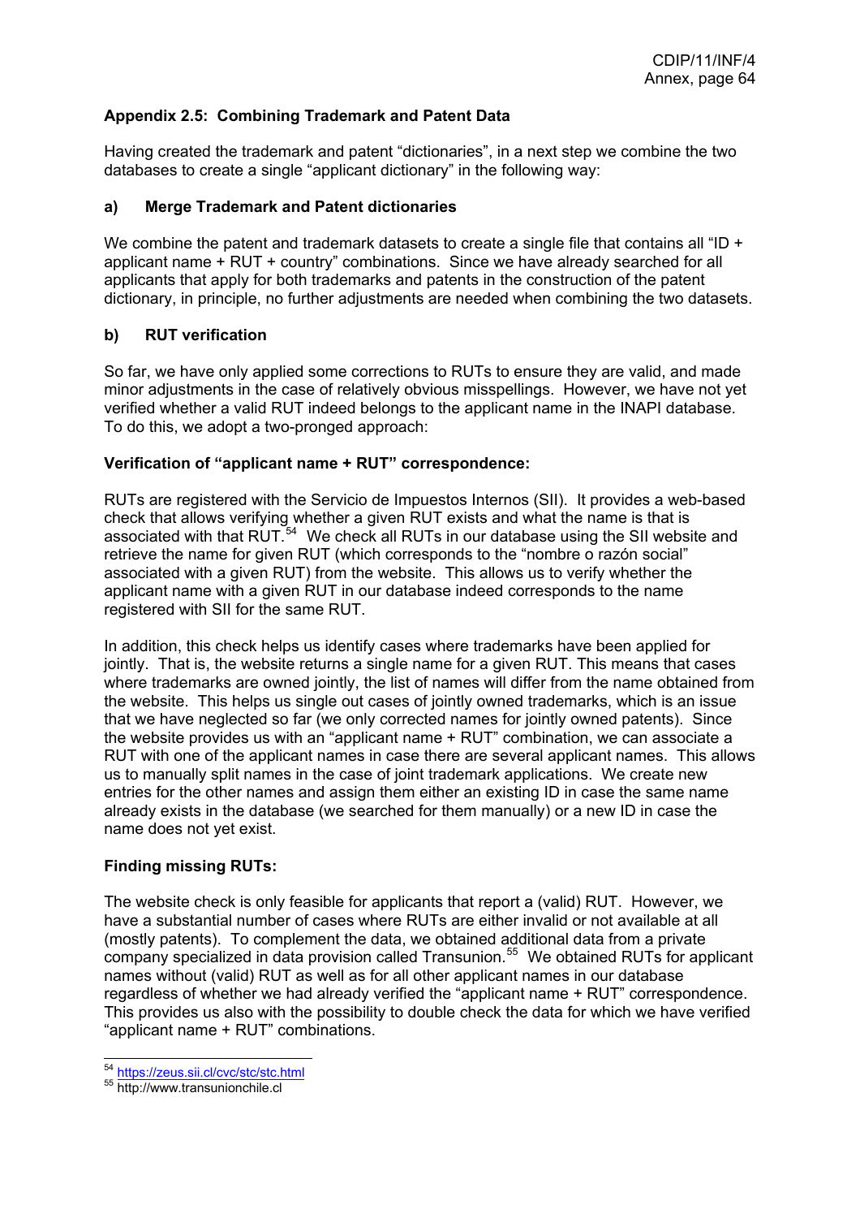### Appendix 2.5: Combining Trademark and Patent Data

Having created the trademark and patent "dictionaries", in a next step we combine the two databases to create a single "applicant dictionary" in the following way:

#### a) Merge Trademark and Patent dictionaries

We combine the patent and trademark datasets to create a single file that contains all "ID + applicant name + RUT + country" combinations. Since we have already searched for all applicants that apply for both trademarks and patents in the construction of the patent dictionary, in principle, no further adjustments are needed when combining the two datasets.

#### b) RUT verification

So far, we have only applied some corrections to RUTs to ensure they are valid, and made minor adjustments in the case of relatively obvious misspellings. However, we have not yet verified whether a valid RUT indeed belongs to the applicant name in the INAPI database. To do this, we adopt a two-pronged approach:

**Verification of "applicant name + RUT" correspondence:**

RUTs are registered with the Servicio de Impuestos Internos (SII). It provides a web-based check that allows verifying whether a given RUT exists and what the name is that is associated with that RUT.[54] We check all RUTs in our database using the SII website and retrieve the name for given RUT (which corresponds to the "nombre o razón social" associated with a given RUT) from the website. This allows us to verify whether the applicant name with a given RUT in our database indeed corresponds to the name registered with SII for the same RUT.

In addition, this check helps us identify cases where trademarks have been applied for jointly. That is, the website returns a single name for a given RUT. This means that cases where trademarks are owned jointly, the list of names will differ from the name obtained from the website. This helps us single out cases of jointly owned trademarks, which is an issue that we have neglected so far (we only corrected names for jointly owned patents). Since the website provides us with an "applicant name + RUT" combination, we can associate a RUT with one of the applicant names in case there are several applicant names. This allows us to manually split names in the case of joint trademark applications. We create new entries for the other names and assign them either an existing ID in case the same name already exists in the database (we searched for them manually) or a new ID in case the name does not yet exist.

**Finding missing RUTs:**

The website check is only feasible for applicants that report a (valid) RUT. However, we have a substantial number of cases where RUTs are either invalid or not available at all (mostly patents). To complement the data, we obtained additional data from a private company specialized in data provision called Transunion.[55] We obtained RUTs for applicant names without (valid) RUT as well as for all other applicant names in our database regardless of whether we had already verified the "applicant name + RUT" correspondence. This provides us also with the possibility to double check the data for which we have verified "applicant name + RUT" combinations.

---

[54] https://zeus.sii.cl/cvc/stc/stc.html

[55] http://www.transunionchile.cl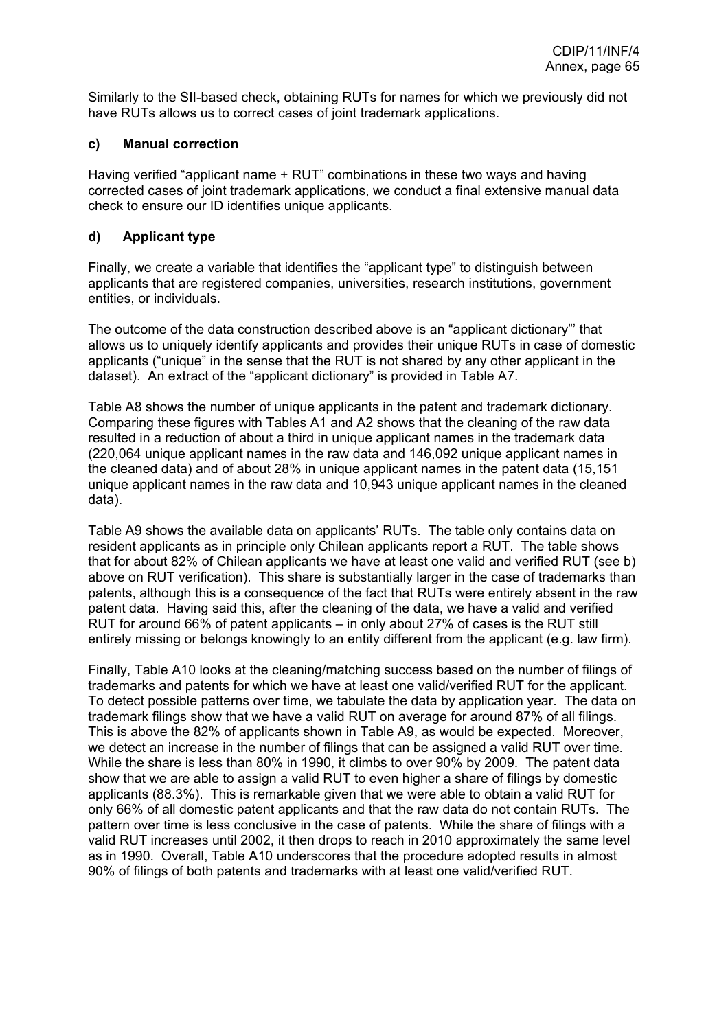Similarly to the SII-based check, obtaining RUTs for names for which we previously did not have RUTs allows us to correct cases of joint trademark applications.

#### c) Manual correction

Having verified "applicant name + RUT" combinations in these two ways and having corrected cases of joint trademark applications, we conduct a final extensive manual data check to ensure our ID identifies unique applicants.

#### d) Applicant type

Finally, we create a variable that identifies the "applicant type" to distinguish between applicants that are registered companies, universities, research institutions, government entities, or individuals.

The outcome of the data construction described above is an "applicant dictionary"' that allows us to uniquely identify applicants and provides their unique RUTs in case of domestic applicants ("unique" in the sense that the RUT is not shared by any other applicant in the dataset). An extract of the "applicant dictionary" is provided in Table A7.

Table A8 shows the number of unique applicants in the patent and trademark dictionary. Comparing these figures with Tables A1 and A2 shows that the cleaning of the raw data resulted in a reduction of about a third in unique applicant names in the trademark data (220,064 unique applicant names in the raw data and 146,092 unique applicant names in the cleaned data) and of about 28% in unique applicant names in the patent data (15,151 unique applicant names in the raw data and 10,943 unique applicant names in the cleaned data).

Table A9 shows the available data on applicants' RUTs. The table only contains data on resident applicants as in principle only Chilean applicants report a RUT. The table shows that for about 82% of Chilean applicants we have at least one valid and verified RUT (see b) above on RUT verification). This share is substantially larger in the case of trademarks than patents, although this is a consequence of the fact that RUTs were entirely absent in the raw patent data. Having said this, after the cleaning of the data, we have a valid and verified RUT for around 66% of patent applicants – in only about 27% of cases is the RUT still entirely missing or belongs knowingly to an entity different from the applicant (e.g. law firm).

Finally, Table A10 looks at the cleaning/matching success based on the number of filings of trademarks and patents for which we have at least one valid/verified RUT for the applicant. To detect possible patterns over time, we tabulate the data by application year. The data on trademark filings show that we have a valid RUT on average for around 87% of all filings. This is above the 82% of applicants shown in Table A9, as would be expected. Moreover, we detect an increase in the number of filings that can be assigned a valid RUT over time. While the share is less than 80% in 1990, it climbs to over 90% by 2009. The patent data show that we are able to assign a valid RUT to even higher a share of filings by domestic applicants (88.3%). This is remarkable given that we were able to obtain a valid RUT for only 66% of all domestic patent applicants and that the raw data do not contain RUTs. The pattern over time is less conclusive in the case of patents. While the share of filings with a valid RUT increases until 2002, it then drops to reach in 2010 approximately the same level as in 1990. Overall, Table A10 underscores that the procedure adopted results in almost 90% of filings of both patents and trademarks with at least one valid/verified RUT.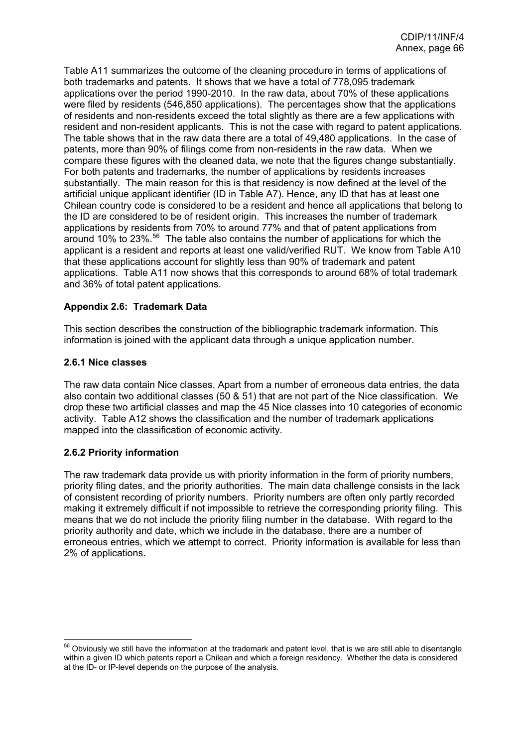Table A11 summarizes the outcome of the cleaning procedure in terms of applications of both trademarks and patents. It shows that we have a total of 778,095 trademark applications over the period 1990-2010. In the raw data, about 70% of these applications were filed by residents (546,850 applications). The percentages show that the applications of residents and non-residents exceed the total slightly as there are a few applications with resident and non-resident applicants. This is not the case with regard to patent applications. The table shows that in the raw data there are a total of 49,480 applications. In the case of patents, more than 90% of filings come from non-residents in the raw data. When we compare these figures with the cleaned data, we note that the figures change substantially. For both patents and trademarks, the number of applications by residents increases substantially. The main reason for this is that residency is now defined at the level of the artificial unique applicant identifier (ID in Table A7). Hence, any ID that has at least one Chilean country code is considered to be a resident and hence all applications that belong to the ID are considered to be of resident origin. This increases the number of trademark applications by residents from 70% to around 77% and that of patent applications from around 10% to 23%.[56] The table also contains the number of applications for which the applicant is a resident and reports at least one valid/verified RUT. We know from Table A10 that these applications account for slightly less than 90% of trademark and patent applications. Table A11 now shows that this corresponds to around 68% of total trademark and 36% of total patent applications.

**Appendix 2.6: Trademark Data**

This section describes the construction of the bibliographic trademark information. This information is joined with the applicant data through a unique application number.

**2.6.1 Nice classes**

The raw data contain Nice classes. Apart from a number of erroneous data entries, the data also contain two additional classes (50 & 51) that are not part of the Nice classification. We drop these two artificial classes and map the 45 Nice classes into 10 categories of economic activity. Table A12 shows the classification and the number of trademark applications mapped into the classification of economic activity.

**2.6.2 Priority information**

The raw trademark data provide us with priority information in the form of priority numbers, priority filing dates, and the priority authorities. The main data challenge consists in the lack of consistent recording of priority numbers. Priority numbers are often only partly recorded making it extremely difficult if not impossible to retrieve the corresponding priority filing. This means that we do not include the priority filing number in the database. With regard to the priority authority and date, which we include in the database, there are a number of erroneous entries, which we attempt to correct. Priority information is available for less than 2% of applications.

---

[56] Obviously we still have the information at the trademark and patent level, that is we are still able to disentangle within a given ID which patents report a Chilean and which a foreign residency. Whether the data is considered at the ID- or IP-level depends on the purpose of the analysis.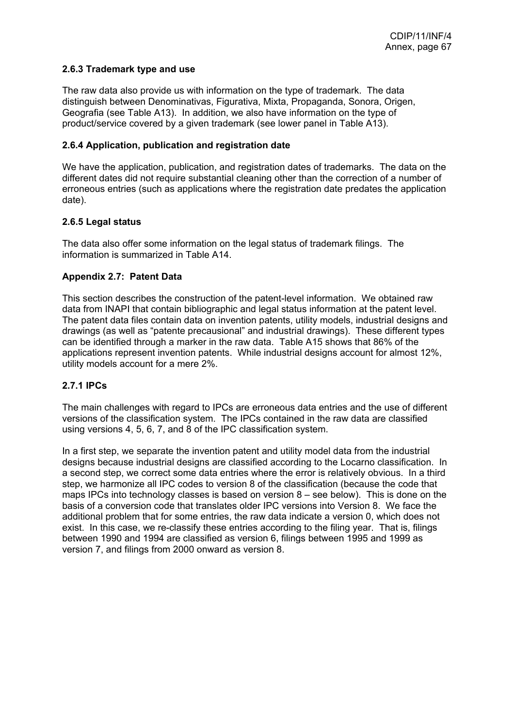### 2.6.3 Trademark type and use

The raw data also provide us with information on the type of trademark. The data distinguish between Denominativas, Figurativa, Mixta, Propaganda, Sonora, Origen, Geografia (see Table A13). In addition, we also have information on the type of product/service covered by a given trademark (see lower panel in Table A13).

### 2.6.4 Application, publication and registration date

We have the application, publication, and registration dates of trademarks. The data on the different dates did not require substantial cleaning other than the correction of a number of erroneous entries (such as applications where the registration date predates the application date).

### 2.6.5 Legal status

The data also offer some information on the legal status of trademark filings. The information is summarized in Table A14.

## Appendix 2.7: Patent Data

This section describes the construction of the patent-level information. We obtained raw data from INAPI that contain bibliographic and legal status information at the patent level. The patent data files contain data on invention patents, utility models, industrial designs and drawings (as well as "patente precausional" and industrial drawings). These different types can be identified through a marker in the raw data. Table A15 shows that 86% of the applications represent invention patents. While industrial designs account for almost 12%, utility models account for a mere 2%.

### 2.7.1 IPCs

The main challenges with regard to IPCs are erroneous data entries and the use of different versions of the classification system. The IPCs contained in the raw data are classified using versions 4, 5, 6, 7, and 8 of the IPC classification system.

In a first step, we separate the invention patent and utility model data from the industrial designs because industrial designs are classified according to the Locarno classification. In a second step, we correct some data entries where the error is relatively obvious. In a third step, we harmonize all IPC codes to version 8 of the classification (because the code that maps IPCs into technology classes is based on version 8 – see below). This is done on the basis of a conversion code that translates older IPC versions into Version 8. We face the additional problem that for some entries, the raw data indicate a version 0, which does not exist. In this case, we re-classify these entries according to the filing year. That is, filings between 1990 and 1994 are classified as version 6, filings between 1995 and 1999 as version 7, and filings from 2000 onward as version 8.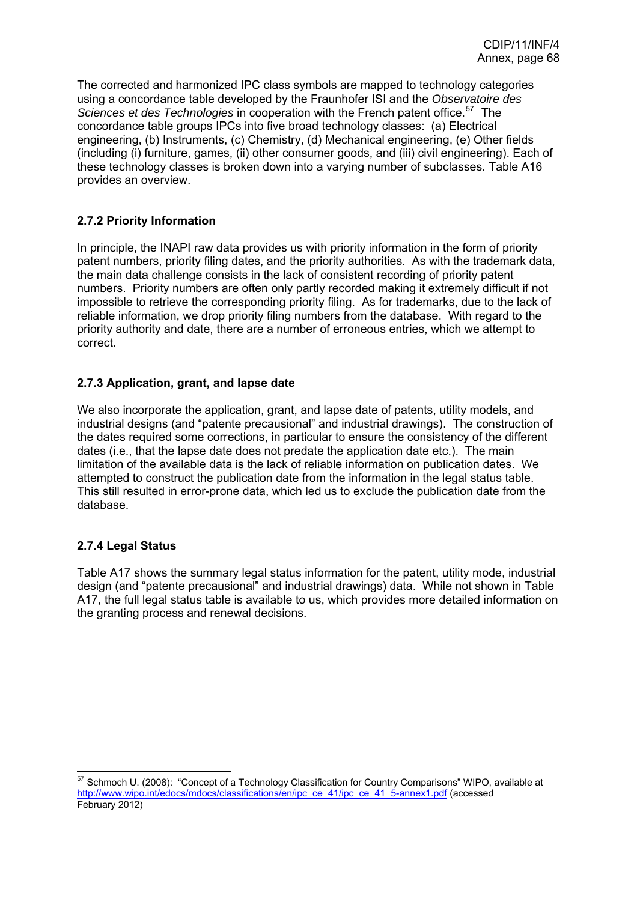The corrected and harmonized IPC class symbols are mapped to technology categories using a concordance table developed by the Fraunhofer ISI and the *Observatoire des Sciences et des Technologies* in cooperation with the French patent office.[57] The concordance table groups IPCs into five broad technology classes: (a) Electrical engineering, (b) Instruments, (c) Chemistry, (d) Mechanical engineering, (e) Other fields (including (i) furniture, games, (ii) other consumer goods, and (iii) civil engineering). Each of these technology classes is broken down into a varying number of subclasses. Table A16 provides an overview.

### 2.7.2 Priority Information

In principle, the INAPI raw data provides us with priority information in the form of priority patent numbers, priority filing dates, and the priority authorities. As with the trademark data, the main data challenge consists in the lack of consistent recording of priority patent numbers. Priority numbers are often only partly recorded making it extremely difficult if not impossible to retrieve the corresponding priority filing. As for trademarks, due to the lack of reliable information, we drop priority filing numbers from the database. With regard to the priority authority and date, there are a number of erroneous entries, which we attempt to correct.

### 2.7.3 Application, grant, and lapse date

We also incorporate the application, grant, and lapse date of patents, utility models, and industrial designs (and "patente precausional" and industrial drawings). The construction of the dates required some corrections, in particular to ensure the consistency of the different dates (i.e., that the lapse date does not predate the application date etc.). The main limitation of the available data is the lack of reliable information on publication dates. We attempted to construct the publication date from the information in the legal status table. This still resulted in error-prone data, which led us to exclude the publication date from the database.

### 2.7.4 Legal Status

Table A17 shows the summary legal status information for the patent, utility mode, industrial design (and "patente precausional" and industrial drawings) data. While not shown in Table A17, the full legal status table is available to us, which provides more detailed information on the granting process and renewal decisions.

---

[57] Schmoch U. (2008): "Concept of a Technology Classification for Country Comparisons" WIPO, available at http://www.wipo.int/edocs/mdocs/classifications/en/ipc_ce_41/ipc_ce_41_5-annex1.pdf (accessed February 2012)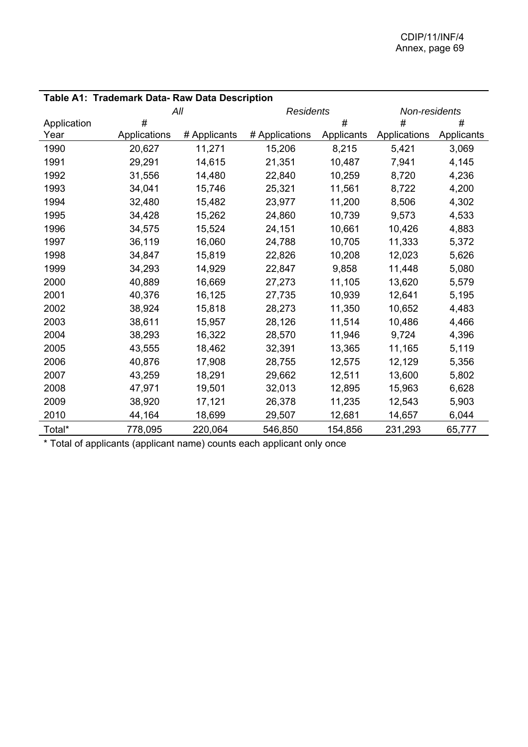**Table A1: Trademark Data- Raw Data Description**

| | *All* | | *Residents* | | *Non-residents* | |
|---|---|---|---|---|---|---|
| Application Year | # Applications | # Applicants | # Applications | # Applicants | # Applications | # Applicants |
| 1990 | 20,627 | 11,271 | 15,206 | 8,215 | 5,421 | 3,069 |
| 1991 | 29,291 | 14,615 | 21,351 | 10,487 | 7,941 | 4,145 |
| 1992 | 31,556 | 14,480 | 22,840 | 10,259 | 8,720 | 4,236 |
| 1993 | 34,041 | 15,746 | 25,321 | 11,561 | 8,722 | 4,200 |
| 1994 | 32,480 | 15,482 | 23,977 | 11,200 | 8,506 | 4,302 |
| 1995 | 34,428 | 15,262 | 24,860 | 10,739 | 9,573 | 4,533 |
| 1996 | 34,575 | 15,524 | 24,151 | 10,661 | 10,426 | 4,883 |
| 1997 | 36,119 | 16,060 | 24,788 | 10,705 | 11,333 | 5,372 |
| 1998 | 34,847 | 15,819 | 22,826 | 10,208 | 12,023 | 5,626 |
| 1999 | 34,293 | 14,929 | 22,847 | 9,858 | 11,448 | 5,080 |
| 2000 | 40,889 | 16,669 | 27,273 | 11,105 | 13,620 | 5,579 |
| 2001 | 40,376 | 16,125 | 27,735 | 10,939 | 12,641 | 5,195 |
| 2002 | 38,924 | 15,818 | 28,273 | 11,350 | 10,652 | 4,483 |
| 2003 | 38,611 | 15,957 | 28,126 | 11,514 | 10,486 | 4,466 |
| 2004 | 38,293 | 16,322 | 28,570 | 11,946 | 9,724 | 4,396 |
| 2005 | 43,555 | 18,462 | 32,391 | 13,365 | 11,165 | 5,119 |
| 2006 | 40,876 | 17,908 | 28,755 | 12,575 | 12,129 | 5,356 |
| 2007 | 43,259 | 18,291 | 29,662 | 12,511 | 13,600 | 5,802 |
| 2008 | 47,971 | 19,501 | 32,013 | 12,895 | 15,963 | 6,628 |
| 2009 | 38,920 | 17,121 | 26,378 | 11,235 | 12,543 | 5,903 |
| 2010 | 44,164 | 18,699 | 29,507 | 12,681 | 14,657 | 6,044 |
| Total* | 778,095 | 220,064 | 546,850 | 154,856 | 231,293 | 65,777 |

* Total of applicants (applicant name) counts each applicant only once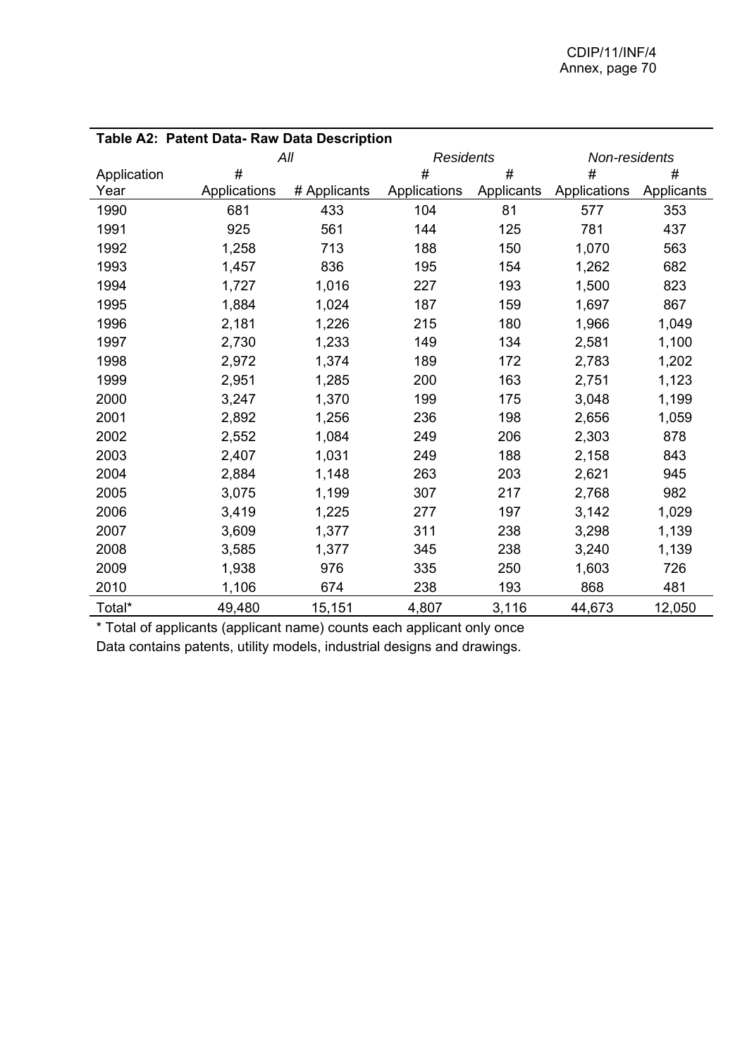**Table A2: Patent Data- Raw Data Description**

| | *All* | | *Residents* | | *Non-residents* | |
|---|---|---|---|---|---|---|
| Application Year | # Applications | # Applicants | # Applications | # Applicants | # Applications | # Applicants |
| 1990 | 681 | 433 | 104 | 81 | 577 | 353 |
| 1991 | 925 | 561 | 144 | 125 | 781 | 437 |
| 1992 | 1,258 | 713 | 188 | 150 | 1,070 | 563 |
| 1993 | 1,457 | 836 | 195 | 154 | 1,262 | 682 |
| 1994 | 1,727 | 1,016 | 227 | 193 | 1,500 | 823 |
| 1995 | 1,884 | 1,024 | 187 | 159 | 1,697 | 867 |
| 1996 | 2,181 | 1,226 | 215 | 180 | 1,966 | 1,049 |
| 1997 | 2,730 | 1,233 | 149 | 134 | 2,581 | 1,100 |
| 1998 | 2,972 | 1,374 | 189 | 172 | 2,783 | 1,202 |
| 1999 | 2,951 | 1,285 | 200 | 163 | 2,751 | 1,123 |
| 2000 | 3,247 | 1,370 | 199 | 175 | 3,048 | 1,199 |
| 2001 | 2,892 | 1,256 | 236 | 198 | 2,656 | 1,059 |
| 2002 | 2,552 | 1,084 | 249 | 206 | 2,303 | 878 |
| 2003 | 2,407 | 1,031 | 249 | 188 | 2,158 | 843 |
| 2004 | 2,884 | 1,148 | 263 | 203 | 2,621 | 945 |
| 2005 | 3,075 | 1,199 | 307 | 217 | 2,768 | 982 |
| 2006 | 3,419 | 1,225 | 277 | 197 | 3,142 | 1,029 |
| 2007 | 3,609 | 1,377 | 311 | 238 | 3,298 | 1,139 |
| 2008 | 3,585 | 1,377 | 345 | 238 | 3,240 | 1,139 |
| 2009 | 1,938 | 976 | 335 | 250 | 1,603 | 726 |
| 2010 | 1,106 | 674 | 238 | 193 | 868 | 481 |
| Total* | 49,480 | 15,151 | 4,807 | 3,116 | 44,673 | 12,050 |

* Total of applicants (applicant name) counts each applicant only once

Data contains patents, utility models, industrial designs and drawings.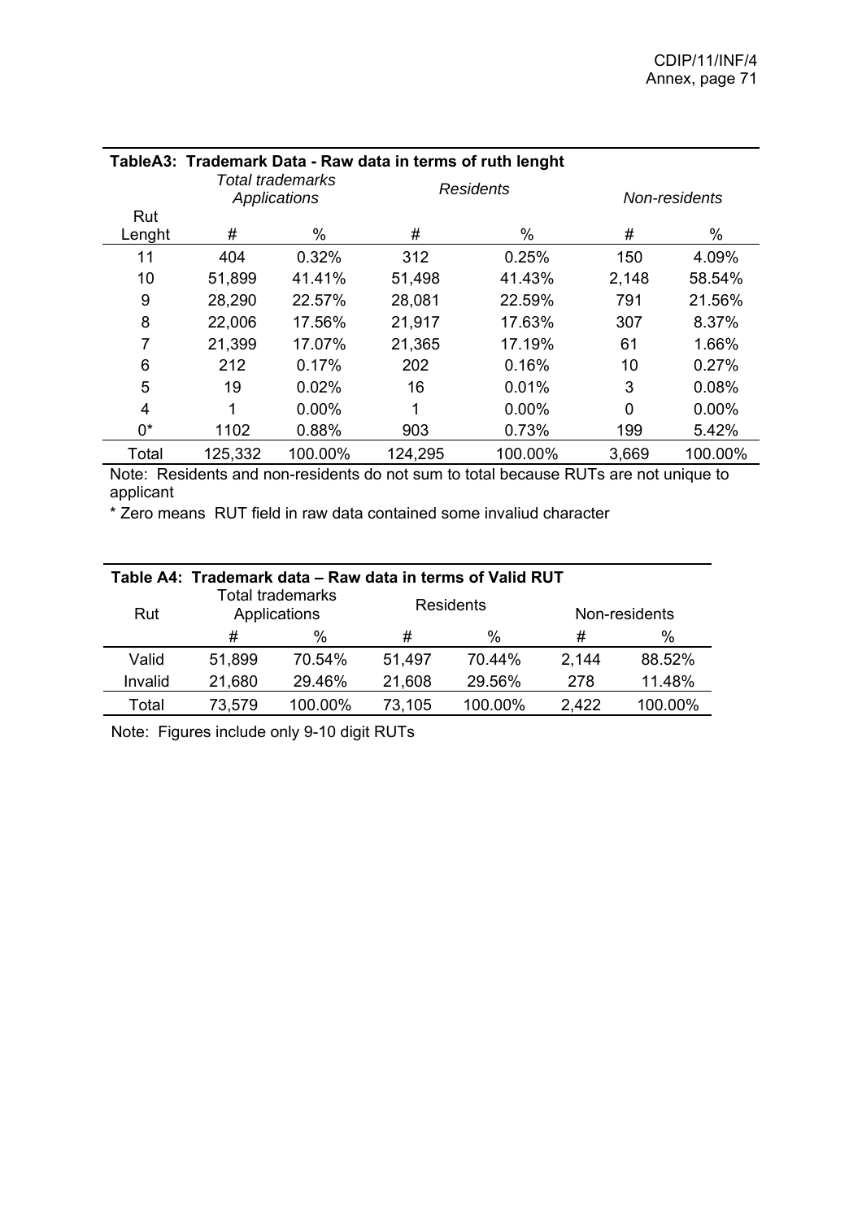**TableA3: Trademark Data - Raw data in terms of ruth lenght**

| Rut Lenght | *Total trademarks Applications* | | *Residents* | | *Non-residents* | |
|---|---|---|---|---|---|---|
| | # | % | # | % | # | % |
| 11 | 404 | 0.32% | 312 | 0.25% | 150 | 4.09% |
| 10 | 51,899 | 41.41% | 51,498 | 41.43% | 2,148 | 58.54% |
| 9 | 28,290 | 22.57% | 28,081 | 22.59% | 791 | 21.56% |
| 8 | 22,006 | 17.56% | 21,917 | 17.63% | 307 | 8.37% |
| 7 | 21,399 | 17.07% | 21,365 | 17.19% | 61 | 1.66% |
| 6 | 212 | 0.17% | 202 | 0.16% | 10 | 0.27% |
| 5 | 19 | 0.02% | 16 | 0.01% | 3 | 0.08% |
| 4 | 1 | 0.00% | 1 | 0.00% | 0 | 0.00% |
| 0* | 1102 | 0.88% | 903 | 0.73% | 199 | 5.42% |
| Total | 125,332 | 100.00% | 124,295 | 100.00% | 3,669 | 100.00% |

Note: Residents and non-residents do not sum to total because RUTs are not unique to applicant

* Zero means RUT field in raw data contained some invaliud character

**Table A4: Trademark data – Raw data in terms of Valid RUT**

| Rut | Total trademarks Applications | | Residents | | Non-residents | |
|---|---|---|---|---|---|---|
| | # | % | # | % | # | % |
| Valid | 51,899 | 70.54% | 51,497 | 70.44% | 2,144 | 88.52% |
| Invalid | 21,680 | 29.46% | 21,608 | 29.56% | 278 | 11.48% |
| Total | 73,579 | 100.00% | 73,105 | 100.00% | 2,422 | 100.00% |

Note: Figures include only 9-10 digit RUTs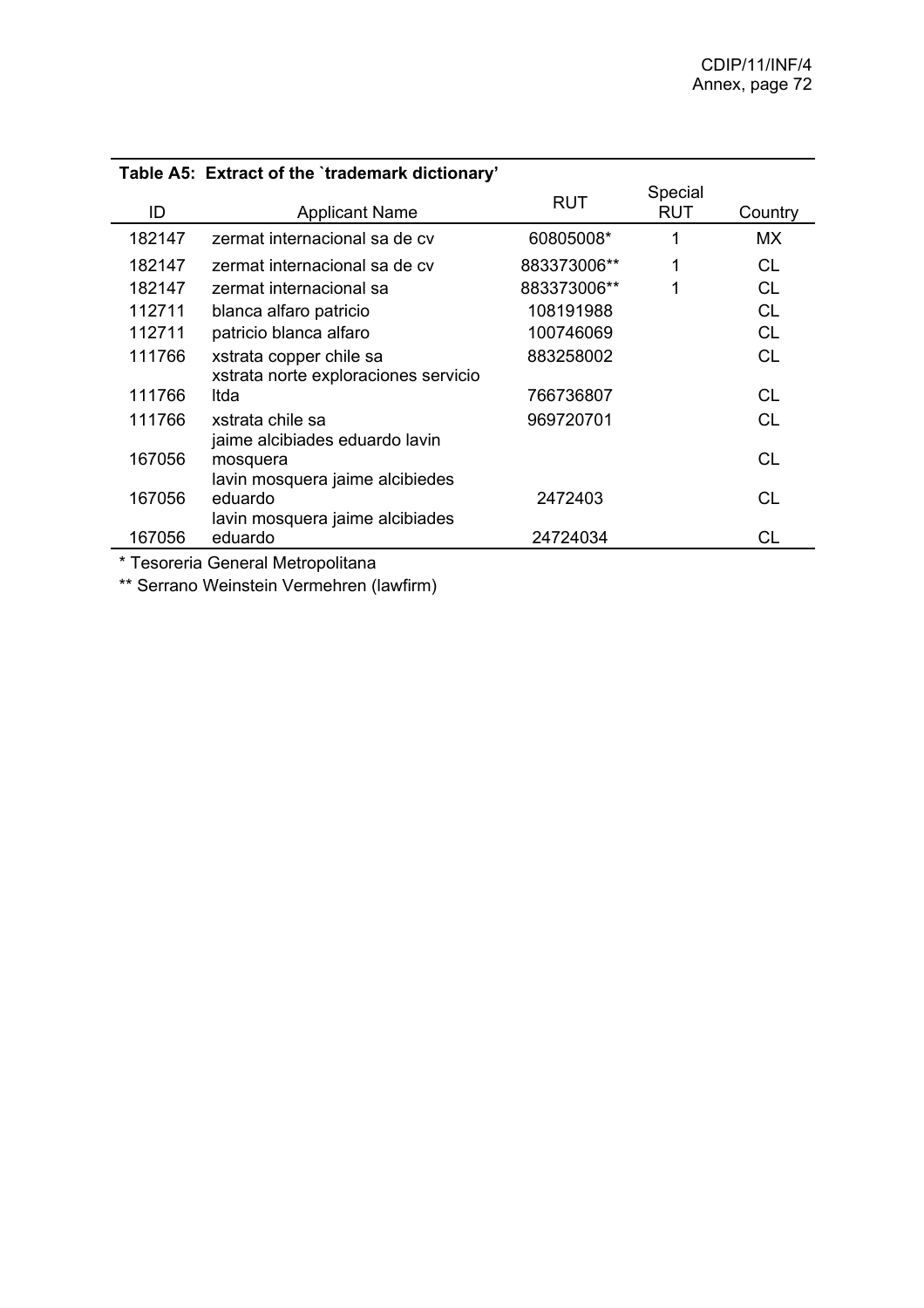**Table A5: Extract of the `trademark dictionary'**

| ID | Applicant Name | RUT | Special RUT | Country |
|---|---|---|---|---|
| 182147 | zermat internacional sa de cv | 60805008* | 1 | MX |
| 182147 | zermat internacional sa de cv | 883373006** | 1 | CL |
| 182147 | zermat internacional sa | 883373006** | 1 | CL |
| 112711 | blanca alfaro patricio | 108191988 | | CL |
| 112711 | patricio blanca alfaro | 100746069 | | CL |
| 111766 | xstrata copper chile sa | 883258002 | | CL |
| 111766 | xstrata norte exploraciones servicio ltda | 766736807 | | CL |
| 111766 | xstrata chile sa | 969720701 | | CL |
| 167056 | jaime alcibiades eduardo lavin mosquera | | | CL |
| 167056 | lavin mosquera jaime alcibiedes eduardo | 2472403 | | CL |
| 167056 | lavin mosquera jaime alcibiades eduardo | 24724034 | | CL |

* Tesoreria General Metropolitana

** Serrano Weinstein Vermehren (lawfirm)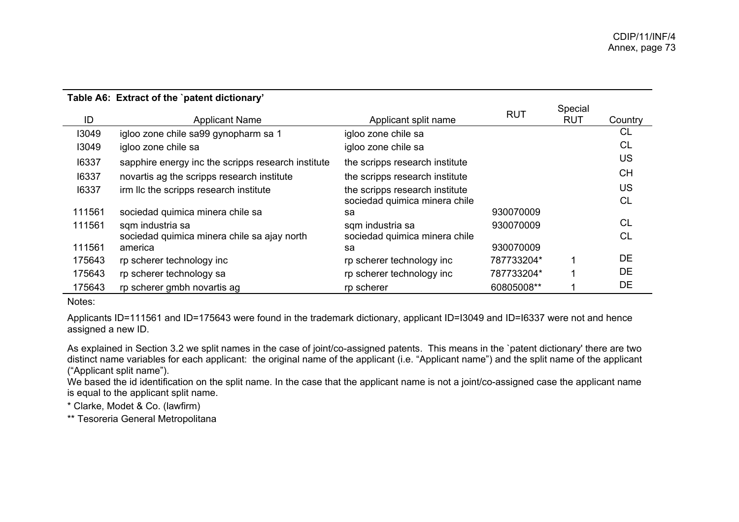**Table A6: Extract of the `patent dictionary'**

| ID | Applicant Name | Applicant split name | RUT | Special RUT | Country |
|---|---|---|---|---|---|
| I3049 | igloo zone chile sa99 gynopharm sa 1 | igloo zone chile sa | | | CL |
| I3049 | igloo zone chile sa | igloo zone chile sa | | | CL |
| I6337 | sapphire energy inc the scripps research institute | the scripps research institute | | | US |
| I6337 | novartis ag the scripps research institute | the scripps research institute | | | CH |
| I6337 | irm llc the scripps research institute | the scripps research institute | | | US |
| 111561 | sociedad quimica minera chile sa | sociedad quimica minera chile sa | 930070009 | | CL |
| 111561 | sqm industria sa | sqm industria sa | 930070009 | | CL |
| 111561 | sociedad quimica minera chile sa ajay north america | sociedad quimica minera chile sa | 930070009 | | CL |
| 175643 | rp scherer technology inc | rp scherer technology inc | 787733204* | 1 | DE |
| 175643 | rp scherer technology sa | rp scherer technology inc | 787733204* | 1 | DE |
| 175643 | rp scherer gmbh novartis ag | rp scherer | 60805008** | 1 | DE |

Notes:

Applicants ID=111561 and ID=175643 were found in the trademark dictionary, applicant ID=I3049 and ID=I6337 were not and hence assigned a new ID.

As explained in Section 3.2 we split names in the case of joint/co-assigned patents. This means in the `patent dictionary' there are two distinct name variables for each applicant: the original name of the applicant (i.e. "Applicant name") and the split name of the applicant ("Applicant split name").
We based the id identification on the split name. In the case that the applicant name is not a joint/co-assigned case the applicant name is equal to the applicant split name.

* Clarke, Modet & Co. (lawfirm)

** Tesoreria General Metropolitana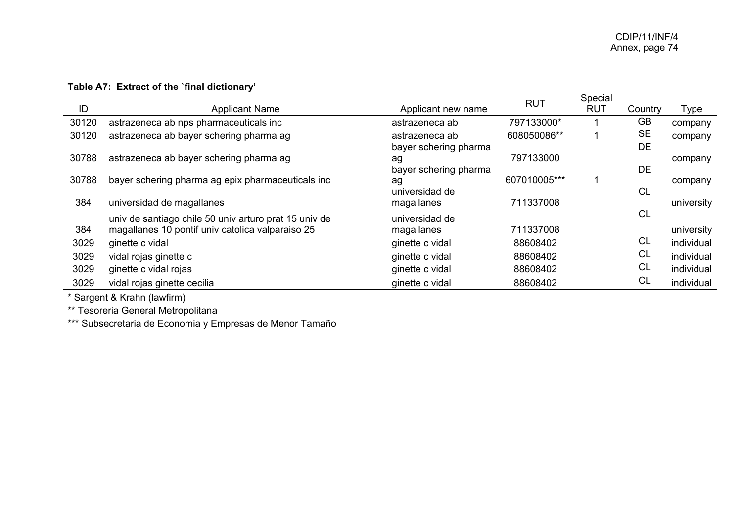**Table A7: Extract of the `final dictionary'**

| ID | Applicant Name | Applicant new name | RUT | Special RUT | Country | Type |
|---|---|---|---|---|---|---|
| 30120 | astrazeneca ab nps pharmaceuticals inc | astrazeneca ab | 797133000* | 1 | GB | company |
| 30120 | astrazeneca ab bayer schering pharma ag | astrazeneca ab | 608050086** | 1 | SE | company |
| 30788 | astrazeneca ab bayer schering pharma ag | bayer schering pharma ag | 797133000 | | DE | company |
| 30788 | bayer schering pharma ag epix pharmaceuticals inc | bayer schering pharma ag | 607010005*** | 1 | DE | company |
| 384 | universidad de magallanes | universidad de magallanes | 711337008 | | CL | university |
| 384 | univ de santiago chile 50 univ arturo prat 15 univ de magallanes 10 pontif univ catolica valparaiso 25 | universidad de magallanes | 711337008 | | CL | university |
| 3029 | ginette c vidal | ginette c vidal | 88608402 | | CL | individual |
| 3029 | vidal rojas ginette c | ginette c vidal | 88608402 | | CL | individual |
| 3029 | ginette c vidal rojas | ginette c vidal | 88608402 | | CL | individual |
| 3029 | vidal rojas ginette cecilia | ginette c vidal | 88608402 | | CL | individual |

* Sargent & Krahn (lawfirm)

** Tesoreria General Metropolitana

*** Subsecretaria de Economia y Empresas de Menor Tamaño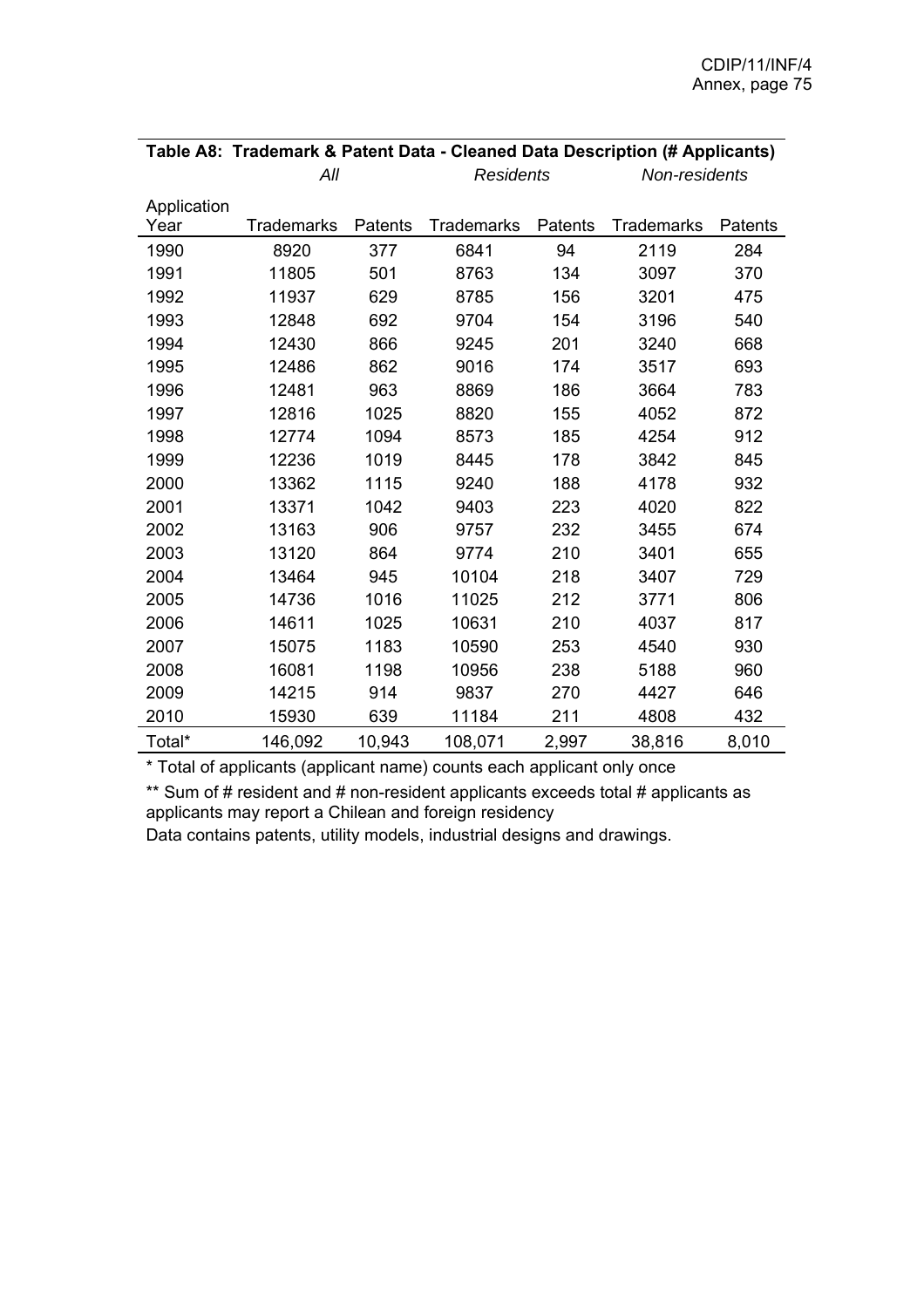**Table A8: Trademark & Patent Data - Cleaned Data Description (# Applicants)**

| | *All* | | *Residents* | | *Non-residents* | |
|---|---|---|---|---|---|---|
| Application Year | Trademarks | Patents | Trademarks | Patents | Trademarks | Patents |
| 1990 | 8920 | 377 | 6841 | 94 | 2119 | 284 |
| 1991 | 11805 | 501 | 8763 | 134 | 3097 | 370 |
| 1992 | 11937 | 629 | 8785 | 156 | 3201 | 475 |
| 1993 | 12848 | 692 | 9704 | 154 | 3196 | 540 |
| 1994 | 12430 | 866 | 9245 | 201 | 3240 | 668 |
| 1995 | 12486 | 862 | 9016 | 174 | 3517 | 693 |
| 1996 | 12481 | 963 | 8869 | 186 | 3664 | 783 |
| 1997 | 12816 | 1025 | 8820 | 155 | 4052 | 872 |
| 1998 | 12774 | 1094 | 8573 | 185 | 4254 | 912 |
| 1999 | 12236 | 1019 | 8445 | 178 | 3842 | 845 |
| 2000 | 13362 | 1115 | 9240 | 188 | 4178 | 932 |
| 2001 | 13371 | 1042 | 9403 | 223 | 4020 | 822 |
| 2002 | 13163 | 906 | 9757 | 232 | 3455 | 674 |
| 2003 | 13120 | 864 | 9774 | 210 | 3401 | 655 |
| 2004 | 13464 | 945 | 10104 | 218 | 3407 | 729 |
| 2005 | 14736 | 1016 | 11025 | 212 | 3771 | 806 |
| 2006 | 14611 | 1025 | 10631 | 210 | 4037 | 817 |
| 2007 | 15075 | 1183 | 10590 | 253 | 4540 | 930 |
| 2008 | 16081 | 1198 | 10956 | 238 | 5188 | 960 |
| 2009 | 14215 | 914 | 9837 | 270 | 4427 | 646 |
| 2010 | 15930 | 639 | 11184 | 211 | 4808 | 432 |
| Total* | 146,092 | 10,943 | 108,071 | 2,997 | 38,816 | 8,010 |

\* Total of applicants (applicant name) counts each applicant only once

** Sum of # resident and # non-resident applicants exceeds total # applicants as applicants may report a Chilean and foreign residency

Data contains patents, utility models, industrial designs and drawings.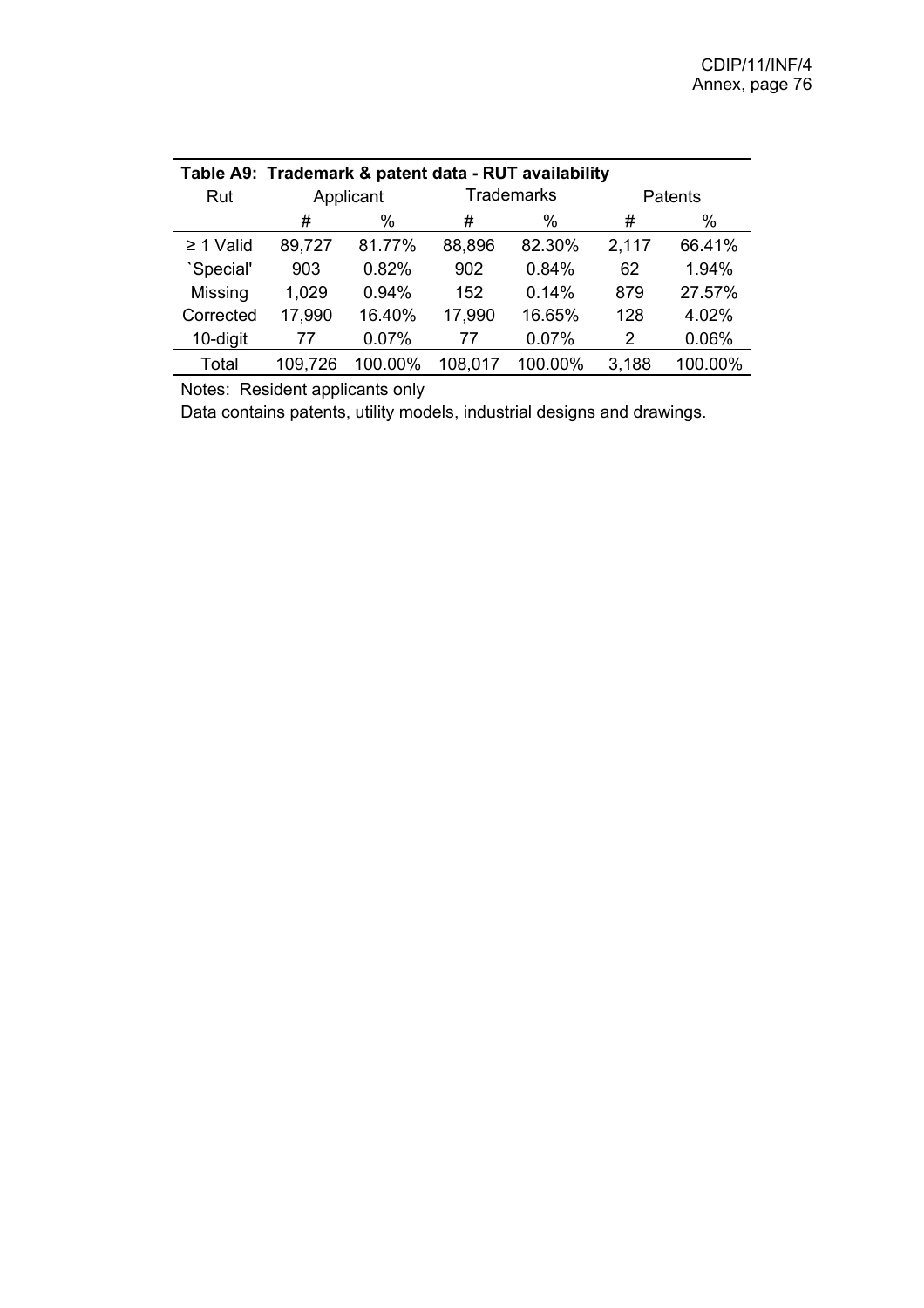**Table A9: Trademark & patent data - RUT availability**

| Rut | Applicant | | Trademarks | | Patents | |
|---|---|---|---|---|---|---|
| | # | % | # | % | # | % |
| ≥ 1 Valid | 89,727 | 81.77% | 88,896 | 82.30% | 2,117 | 66.41% |
| `Special' | 903 | 0.82% | 902 | 0.84% | 62 | 1.94% |
| Missing | 1,029 | 0.94% | 152 | 0.14% | 879 | 27.57% |
| Corrected | 17,990 | 16.40% | 17,990 | 16.65% | 128 | 4.02% |
| 10-digit | 77 | 0.07% | 77 | 0.07% | 2 | 0.06% |
| Total | 109,726 | 100.00% | 108,017 | 100.00% | 3,188 | 100.00% |

Notes: Resident applicants only

Data contains patents, utility models, industrial designs and drawings.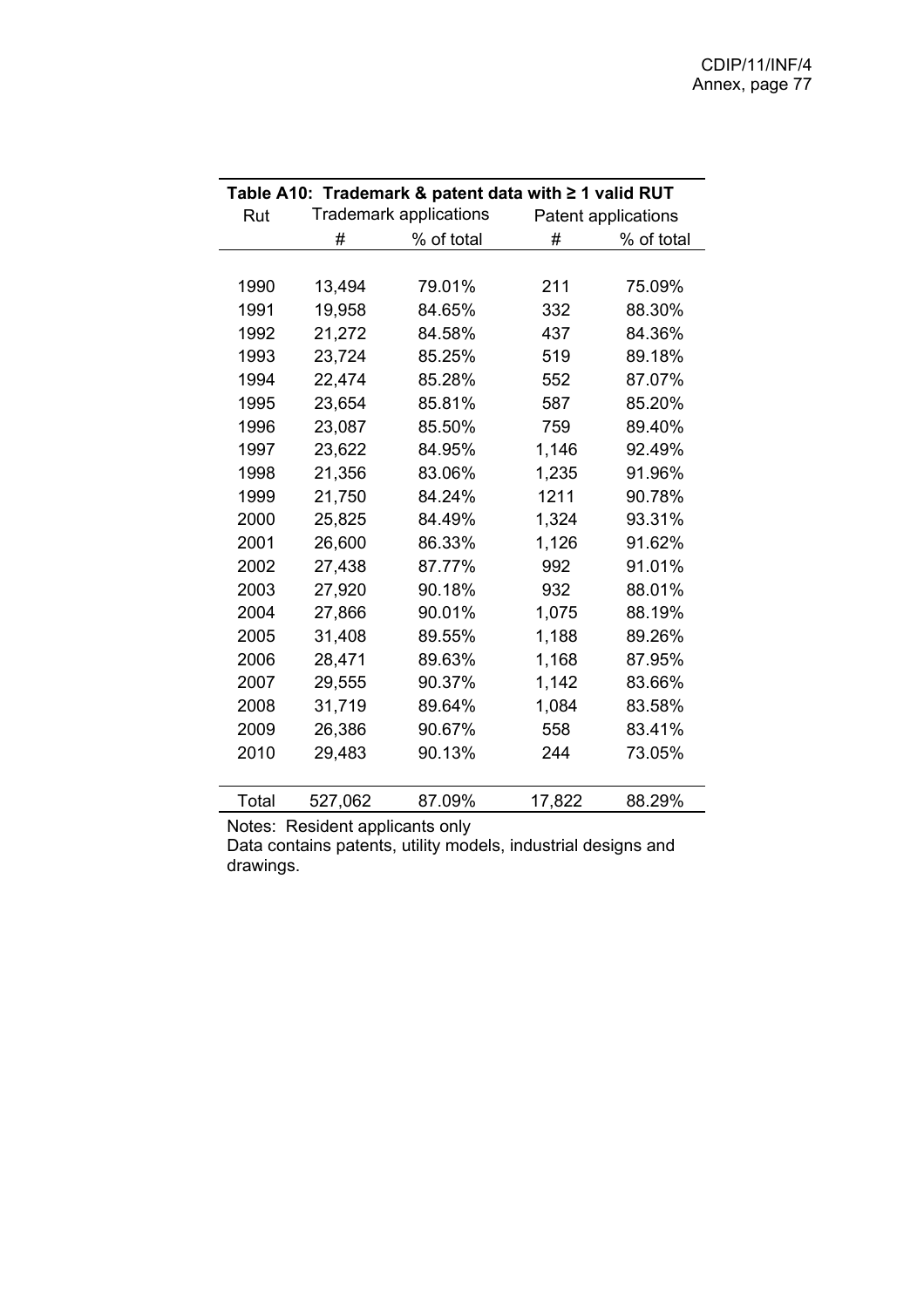**Table A10: Trademark & patent data with ≥ 1 valid RUT**

| Rut | Trademark applications | | Patent applications | |
|---|---|---|---|---|
| | # | % of total | # | % of total |
| 1990 | 13,494 | 79.01% | 211 | 75.09% |
| 1991 | 19,958 | 84.65% | 332 | 88.30% |
| 1992 | 21,272 | 84.58% | 437 | 84.36% |
| 1993 | 23,724 | 85.25% | 519 | 89.18% |
| 1994 | 22,474 | 85.28% | 552 | 87.07% |
| 1995 | 23,654 | 85.81% | 587 | 85.20% |
| 1996 | 23,087 | 85.50% | 759 | 89.40% |
| 1997 | 23,622 | 84.95% | 1,146 | 92.49% |
| 1998 | 21,356 | 83.06% | 1,235 | 91.96% |
| 1999 | 21,750 | 84.24% | 1211 | 90.78% |
| 2000 | 25,825 | 84.49% | 1,324 | 93.31% |
| 2001 | 26,600 | 86.33% | 1,126 | 91.62% |
| 2002 | 27,438 | 87.77% | 992 | 91.01% |
| 2003 | 27,920 | 90.18% | 932 | 88.01% |
| 2004 | 27,866 | 90.01% | 1,075 | 88.19% |
| 2005 | 31,408 | 89.55% | 1,188 | 89.26% |
| 2006 | 28,471 | 89.63% | 1,168 | 87.95% |
| 2007 | 29,555 | 90.37% | 1,142 | 83.66% |
| 2008 | 31,719 | 89.64% | 1,084 | 83.58% |
| 2009 | 26,386 | 90.67% | 558 | 83.41% |
| 2010 | 29,483 | 90.13% | 244 | 73.05% |
| Total | 527,062 | 87.09% | 17,822 | 88.29% |

Notes: Resident applicants only
Data contains patents, utility models, industrial designs and drawings.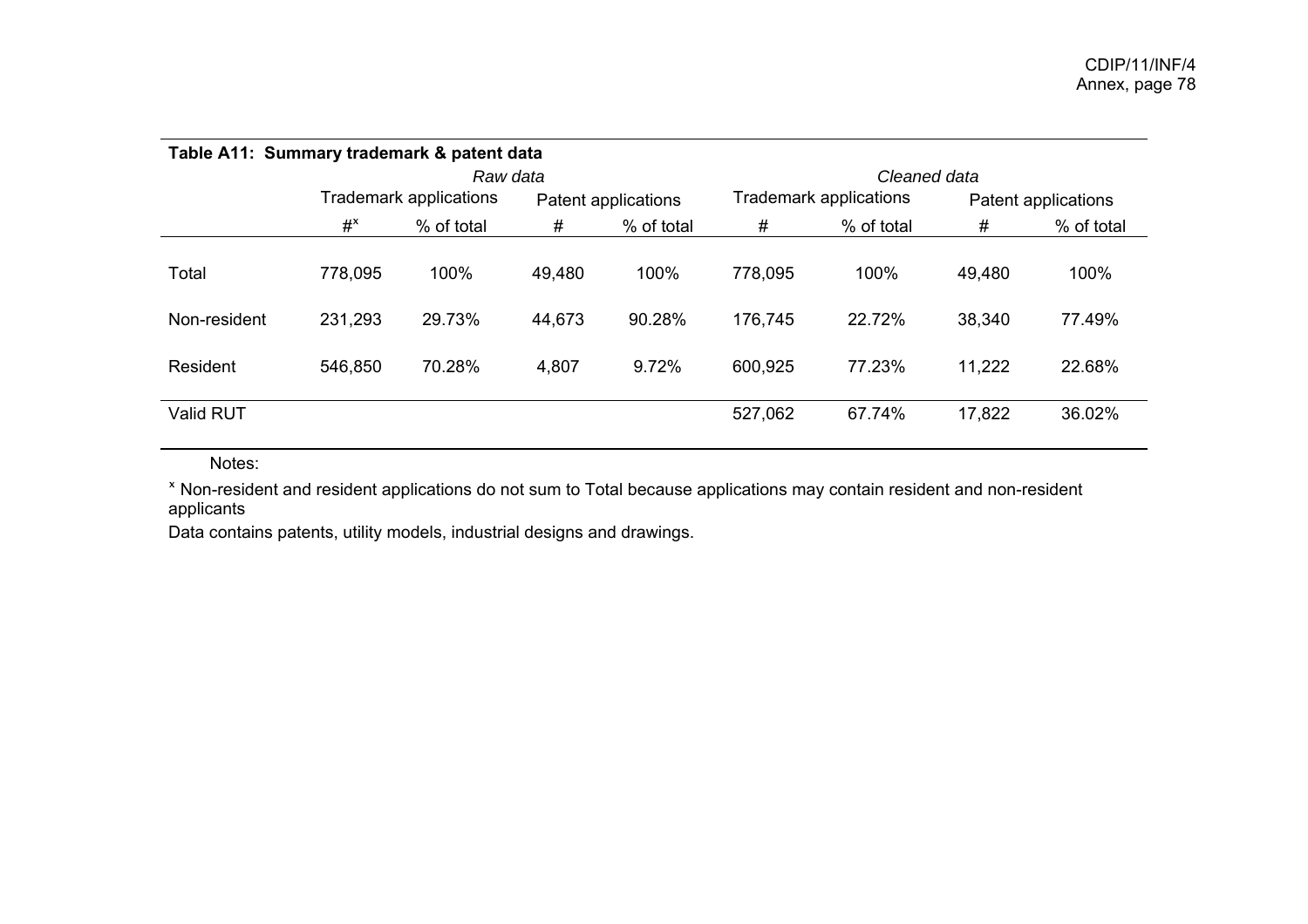**Table A11: Summary trademark & patent data**

| | *Raw data* | | | | *Cleaned data* | | | |
|---|---|---|---|---|---|---|---|---|
| | Trademark applications | | Patent applications | | Trademark applications | | Patent applications | |
| | #[x] | % of total | # | % of total | # | % of total | # | % of total |
| Total | 778,095 | 100% | 49,480 | 100% | 778,095 | 100% | 49,480 | 100% |
| Non-resident | 231,293 | 29.73% | 44,673 | 90.28% | 176,745 | 22.72% | 38,340 | 77.49% |
| Resident | 546,850 | 70.28% | 4,807 | 9.72% | 600,925 | 77.23% | 11,222 | 22.68% |
| Valid RUT | | | | | 527,062 | 67.74% | 17,822 | 36.02% |

Notes:

[x] Non-resident and resident applications do not sum to Total because applications may contain resident and non-resident applicants

Data contains patents, utility models, industrial designs and drawings.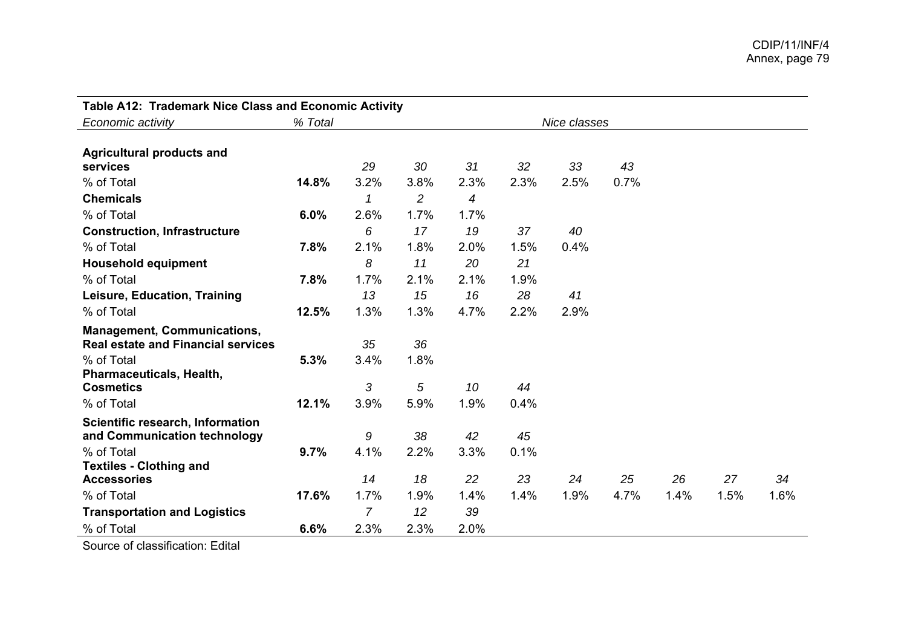**Table A12: Trademark Nice Class and Economic Activity**

| *Economic activity* | *% Total* | *Nice classes* | | | | | | | | |
|---|---|---|---|---|---|---|---|---|---|---|
| **Agricultural products and services** | | *29* | *30* | *31* | *32* | *33* | *43* | | | |
| % of Total | **14.8%** | 3.2% | 3.8% | 2.3% | 2.3% | 2.5% | 0.7% | | | |
| **Chemicals** | | *1* | *2* | *4* | | | | | | |
| % of Total | **6.0%** | 2.6% | 1.7% | 1.7% | | | | | | |
| **Construction, Infrastructure** | | *6* | *17* | *19* | *37* | *40* | | | | |
| % of Total | **7.8%** | 2.1% | 1.8% | 2.0% | 1.5% | 0.4% | | | | |
| **Household equipment** | | *8* | *11* | *20* | *21* | | | | | |
| % of Total | **7.8%** | 1.7% | 2.1% | 2.1% | 1.9% | | | | | |
| **Leisure, Education, Training** | | *13* | *15* | *16* | *28* | *41* | | | | |
| % of Total | **12.5%** | 1.3% | 1.3% | 4.7% | 2.2% | 2.9% | | | | |
| **Management, Communications, Real estate and Financial services** | | *35* | *36* | | | | | | | |
| % of Total | **5.3%** | 3.4% | 1.8% | | | | | | | |
| **Pharmaceuticals, Health, Cosmetics** | | *3* | *5* | *10* | *44* | | | | | |
| % of Total | **12.1%** | 3.9% | 5.9% | 1.9% | 0.4% | | | | | |
| **Scientific research, Information and Communication technology** | | *9* | *38* | *42* | *45* | | | | | |
| % of Total | **9.7%** | 4.1% | 2.2% | 3.3% | 0.1% | | | | | |
| **Textiles - Clothing and Accessories** | | *14* | *18* | *22* | *23* | *24* | *25* | *26* | *27* | *34* |
| % of Total | **17.6%** | 1.7% | 1.9% | 1.4% | 1.4% | 1.9% | 4.7% | 1.4% | 1.5% | 1.6% |
| **Transportation and Logistics** | | *7* | *12* | *39* | | | | | | |
| % of Total | **6.6%** | 2.3% | 2.3% | 2.0% | | | | | | |

Source of classification: Edital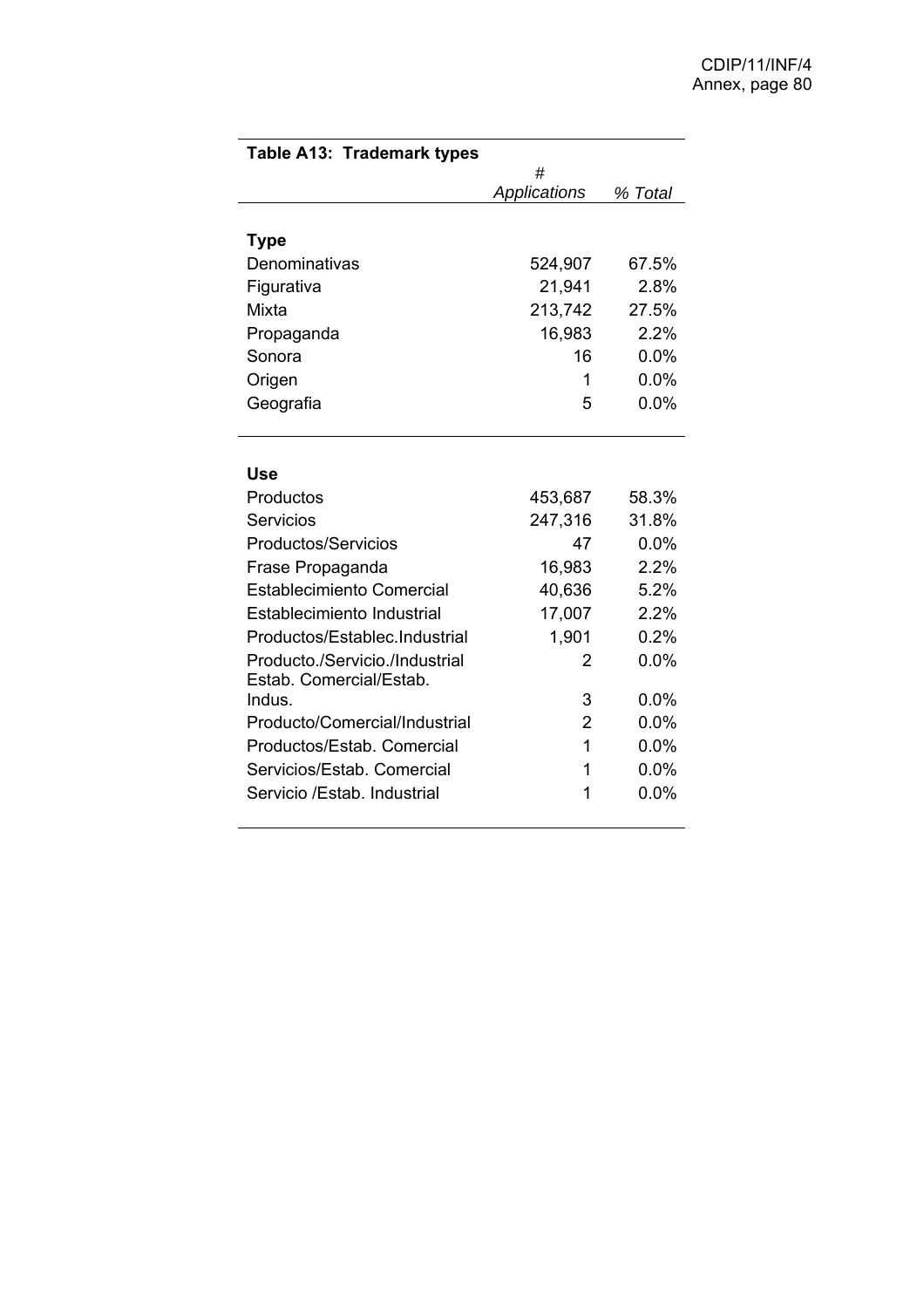**Table A13: Trademark types**

| | # *Applications* | *% Total* |
|---|---|---|
| **Type** | | |
| Denominativas | 524,907 | 67.5% |
| Figurativa | 21,941 | 2.8% |
| Mixta | 213,742 | 27.5% |
| Propaganda | 16,983 | 2.2% |
| Sonora | 16 | 0.0% |
| Origen | 1 | 0.0% |
| Geografia | 5 | 0.0% |
| **Use** | | |
| Productos | 453,687 | 58.3% |
| Servicios | 247,316 | 31.8% |
| Productos/Servicios | 47 | 0.0% |
| Frase Propaganda | 16,983 | 2.2% |
| Establecimiento Comercial | 40,636 | 5.2% |
| Establecimiento Industrial | 17,007 | 2.2% |
| Productos/Establec.Industrial | 1,901 | 0.2% |
| Producto./Servicio./Industrial | 2 | 0.0% |
| Estab. Comercial/Estab. Indus. | 3 | 0.0% |
| Producto/Comercial/Industrial | 2 | 0.0% |
| Productos/Estab. Comercial | 1 | 0.0% |
| Servicios/Estab. Comercial | 1 | 0.0% |
| Servicio /Estab. Industrial | 1 | 0.0% |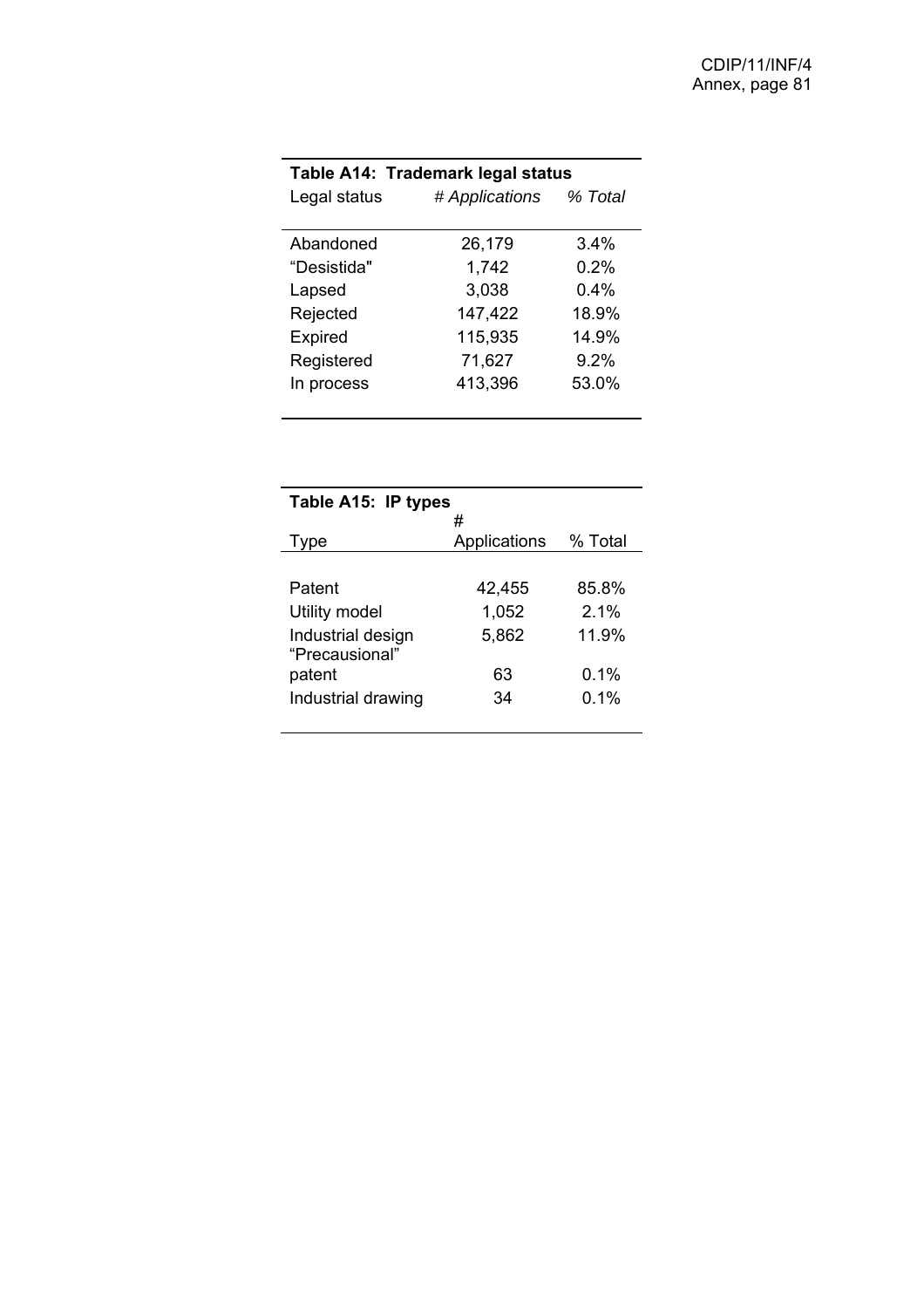**Table A14: Trademark legal status**

| Legal status | *# Applications* | *% Total* |
|---|---|---|
| Abandoned | 26,179 | 3.4% |
| “Desistida" | 1,742 | 0.2% |
| Lapsed | 3,038 | 0.4% |
| Rejected | 147,422 | 18.9% |
| Expired | 115,935 | 14.9% |
| Registered | 71,627 | 9.2% |
| In process | 413,396 | 53.0% |

**Table A15: IP types**

| Type | # Applications | % Total |
|---|---|---|
| Patent | 42,455 | 85.8% |
| Utility model | 1,052 | 2.1% |
| Industrial design | 5,862 | 11.9% |
| “Precausional” patent | 63 | 0.1% |
| Industrial drawing | 34 | 0.1% |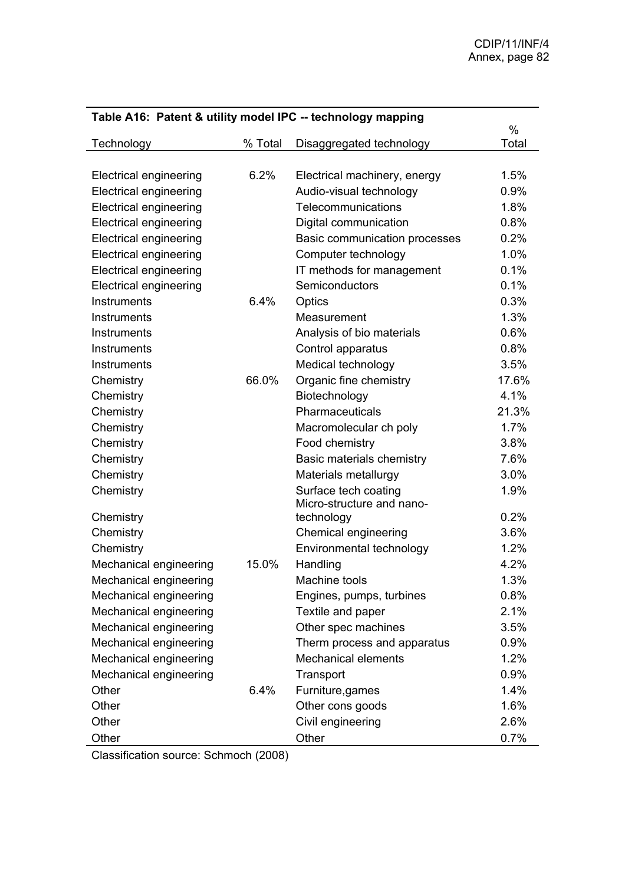**Table A16: Patent & utility model IPC -- technology mapping**

| Technology | % Total | Disaggregated technology | % Total |
|---|---|---|---|
| Electrical engineering | 6.2% | Electrical machinery, energy | 1.5% |
| Electrical engineering | | Audio-visual technology | 0.9% |
| Electrical engineering | | Telecommunications | 1.8% |
| Electrical engineering | | Digital communication | 0.8% |
| Electrical engineering | | Basic communication processes | 0.2% |
| Electrical engineering | | Computer technology | 1.0% |
| Electrical engineering | | IT methods for management | 0.1% |
| Electrical engineering | | Semiconductors | 0.1% |
| Instruments | 6.4% | Optics | 0.3% |
| Instruments | | Measurement | 1.3% |
| Instruments | | Analysis of bio materials | 0.6% |
| Instruments | | Control apparatus | 0.8% |
| Instruments | | Medical technology | 3.5% |
| Chemistry | 66.0% | Organic fine chemistry | 17.6% |
| Chemistry | | Biotechnology | 4.1% |
| Chemistry | | Pharmaceuticals | 21.3% |
| Chemistry | | Macromolecular ch poly | 1.7% |
| Chemistry | | Food chemistry | 3.8% |
| Chemistry | | Basic materials chemistry | 7.6% |
| Chemistry | | Materials metallurgy | 3.0% |
| Chemistry | | Surface tech coating | 1.9% |
| Chemistry | | Micro-structure and nano-technology | 0.2% |
| Chemistry | | Chemical engineering | 3.6% |
| Chemistry | | Environmental technology | 1.2% |
| Mechanical engineering | 15.0% | Handling | 4.2% |
| Mechanical engineering | | Machine tools | 1.3% |
| Mechanical engineering | | Engines, pumps, turbines | 0.8% |
| Mechanical engineering | | Textile and paper | 2.1% |
| Mechanical engineering | | Other spec machines | 3.5% |
| Mechanical engineering | | Therm process and apparatus | 0.9% |
| Mechanical engineering | | Mechanical elements | 1.2% |
| Mechanical engineering | | Transport | 0.9% |
| Other | 6.4% | Furniture,games | 1.4% |
| Other | | Other cons goods | 1.6% |
| Other | | Civil engineering | 2.6% |
| Other | | Other | 0.7% |

Classification source: Schmoch (2008)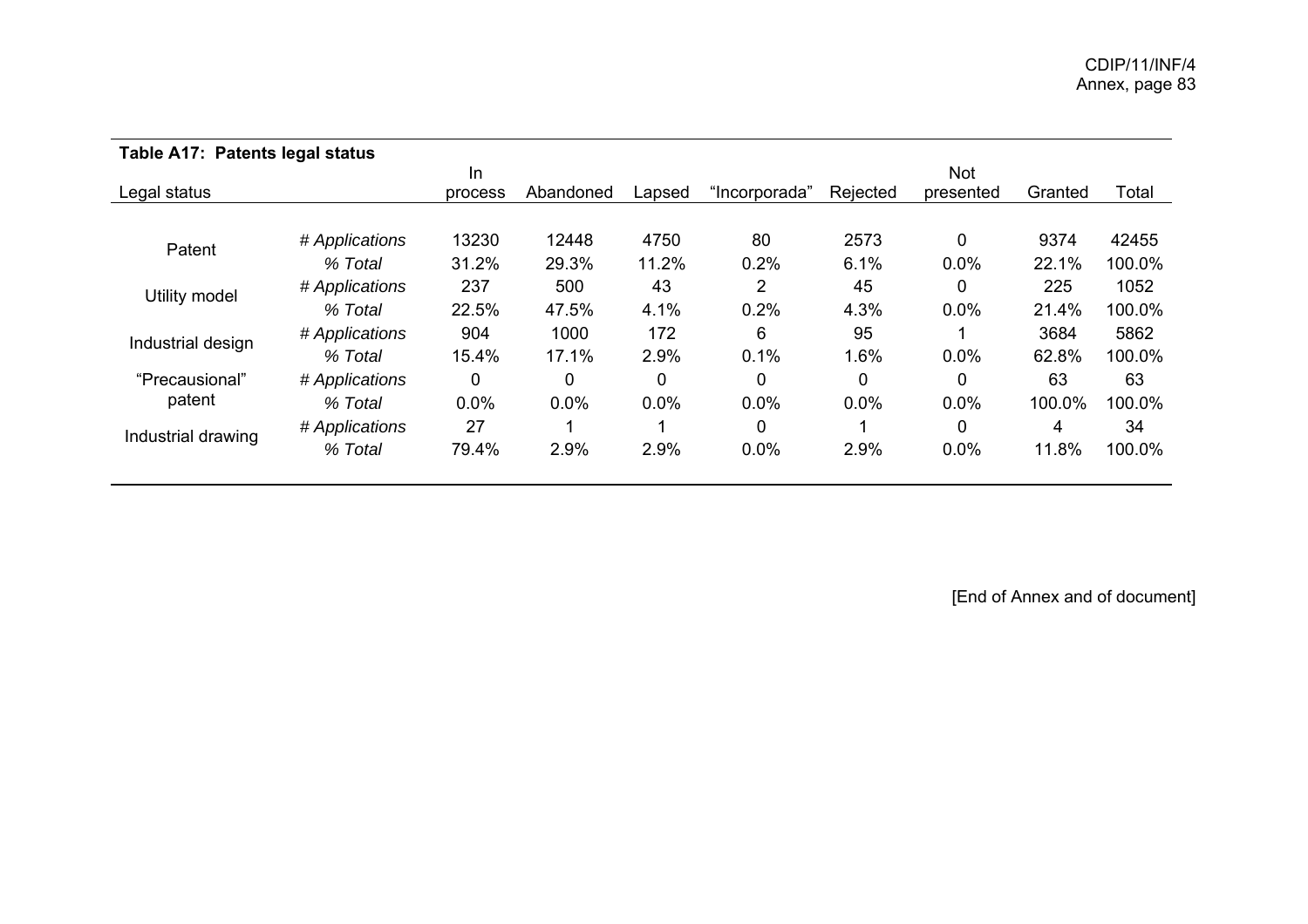**Table A17: Patents legal status**

| Legal status | | In process | Abandoned | Lapsed | "Incorporada" | Rejected | Not presented | Granted | Total |
|---|---|---|---|---|---|---|---|---|---|
| Patent | *# Applications* | 13230 | 12448 | 4750 | 80 | 2573 | 0 | 9374 | 42455 |
| | *% Total* | 31.2% | 29.3% | 11.2% | 0.2% | 6.1% | 0.0% | 22.1% | 100.0% |
| Utility model | *# Applications* | 237 | 500 | 43 | 2 | 45 | 0 | 225 | 1052 |
| | *% Total* | 22.5% | 47.5% | 4.1% | 0.2% | 4.3% | 0.0% | 21.4% | 100.0% |
| Industrial design | *# Applications* | 904 | 1000 | 172 | 6 | 95 | 1 | 3684 | 5862 |
| | *% Total* | 15.4% | 17.1% | 2.9% | 0.1% | 1.6% | 0.0% | 62.8% | 100.0% |
| "Precausional" patent | *# Applications* | 0 | 0 | 0 | 0 | 0 | 0 | 63 | 63 |
| | *% Total* | 0.0% | 0.0% | 0.0% | 0.0% | 0.0% | 0.0% | 100.0% | 100.0% |
| Industrial drawing | *# Applications* | 27 | 1 | 1 | 0 | 1 | 0 | 4 | 34 |
| | *% Total* | 79.4% | 2.9% | 2.9% | 0.0% | 2.9% | 0.0% | 11.8% | 100.0% |

[End of Annex and of document]